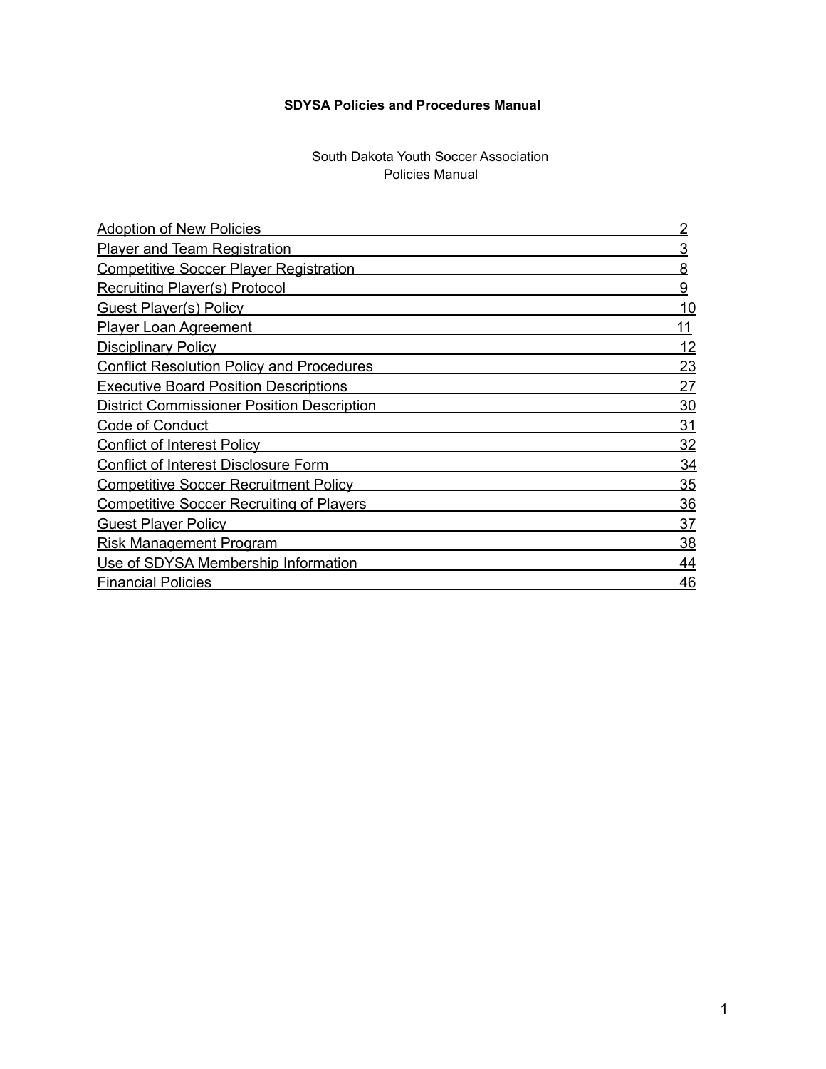**SDYSA Policies and Procedures Manual**

South Dakota Youth Soccer Association
Policies Manual

| Section | Page |
|---|---|
| Adoption of New Policies | 2 |
| Player and Team Registration | 3 |
| Competitive Soccer Player Registration | 8 |
| Recruiting Player(s) Protocol | 9 |
| Guest Player(s) Policy | 10 |
| Player Loan Agreement | 11 |
| Disciplinary Policy | 12 |
| Conflict Resolution Policy and Procedures | 23 |
| Executive Board Position Descriptions | 27 |
| District Commissioner Position Description | 30 |
| Code of Conduct | 31 |
| Conflict of Interest Policy | 32 |
| Conflict of Interest Disclosure Form | 34 |
| Competitive Soccer Recruitment Policy | 35 |
| Competitive Soccer Recruiting of Players | 36 |
| Guest Player Policy | 37 |
| Risk Management Program | 38 |
| Use of SDYSA Membership Information | 44 |
| Financial Policies | 46 |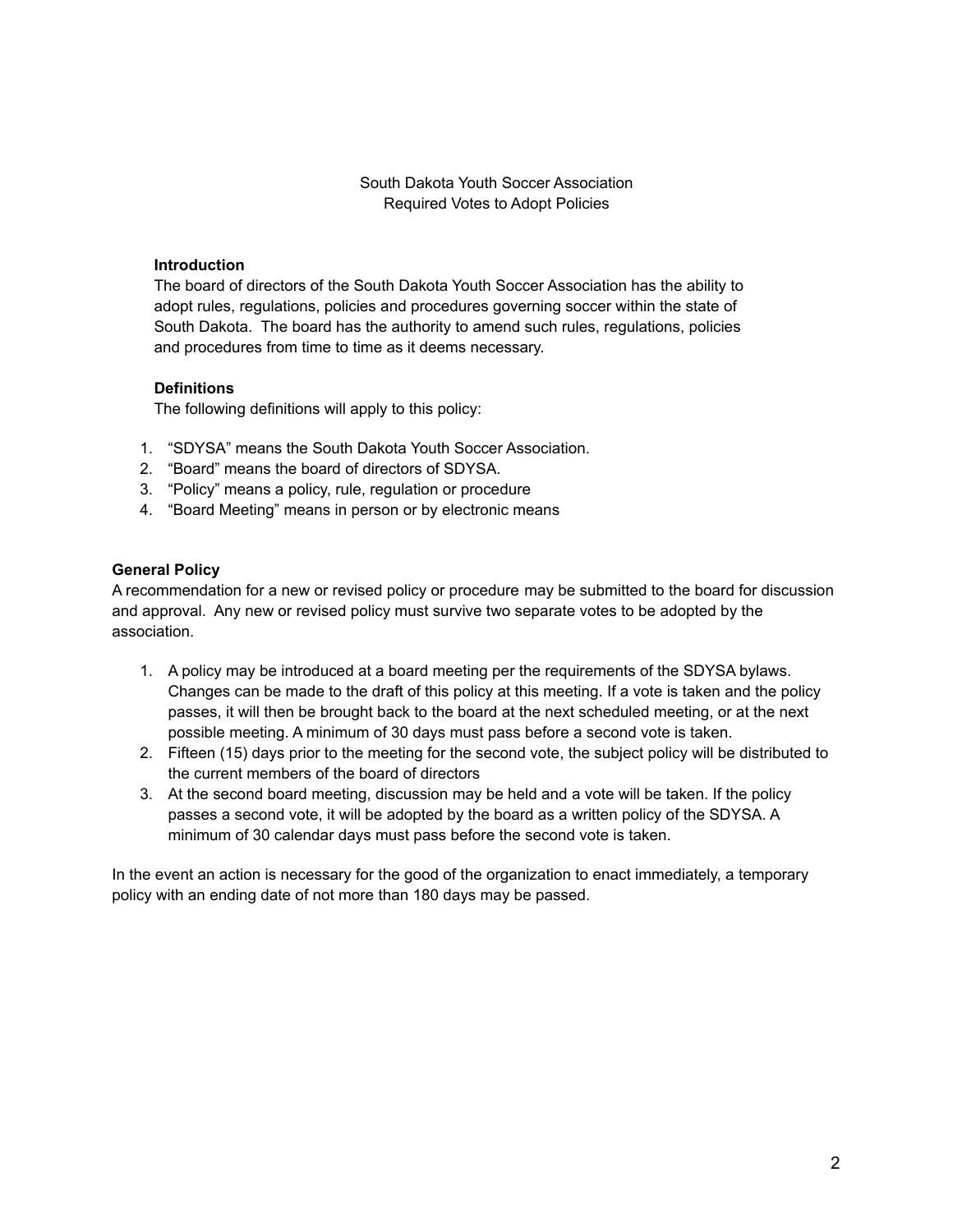South Dakota Youth Soccer Association
Required Votes to Adopt Policies

**Introduction**

The board of directors of the South Dakota Youth Soccer Association has the ability to adopt rules, regulations, policies and procedures governing soccer within the state of South Dakota. The board has the authority to amend such rules, regulations, policies and procedures from time to time as it deems necessary.

**Definitions**

The following definitions will apply to this policy:

1. "SDYSA" means the South Dakota Youth Soccer Association.
2. "Board" means the board of directors of SDYSA.
3. "Policy" means a policy, rule, regulation or procedure
4. "Board Meeting" means in person or by electronic means

**General Policy**

A recommendation for a new or revised policy or procedure may be submitted to the board for discussion and approval. Any new or revised policy must survive two separate votes to be adopted by the association.

1. A policy may be introduced at a board meeting per the requirements of the SDYSA bylaws. Changes can be made to the draft of this policy at this meeting. If a vote is taken and the policy passes, it will then be brought back to the board at the next scheduled meeting, or at the next possible meeting. A minimum of 30 days must pass before a second vote is taken.
2. Fifteen (15) days prior to the meeting for the second vote, the subject policy will be distributed to the current members of the board of directors
3. At the second board meeting, discussion may be held and a vote will be taken. If the policy passes a second vote, it will be adopted by the board as a written policy of the SDYSA. A minimum of 30 calendar days must pass before the second vote is taken.

In the event an action is necessary for the good of the organization to enact immediately, a temporary policy with an ending date of not more than 180 days may be passed.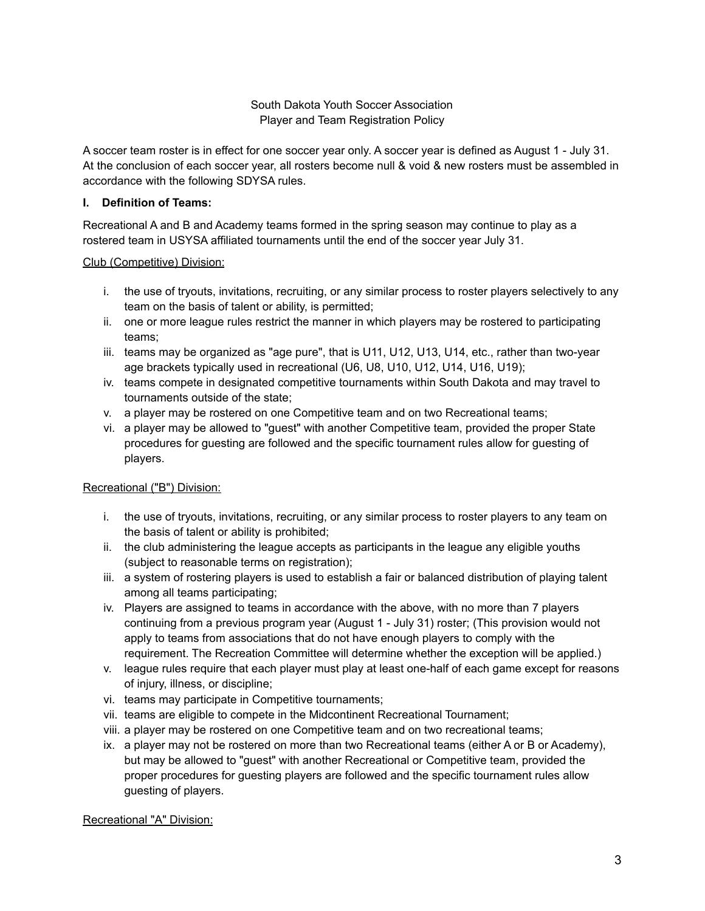South Dakota Youth Soccer Association
Player and Team Registration Policy

A soccer team roster is in effect for one soccer year only. A soccer year is defined as August 1 - July 31. At the conclusion of each soccer year, all rosters become null & void & new rosters must be assembled in accordance with the following SDYSA rules.

**I. Definition of Teams:**

Recreational A and B and Academy teams formed in the spring season may continue to play as a rostered team in USYSA affiliated tournaments until the end of the soccer year July 31.

<u>Club (Competitive) Division:</u>

i. the use of tryouts, invitations, recruiting, or any similar process to roster players selectively to any team on the basis of talent or ability, is permitted;
ii. one or more league rules restrict the manner in which players may be rostered to participating teams;
iii. teams may be organized as "age pure", that is U11, U12, U13, U14, etc., rather than two-year age brackets typically used in recreational (U6, U8, U10, U12, U14, U16, U19);
iv. teams compete in designated competitive tournaments within South Dakota and may travel to tournaments outside of the state;
v. a player may be rostered on one Competitive team and on two Recreational teams;
vi. a player may be allowed to "guest" with another Competitive team, provided the proper State procedures for guesting are followed and the specific tournament rules allow for guesting of players.

<u>Recreational ("B") Division:</u>

i. the use of tryouts, invitations, recruiting, or any similar process to roster players to any team on the basis of talent or ability is prohibited;
ii. the club administering the league accepts as participants in the league any eligible youths (subject to reasonable terms on registration);
iii. a system of rostering players is used to establish a fair or balanced distribution of playing talent among all teams participating;
iv. Players are assigned to teams in accordance with the above, with no more than 7 players continuing from a previous program year (August 1 - July 31) roster; (This provision would not apply to teams from associations that do not have enough players to comply with the requirement. The Recreation Committee will determine whether the exception will be applied.)
v. league rules require that each player must play at least one-half of each game except for reasons of injury, illness, or discipline;
vi. teams may participate in Competitive tournaments;
vii. teams are eligible to compete in the Midcontinent Recreational Tournament;
viii. a player may be rostered on one Competitive team and on two recreational teams;
ix. a player may not be rostered on more than two Recreational teams (either A or B or Academy), but may be allowed to "guest" with another Recreational or Competitive team, provided the proper procedures for guesting players are followed and the specific tournament rules allow guesting of players.

<u>Recreational "A" Division:</u>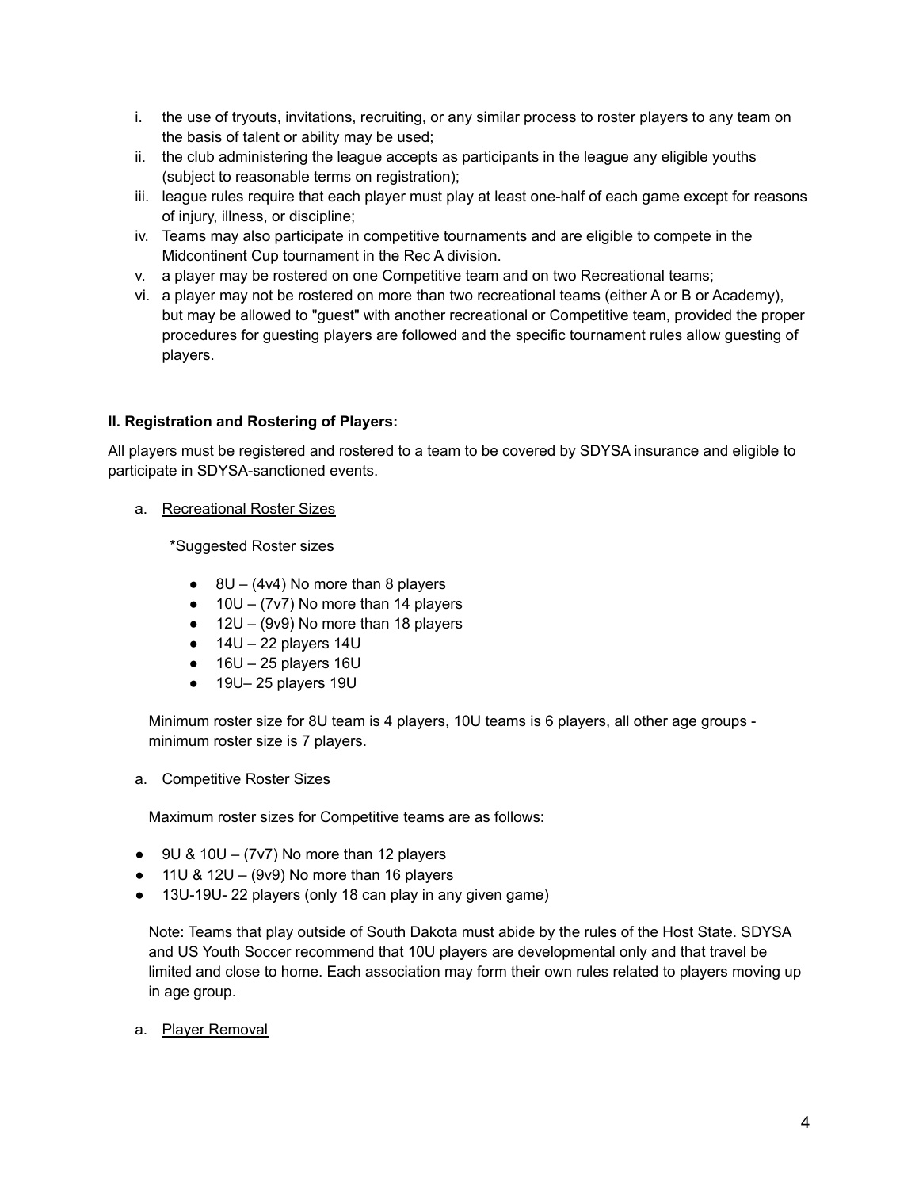i. the use of tryouts, invitations, recruiting, or any similar process to roster players to any team on the basis of talent or ability may be used;
ii. the club administering the league accepts as participants in the league any eligible youths (subject to reasonable terms on registration);
iii. league rules require that each player must play at least one-half of each game except for reasons of injury, illness, or discipline;
iv. Teams may also participate in competitive tournaments and are eligible to compete in the Midcontinent Cup tournament in the Rec A division.
v. a player may be rostered on one Competitive team and on two Recreational teams;
vi. a player may not be rostered on more than two recreational teams (either A or B or Academy), but may be allowed to "guest" with another recreational or Competitive team, provided the proper procedures for guesting players are followed and the specific tournament rules allow guesting of players.

**II. Registration and Rostering of Players:**

All players must be registered and rostered to a team to be covered by SDYSA insurance and eligible to participate in SDYSA-sanctioned events.

a. Recreational Roster Sizes

*Suggested Roster sizes

- 8U – (4v4) No more than 8 players
- 10U – (7v7) No more than 14 players
- 12U – (9v9) No more than 18 players
- 14U – 22 players 14U
- 16U – 25 players 16U
- 19U– 25 players 19U

Minimum roster size for 8U team is 4 players, 10U teams is 6 players, all other age groups - minimum roster size is 7 players.

a. Competitive Roster Sizes

Maximum roster sizes for Competitive teams are as follows:

- 9U & 10U – (7v7) No more than 12 players
- 11U & 12U – (9v9) No more than 16 players
- 13U-19U- 22 players (only 18 can play in any given game)

Note: Teams that play outside of South Dakota must abide by the rules of the Host State. SDYSA and US Youth Soccer recommend that 10U players are developmental only and that travel be limited and close to home. Each association may form their own rules related to players moving up in age group.

a. Player Removal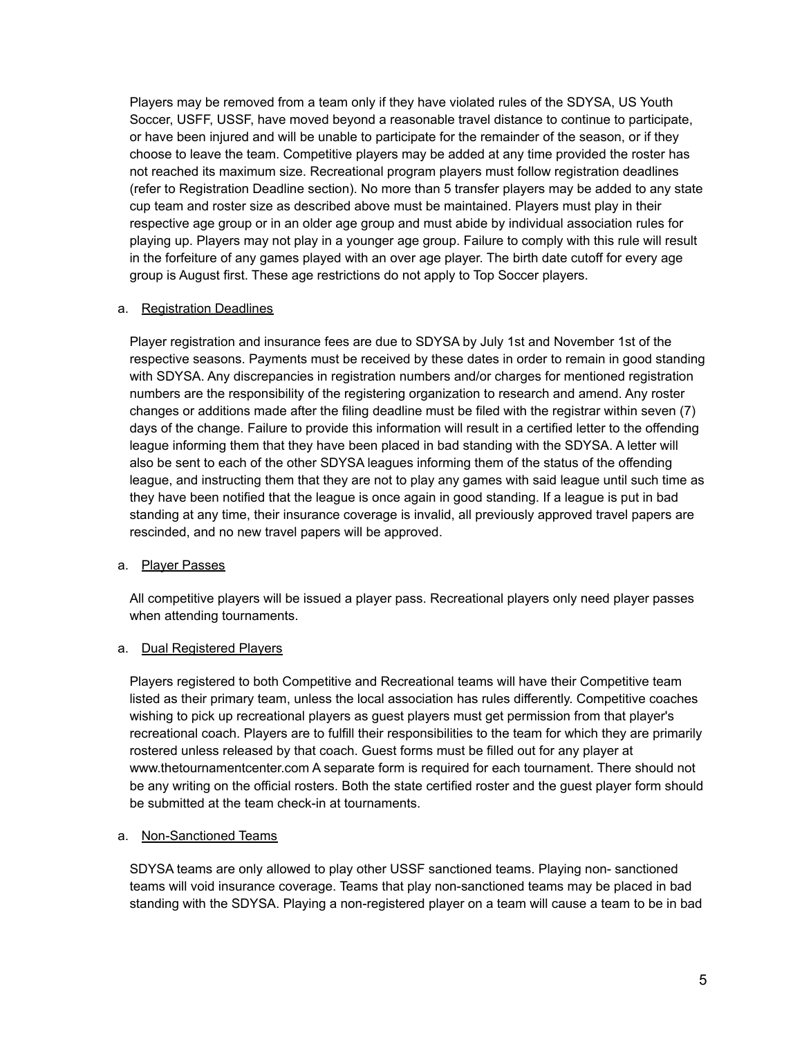Players may be removed from a team only if they have violated rules of the SDYSA, US Youth Soccer, USFF, USSF, have moved beyond a reasonable travel distance to continue to participate, or have been injured and will be unable to participate for the remainder of the season, or if they choose to leave the team. Competitive players may be added at any time provided the roster has not reached its maximum size. Recreational program players must follow registration deadlines (refer to Registration Deadline section). No more than 5 transfer players may be added to any state cup team and roster size as described above must be maintained. Players must play in their respective age group or in an older age group and must abide by individual association rules for playing up. Players may not play in a younger age group. Failure to comply with this rule will result in the forfeiture of any games played with an over age player. The birth date cutoff for every age group is August first. These age restrictions do not apply to Top Soccer players.

a. <u>Registration Deadlines</u>

Player registration and insurance fees are due to SDYSA by July 1st and November 1st of the respective seasons. Payments must be received by these dates in order to remain in good standing with SDYSA. Any discrepancies in registration numbers and/or charges for mentioned registration numbers are the responsibility of the registering organization to research and amend. Any roster changes or additions made after the filing deadline must be filed with the registrar within seven (7) days of the change. Failure to provide this information will result in a certified letter to the offending league informing them that they have been placed in bad standing with the SDYSA. A letter will also be sent to each of the other SDYSA leagues informing them of the status of the offending league, and instructing them that they are not to play any games with said league until such time as they have been notified that the league is once again in good standing. If a league is put in bad standing at any time, their insurance coverage is invalid, all previously approved travel papers are rescinded, and no new travel papers will be approved.

a. <u>Player Passes</u>

All competitive players will be issued a player pass. Recreational players only need player passes when attending tournaments.

a. <u>Dual Registered Players</u>

Players registered to both Competitive and Recreational teams will have their Competitive team listed as their primary team, unless the local association has rules differently. Competitive coaches wishing to pick up recreational players as guest players must get permission from that player's recreational coach. Players are to fulfill their responsibilities to the team for which they are primarily rostered unless released by that coach. Guest forms must be filled out for any player at www.thetournamentcenter.com A separate form is required for each tournament. There should not be any writing on the official rosters. Both the state certified roster and the guest player form should be submitted at the team check-in at tournaments.

a. <u>Non-Sanctioned Teams</u>

SDYSA teams are only allowed to play other USSF sanctioned teams. Playing non- sanctioned teams will void insurance coverage. Teams that play non-sanctioned teams may be placed in bad standing with the SDYSA. Playing a non-registered player on a team will cause a team to be in bad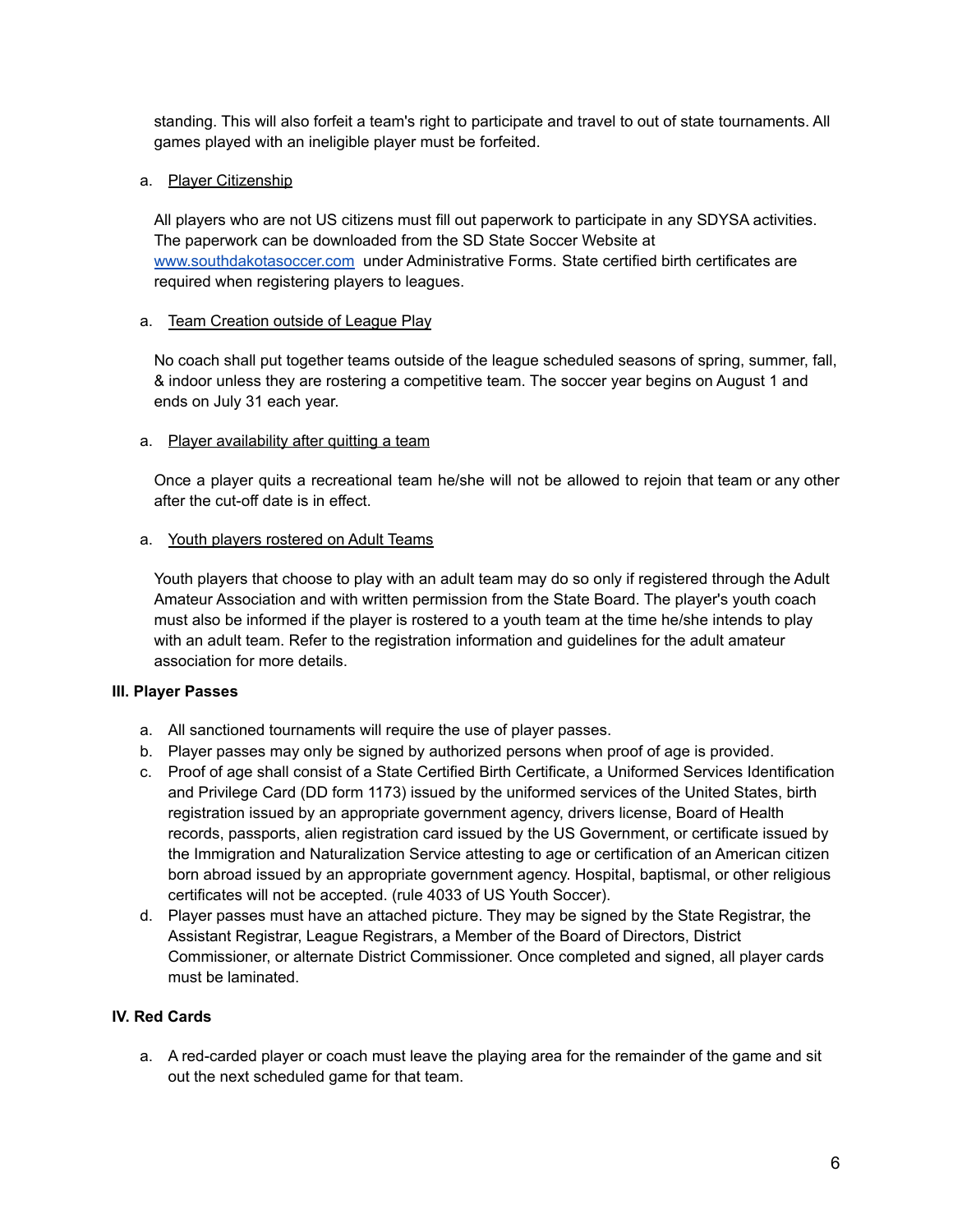standing. This will also forfeit a team's right to participate and travel to out of state tournaments. All games played with an ineligible player must be forfeited.

a. <u>Player Citizenship</u>

All players who are not US citizens must fill out paperwork to participate in any SDYSA activities. The paperwork can be downloaded from the SD State Soccer Website at [www.southdakotasoccer.com](http://www.southdakotasoccer.com) under Administrative Forms. State certified birth certificates are required when registering players to leagues.

a. <u>Team Creation outside of League Play</u>

No coach shall put together teams outside of the league scheduled seasons of spring, summer, fall, & indoor unless they are rostering a competitive team. The soccer year begins on August 1 and ends on July 31 each year.

a. <u>Player availability after quitting a team</u>

Once a player quits a recreational team he/she will not be allowed to rejoin that team or any other after the cut-off date is in effect.

a. <u>Youth players rostered on Adult Teams</u>

Youth players that choose to play with an adult team may do so only if registered through the Adult Amateur Association and with written permission from the State Board. The player's youth coach must also be informed if the player is rostered to a youth team at the time he/she intends to play with an adult team. Refer to the registration information and guidelines for the adult amateur association for more details.

**III. Player Passes**

a. All sanctioned tournaments will require the use of player passes.
b. Player passes may only be signed by authorized persons when proof of age is provided.
c. Proof of age shall consist of a State Certified Birth Certificate, a Uniformed Services Identification and Privilege Card (DD form 1173) issued by the uniformed services of the United States, birth registration issued by an appropriate government agency, drivers license, Board of Health records, passports, alien registration card issued by the US Government, or certificate issued by the Immigration and Naturalization Service attesting to age or certification of an American citizen born abroad issued by an appropriate government agency. Hospital, baptismal, or other religious certificates will not be accepted. (rule 4033 of US Youth Soccer).
d. Player passes must have an attached picture. They may be signed by the State Registrar, the Assistant Registrar, League Registrars, a Member of the Board of Directors, District Commissioner, or alternate District Commissioner. Once completed and signed, all player cards must be laminated.

**IV. Red Cards**

a. A red-carded player or coach must leave the playing area for the remainder of the game and sit out the next scheduled game for that team.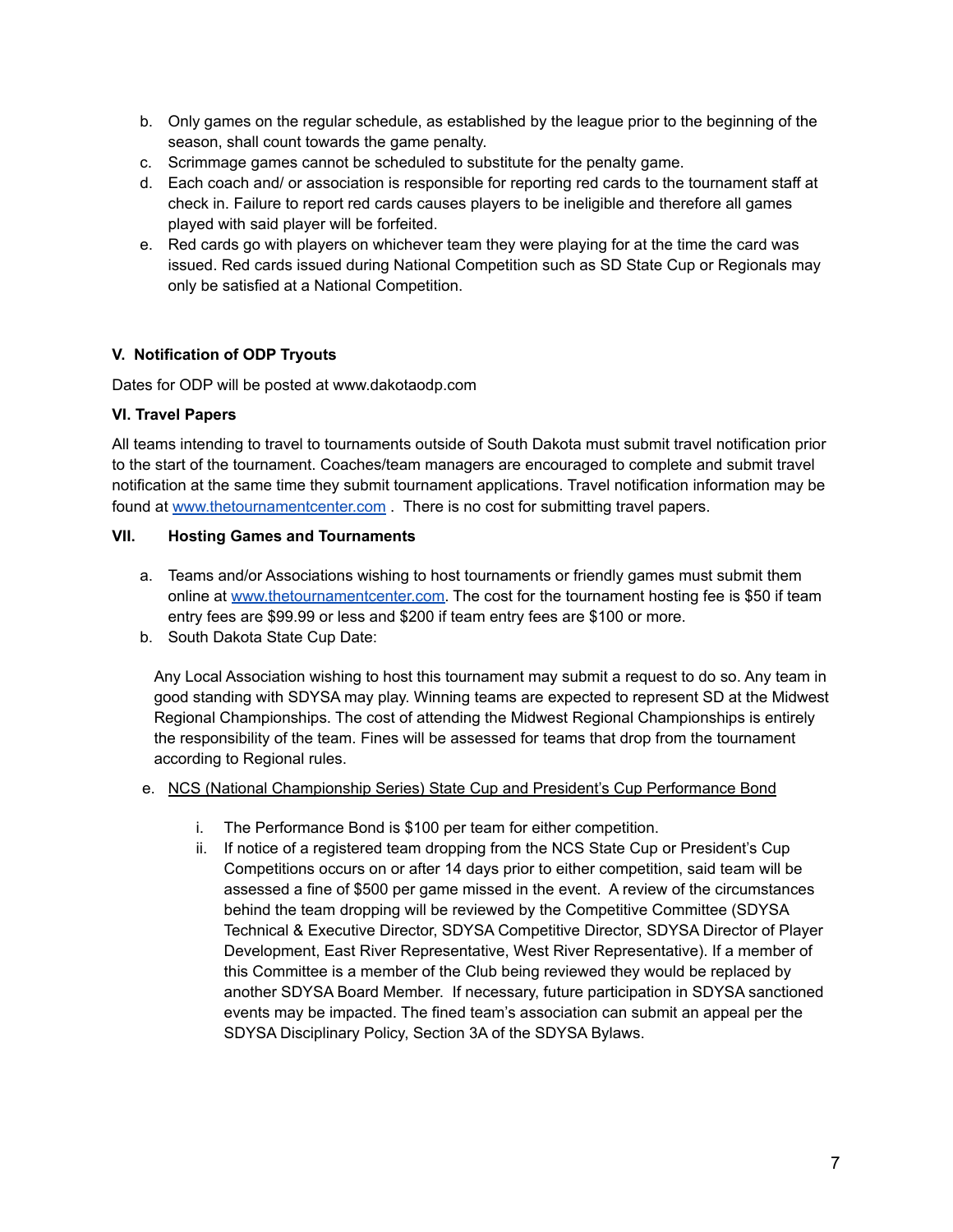b. Only games on the regular schedule, as established by the league prior to the beginning of the season, shall count towards the game penalty.
c. Scrimmage games cannot be scheduled to substitute for the penalty game.
d. Each coach and/ or association is responsible for reporting red cards to the tournament staff at check in. Failure to report red cards causes players to be ineligible and therefore all games played with said player will be forfeited.
e. Red cards go with players on whichever team they were playing for at the time the card was issued. Red cards issued during National Competition such as SD State Cup or Regionals may only be satisfied at a National Competition.

### V. Notification of ODP Tryouts

Dates for ODP will be posted at www.dakotaodp.com

### VI. Travel Papers

All teams intending to travel to tournaments outside of South Dakota must submit travel notification prior to the start of the tournament. Coaches/team managers are encouraged to complete and submit travel notification at the same time they submit tournament applications. Travel notification information may be found at [www.thetournamentcenter.com](http://www.thetournamentcenter.com) . There is no cost for submitting travel papers.

### VII. Hosting Games and Tournaments

a. Teams and/or Associations wishing to host tournaments or friendly games must submit them online at [www.thetournamentcenter.com](http://www.thetournamentcenter.com). The cost for the tournament hosting fee is $50 if team entry fees are $99.99 or less and $200 if team entry fees are $100 or more.
b. South Dakota State Cup Date:

Any Local Association wishing to host this tournament may submit a request to do so. Any team in good standing with SDYSA may play. Winning teams are expected to represent SD at the Midwest Regional Championships. The cost of attending the Midwest Regional Championships is entirely the responsibility of the team. Fines will be assessed for teams that drop from the tournament according to Regional rules.

e. <u>NCS (National Championship Series) State Cup and President's Cup Performance Bond</u>

   i. The Performance Bond is $100 per team for either competition.
   ii. If notice of a registered team dropping from the NCS State Cup or President's Cup Competitions occurs on or after 14 days prior to either competition, said team will be assessed a fine of $500 per game missed in the event. A review of the circumstances behind the team dropping will be reviewed by the Competitive Committee (SDYSA Technical & Executive Director, SDYSA Competitive Director, SDYSA Director of Player Development, East River Representative, West River Representative). If a member of this Committee is a member of the Club being reviewed they would be replaced by another SDYSA Board Member. If necessary, future participation in SDYSA sanctioned events may be impacted. The fined team's association can submit an appeal per the SDYSA Disciplinary Policy, Section 3A of the SDYSA Bylaws.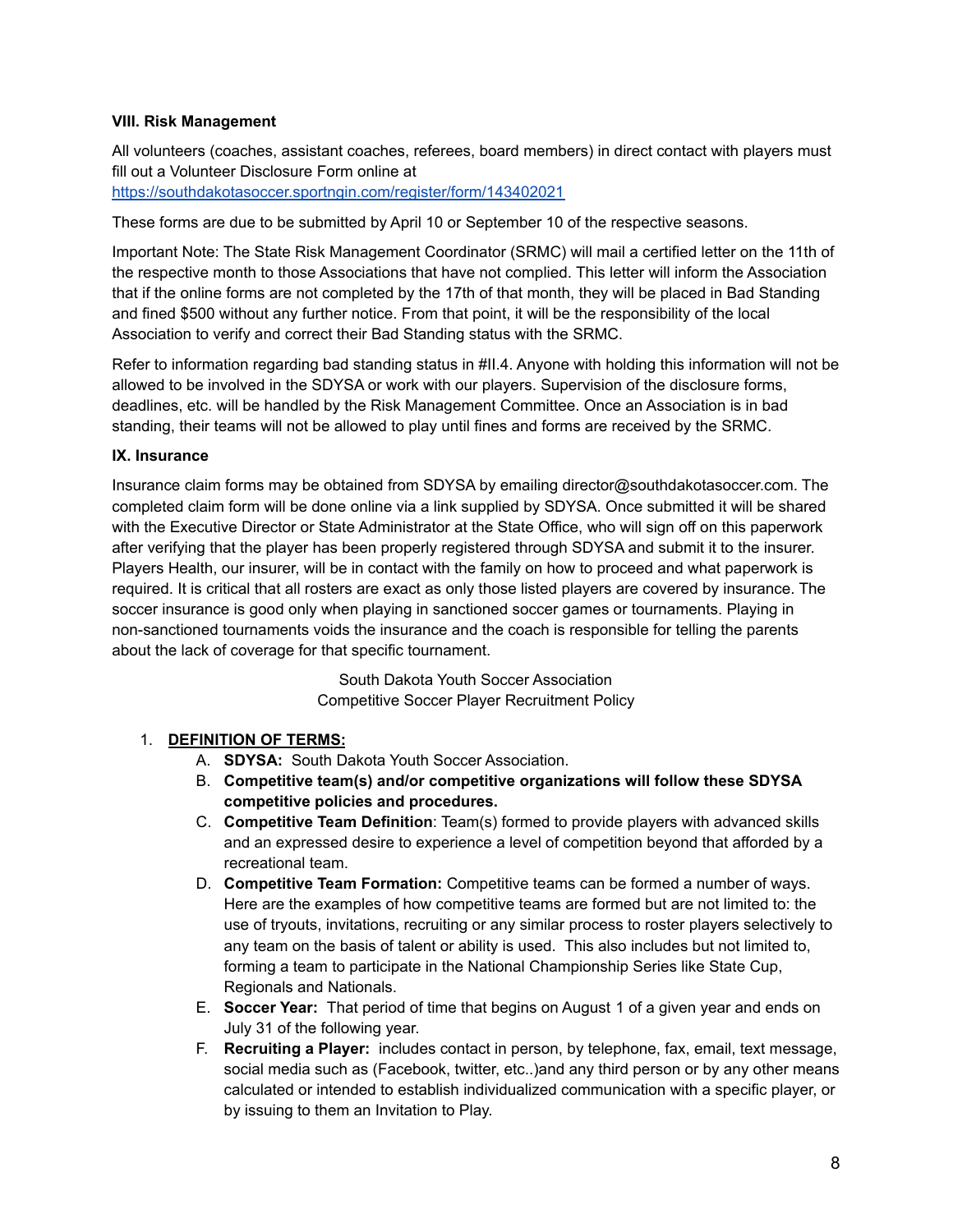**VIII. Risk Management**

All volunteers (coaches, assistant coaches, referees, board members) in direct contact with players must fill out a Volunteer Disclosure Form online at
https://southdakotasoccer.sportngin.com/register/form/143402021

These forms are due to be submitted by April 10 or September 10 of the respective seasons.

Important Note: The State Risk Management Coordinator (SRMC) will mail a certified letter on the 11th of the respective month to those Associations that have not complied. This letter will inform the Association that if the online forms are not completed by the 17th of that month, they will be placed in Bad Standing and fined $500 without any further notice. From that point, it will be the responsibility of the local Association to verify and correct their Bad Standing status with the SRMC.

Refer to information regarding bad standing status in #II.4. Anyone with holding this information will not be allowed to be involved in the SDYSA or work with our players. Supervision of the disclosure forms, deadlines, etc. will be handled by the Risk Management Committee. Once an Association is in bad standing, their teams will not be allowed to play until fines and forms are received by the SRMC.

**IX. Insurance**

Insurance claim forms may be obtained from SDYSA by emailing director@southdakotasoccer.com. The completed claim form will be done online via a link supplied by SDYSA. Once submitted it will be shared with the Executive Director or State Administrator at the State Office, who will sign off on this paperwork after verifying that the player has been properly registered through SDYSA and submit it to the insurer. Players Health, our insurer, will be in contact with the family on how to proceed and what paperwork is required. It is critical that all rosters are exact as only those listed players are covered by insurance. The soccer insurance is good only when playing in sanctioned soccer games or tournaments. Playing in non-sanctioned tournaments voids the insurance and the coach is responsible for telling the parents about the lack of coverage for that specific tournament.

South Dakota Youth Soccer Association
Competitive Soccer Player Recruitment Policy

1. **DEFINITION OF TERMS:**
   A. **SDYSA:** South Dakota Youth Soccer Association.
   B. **Competitive team(s) and/or competitive organizations will follow these SDYSA competitive policies and procedures.**
   C. **Competitive Team Definition**: Team(s) formed to provide players with advanced skills and an expressed desire to experience a level of competition beyond that afforded by a recreational team.
   D. **Competitive Team Formation:** Competitive teams can be formed a number of ways. Here are the examples of how competitive teams are formed but are not limited to: the use of tryouts, invitations, recruiting or any similar process to roster players selectively to any team on the basis of talent or ability is used. This also includes but not limited to, forming a team to participate in the National Championship Series like State Cup, Regionals and Nationals.
   E. **Soccer Year:** That period of time that begins on August 1 of a given year and ends on July 31 of the following year.
   F. **Recruiting a Player:** includes contact in person, by telephone, fax, email, text message, social media such as (Facebook, twitter, etc..)and any third person or by any other means calculated or intended to establish individualized communication with a specific player, or by issuing to them an Invitation to Play.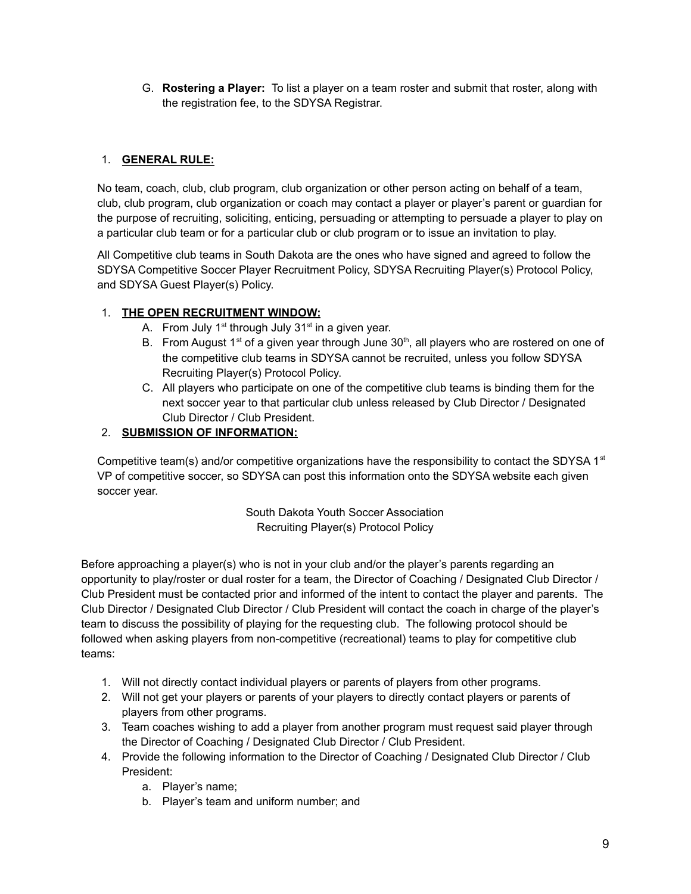G. **Rostering a Player:** To list a player on a team roster and submit that roster, along with the registration fee, to the SDYSA Registrar.

1. **GENERAL RULE:**

No team, coach, club, club program, club organization or other person acting on behalf of a team, club, club program, club organization or coach may contact a player or player's parent or guardian for the purpose of recruiting, soliciting, enticing, persuading or attempting to persuade a player to play on a particular club team or for a particular club or club program or to issue an invitation to play.

All Competitive club teams in South Dakota are the ones who have signed and agreed to follow the SDYSA Competitive Soccer Player Recruitment Policy, SDYSA Recruiting Player(s) Protocol Policy, and SDYSA Guest Player(s) Policy.

1. **THE OPEN RECRUITMENT WINDOW:**
   A. From July 1st through July 31st in a given year.
   B. From August 1st of a given year through June 30th, all players who are rostered on one of the competitive club teams in SDYSA cannot be recruited, unless you follow SDYSA Recruiting Player(s) Protocol Policy.
   C. All players who participate on one of the competitive club teams is binding them for the next soccer year to that particular club unless released by Club Director / Designated Club Director / Club President.
2. **SUBMISSION OF INFORMATION:**

Competitive team(s) and/or competitive organizations have the responsibility to contact the SDYSA 1st VP of competitive soccer, so SDYSA can post this information onto the SDYSA website each given soccer year.

South Dakota Youth Soccer Association
Recruiting Player(s) Protocol Policy

Before approaching a player(s) who is not in your club and/or the player's parents regarding an opportunity to play/roster or dual roster for a team, the Director of Coaching / Designated Club Director / Club President must be contacted prior and informed of the intent to contact the player and parents. The Club Director / Designated Club Director / Club President will contact the coach in charge of the player's team to discuss the possibility of playing for the requesting club. The following protocol should be followed when asking players from non-competitive (recreational) teams to play for competitive club teams:

1. Will not directly contact individual players or parents of players from other programs.
2. Will not get your players or parents of your players to directly contact players or parents of players from other programs.
3. Team coaches wishing to add a player from another program must request said player through the Director of Coaching / Designated Club Director / Club President.
4. Provide the following information to the Director of Coaching / Designated Club Director / Club President:
   a. Player's name;
   b. Player's team and uniform number; and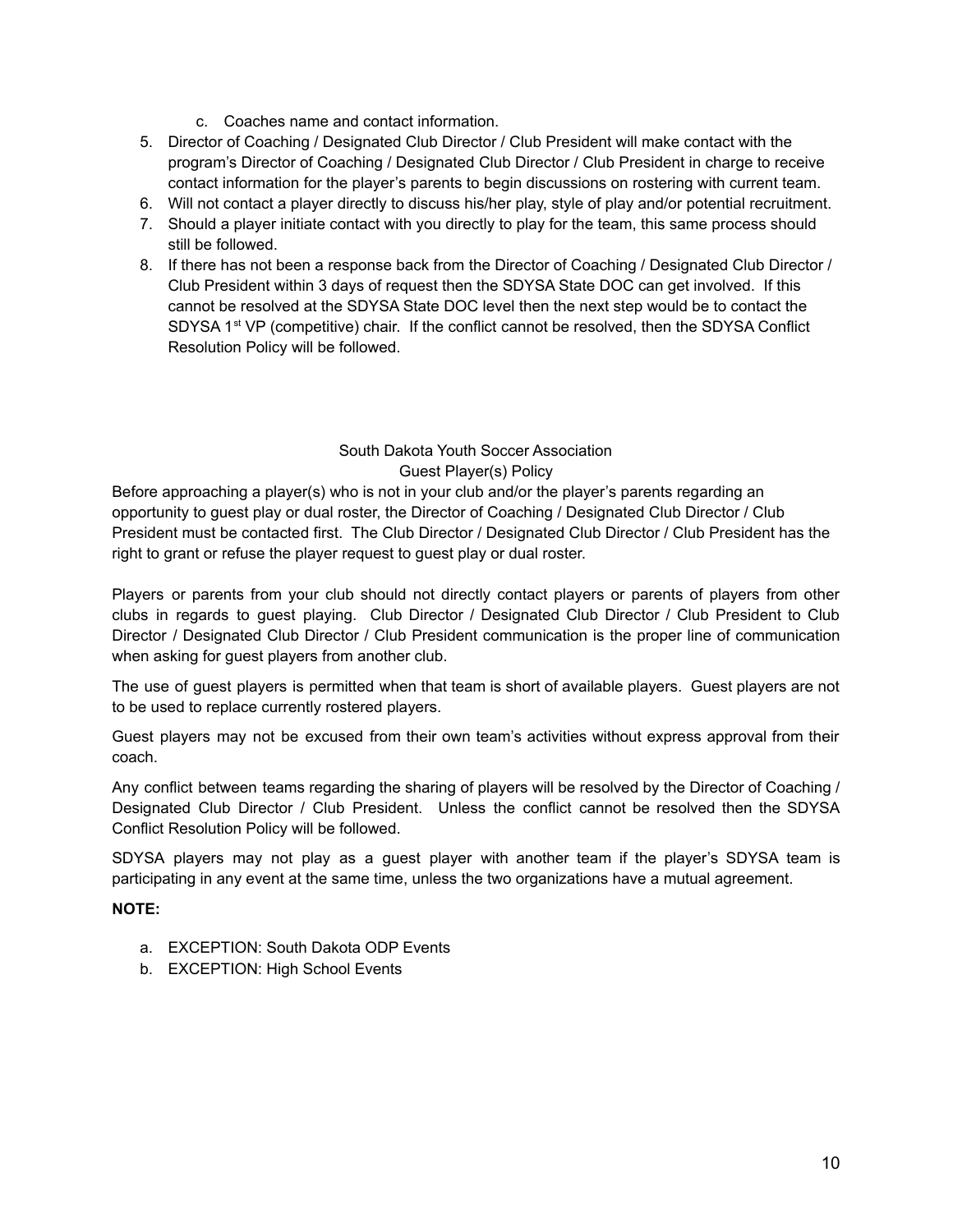c. Coaches name and contact information.

5. Director of Coaching / Designated Club Director / Club President will make contact with the program's Director of Coaching / Designated Club Director / Club President in charge to receive contact information for the player's parents to begin discussions on rostering with current team.
6. Will not contact a player directly to discuss his/her play, style of play and/or potential recruitment.
7. Should a player initiate contact with you directly to play for the team, this same process should still be followed.
8. If there has not been a response back from the Director of Coaching / Designated Club Director / Club President within 3 days of request then the SDYSA State DOC can get involved. If this cannot be resolved at the SDYSA State DOC level then the next step would be to contact the SDYSA 1st VP (competitive) chair. If the conflict cannot be resolved, then the SDYSA Conflict Resolution Policy will be followed.

## South Dakota Youth Soccer Association
## Guest Player(s) Policy

Before approaching a player(s) who is not in your club and/or the player's parents regarding an opportunity to guest play or dual roster, the Director of Coaching / Designated Club Director / Club President must be contacted first. The Club Director / Designated Club Director / Club President has the right to grant or refuse the player request to guest play or dual roster.

Players or parents from your club should not directly contact players or parents of players from other clubs in regards to guest playing. Club Director / Designated Club Director / Club President to Club Director / Designated Club Director / Club President communication is the proper line of communication when asking for guest players from another club.

The use of guest players is permitted when that team is short of available players. Guest players are not to be used to replace currently rostered players.

Guest players may not be excused from their own team's activities without express approval from their coach.

Any conflict between teams regarding the sharing of players will be resolved by the Director of Coaching / Designated Club Director / Club President. Unless the conflict cannot be resolved then the SDYSA Conflict Resolution Policy will be followed.

SDYSA players may not play as a guest player with another team if the player's SDYSA team is participating in any event at the same time, unless the two organizations have a mutual agreement.

**NOTE:**

a. EXCEPTION: South Dakota ODP Events
b. EXCEPTION: High School Events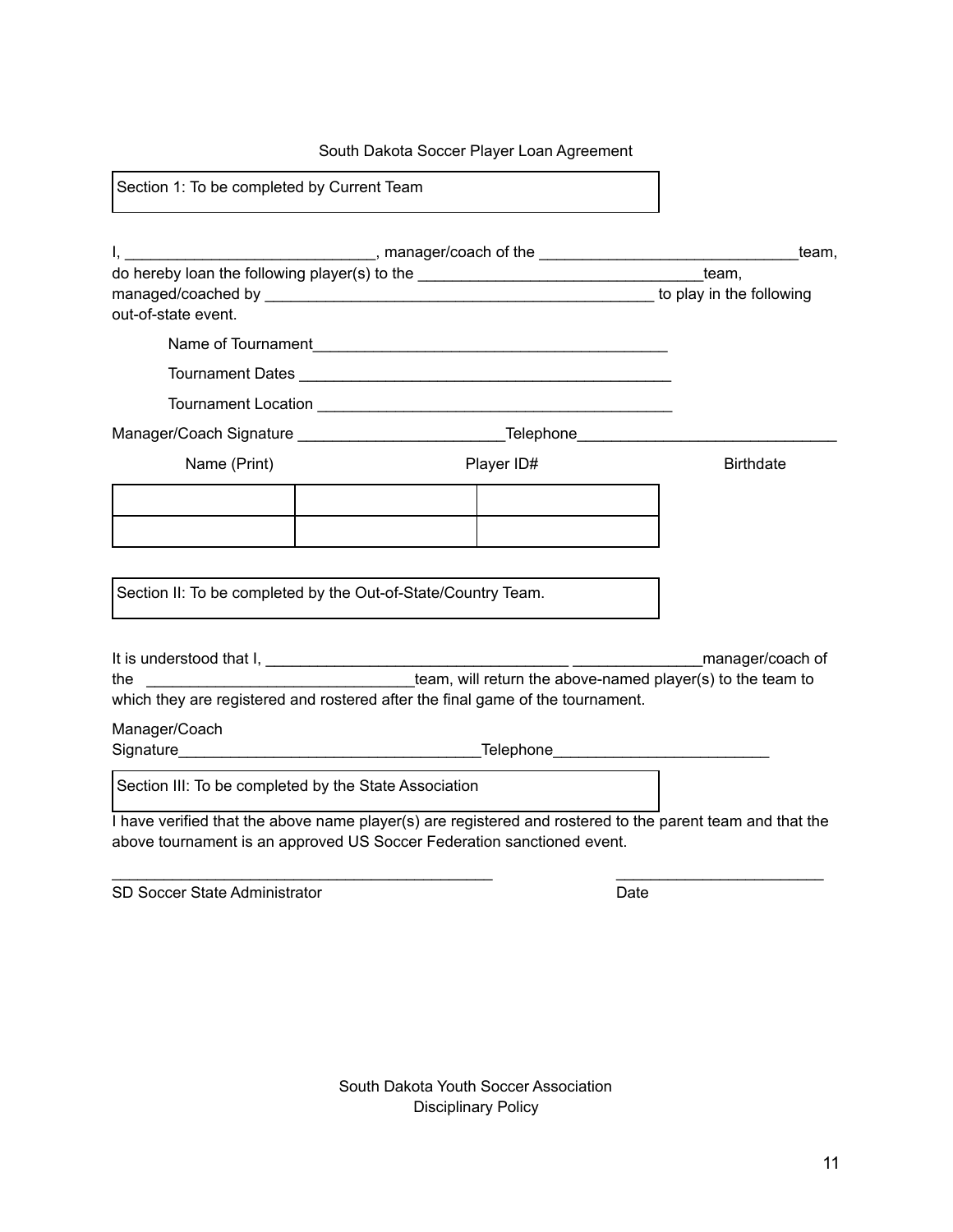South Dakota Soccer Player Loan Agreement

Section 1: To be completed by Current Team

I, _____________________________, manager/coach of the _______________________________team, do hereby loan the following player(s) to the __________________________________team, managed/coached by _______________________________________________ to play in the following out-of-state event.

Name of Tournament___________________________________________

Tournament Dates ____________________________________________

Tournament Location __________________________________________

Manager/Coach Signature ________________________Telephone______________________________

| Name (Print) | Player ID# | Birthdate |
|---|---|---|
| | | |
| | | |

Section II: To be completed by the Out-of-State/Country Team.

It is understood that I, ___________________________________ _______________manager/coach of the _______________________________team, will return the above-named player(s) to the team to which they are registered and rostered after the final game of the tournament.

Manager/Coach Signature___________________________________Telephone_________________________

Section III: To be completed by the State Association

I have verified that the above name player(s) are registered and rostered to the parent team and that the above tournament is an approved US Soccer Federation sanctioned event.

_____________________________________________ ________________________

SD Soccer State Administrator Date

South Dakota Youth Soccer Association
Disciplinary Policy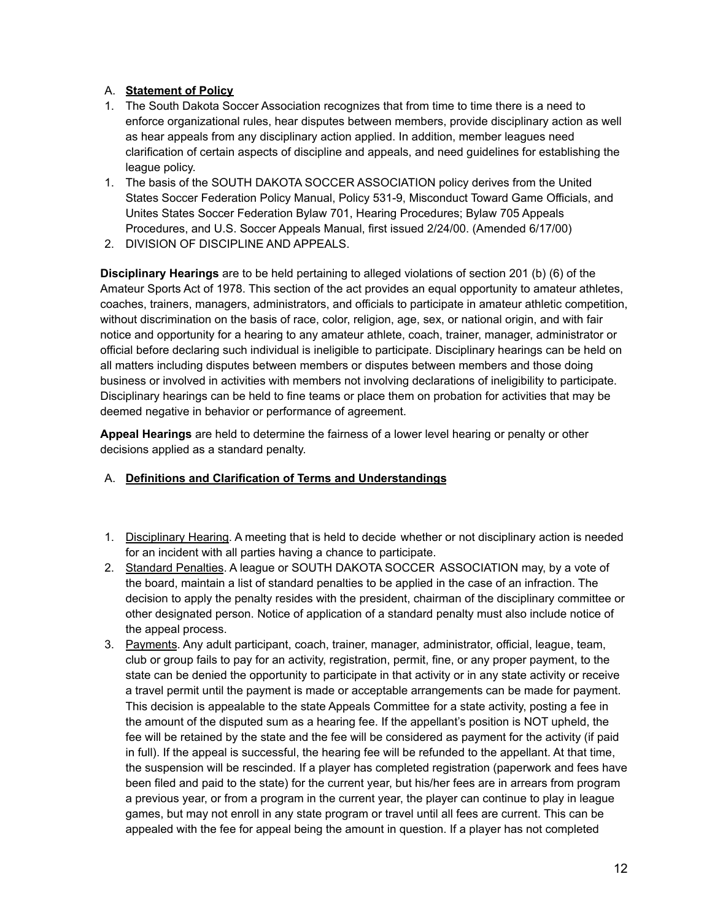A. **Statement of Policy**

1. The South Dakota Soccer Association recognizes that from time to time there is a need to enforce organizational rules, hear disputes between members, provide disciplinary action as well as hear appeals from any disciplinary action applied. In addition, member leagues need clarification of certain aspects of discipline and appeals, and need guidelines for establishing the league policy.
1. The basis of the SOUTH DAKOTA SOCCER ASSOCIATION policy derives from the United States Soccer Federation Policy Manual, Policy 531-9, Misconduct Toward Game Officials, and Unites States Soccer Federation Bylaw 701, Hearing Procedures; Bylaw 705 Appeals Procedures, and U.S. Soccer Appeals Manual, first issued 2/24/00. (Amended 6/17/00)
2. DIVISION OF DISCIPLINE AND APPEALS.

**Disciplinary Hearings** are to be held pertaining to alleged violations of section 201 (b) (6) of the Amateur Sports Act of 1978. This section of the act provides an equal opportunity to amateur athletes, coaches, trainers, managers, administrators, and officials to participate in amateur athletic competition, without discrimination on the basis of race, color, religion, age, sex, or national origin, and with fair notice and opportunity for a hearing to any amateur athlete, coach, trainer, manager, administrator or official before declaring such individual is ineligible to participate. Disciplinary hearings can be held on all matters including disputes between members or disputes between members and those doing business or involved in activities with members not involving declarations of ineligibility to participate. Disciplinary hearings can be held to fine teams or place them on probation for activities that may be deemed negative in behavior or performance of agreement.

**Appeal Hearings** are held to determine the fairness of a lower level hearing or penalty or other decisions applied as a standard penalty.

A. **Definitions and Clarification of Terms and Understandings**

1. Disciplinary Hearing. A meeting that is held to decide whether or not disciplinary action is needed for an incident with all parties having a chance to participate.
2. Standard Penalties. A league or SOUTH DAKOTA SOCCER ASSOCIATION may, by a vote of the board, maintain a list of standard penalties to be applied in the case of an infraction. The decision to apply the penalty resides with the president, chairman of the disciplinary committee or other designated person. Notice of application of a standard penalty must also include notice of the appeal process.
3. Payments. Any adult participant, coach, trainer, manager, administrator, official, league, team, club or group fails to pay for an activity, registration, permit, fine, or any proper payment, to the state can be denied the opportunity to participate in that activity or in any state activity or receive a travel permit until the payment is made or acceptable arrangements can be made for payment. This decision is appealable to the state Appeals Committee for a state activity, posting a fee in the amount of the disputed sum as a hearing fee. If the appellant's position is NOT upheld, the fee will be retained by the state and the fee will be considered as payment for the activity (if paid in full). If the appeal is successful, the hearing fee will be refunded to the appellant. At that time, the suspension will be rescinded. If a player has completed registration (paperwork and fees have been filed and paid to the state) for the current year, but his/her fees are in arrears from program a previous year, or from a program in the current year, the player can continue to play in league games, but may not enroll in any state program or travel until all fees are current. This can be appealed with the fee for appeal being the amount in question. If a player has not completed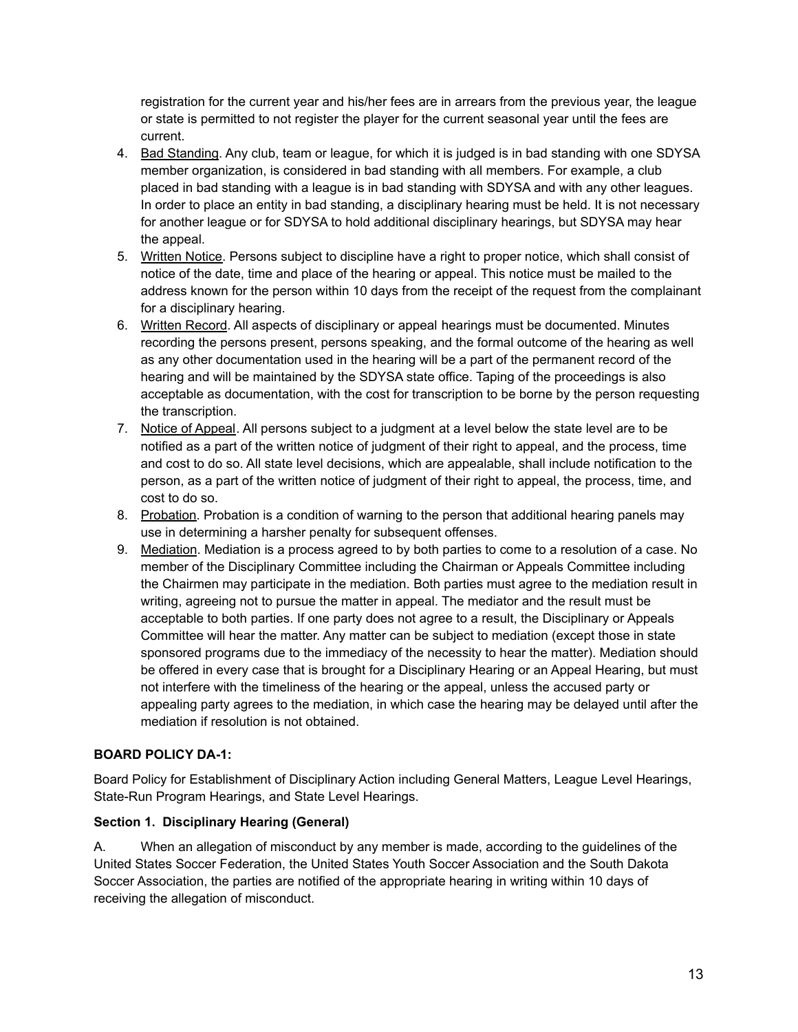registration for the current year and his/her fees are in arrears from the previous year, the league or state is permitted to not register the player for the current seasonal year until the fees are current.

4. Bad Standing. Any club, team or league, for which it is judged is in bad standing with one SDYSA member organization, is considered in bad standing with all members. For example, a club placed in bad standing with a league is in bad standing with SDYSA and with any other leagues. In order to place an entity in bad standing, a disciplinary hearing must be held. It is not necessary for another league or for SDYSA to hold additional disciplinary hearings, but SDYSA may hear the appeal.
5. Written Notice. Persons subject to discipline have a right to proper notice, which shall consist of notice of the date, time and place of the hearing or appeal. This notice must be mailed to the address known for the person within 10 days from the receipt of the request from the complainant for a disciplinary hearing.
6. Written Record. All aspects of disciplinary or appeal hearings must be documented. Minutes recording the persons present, persons speaking, and the formal outcome of the hearing as well as any other documentation used in the hearing will be a part of the permanent record of the hearing and will be maintained by the SDYSA state office. Taping of the proceedings is also acceptable as documentation, with the cost for transcription to be borne by the person requesting the transcription.
7. Notice of Appeal. All persons subject to a judgment at a level below the state level are to be notified as a part of the written notice of judgment of their right to appeal, and the process, time and cost to do so. All state level decisions, which are appealable, shall include notification to the person, as a part of the written notice of judgment of their right to appeal, the process, time, and cost to do so.
8. Probation. Probation is a condition of warning to the person that additional hearing panels may use in determining a harsher penalty for subsequent offenses.
9. Mediation. Mediation is a process agreed to by both parties to come to a resolution of a case. No member of the Disciplinary Committee including the Chairman or Appeals Committee including the Chairmen may participate in the mediation. Both parties must agree to the mediation result in writing, agreeing not to pursue the matter in appeal. The mediator and the result must be acceptable to both parties. If one party does not agree to a result, the Disciplinary or Appeals Committee will hear the matter. Any matter can be subject to mediation (except those in state sponsored programs due to the immediacy of the necessity to hear the matter). Mediation should be offered in every case that is brought for a Disciplinary Hearing or an Appeal Hearing, but must not interfere with the timeliness of the hearing or the appeal, unless the accused party or appealing party agrees to the mediation, in which case the hearing may be delayed until after the mediation if resolution is not obtained.

**BOARD POLICY DA-1:**

Board Policy for Establishment of Disciplinary Action including General Matters, League Level Hearings, State-Run Program Hearings, and State Level Hearings.

**Section 1. Disciplinary Hearing (General)**

A. When an allegation of misconduct by any member is made, according to the guidelines of the United States Soccer Federation, the United States Youth Soccer Association and the South Dakota Soccer Association, the parties are notified of the appropriate hearing in writing within 10 days of receiving the allegation of misconduct.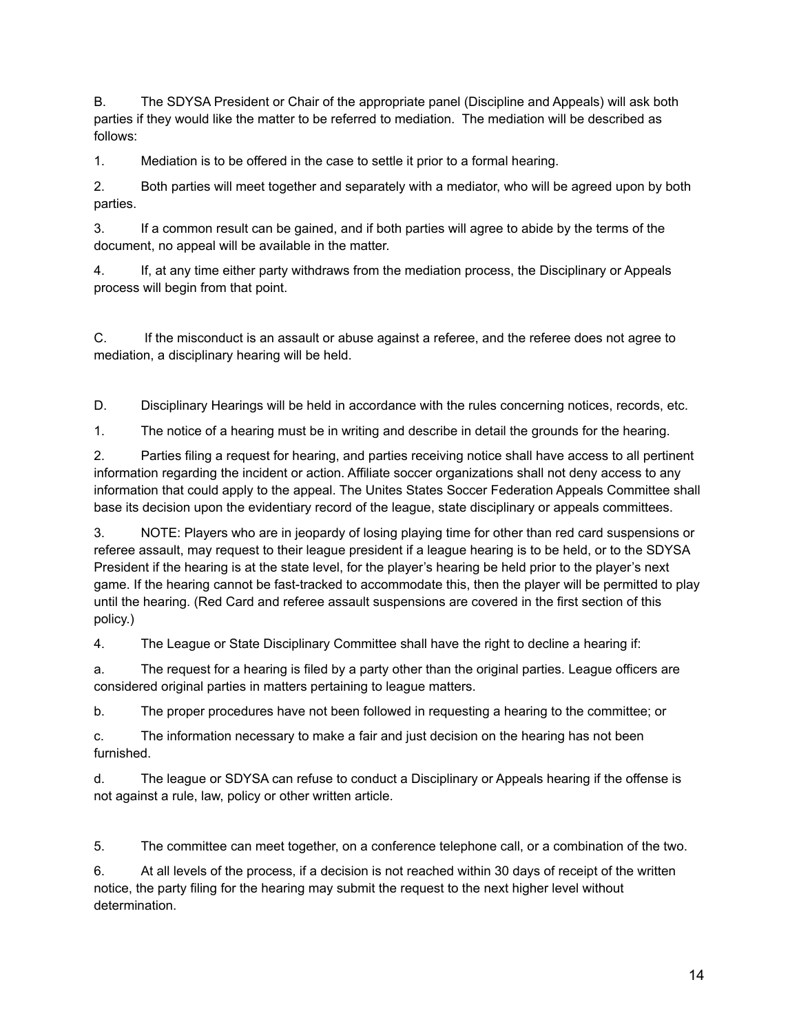B. The SDYSA President or Chair of the appropriate panel (Discipline and Appeals) will ask both parties if they would like the matter to be referred to mediation. The mediation will be described as follows:

1. Mediation is to be offered in the case to settle it prior to a formal hearing.

2. Both parties will meet together and separately with a mediator, who will be agreed upon by both parties.

3. If a common result can be gained, and if both parties will agree to abide by the terms of the document, no appeal will be available in the matter.

4. If, at any time either party withdraws from the mediation process, the Disciplinary or Appeals process will begin from that point.

C. If the misconduct is an assault or abuse against a referee, and the referee does not agree to mediation, a disciplinary hearing will be held.

D. Disciplinary Hearings will be held in accordance with the rules concerning notices, records, etc.

1. The notice of a hearing must be in writing and describe in detail the grounds for the hearing.

2. Parties filing a request for hearing, and parties receiving notice shall have access to all pertinent information regarding the incident or action. Affiliate soccer organizations shall not deny access to any information that could apply to the appeal. The Unites States Soccer Federation Appeals Committee shall base its decision upon the evidentiary record of the league, state disciplinary or appeals committees.

3. NOTE: Players who are in jeopardy of losing playing time for other than red card suspensions or referee assault, may request to their league president if a league hearing is to be held, or to the SDYSA President if the hearing is at the state level, for the player's hearing be held prior to the player's next game. If the hearing cannot be fast-tracked to accommodate this, then the player will be permitted to play until the hearing. (Red Card and referee assault suspensions are covered in the first section of this policy.)

4. The League or State Disciplinary Committee shall have the right to decline a hearing if:

a. The request for a hearing is filed by a party other than the original parties. League officers are considered original parties in matters pertaining to league matters.

b. The proper procedures have not been followed in requesting a hearing to the committee; or

c. The information necessary to make a fair and just decision on the hearing has not been furnished.

d. The league or SDYSA can refuse to conduct a Disciplinary or Appeals hearing if the offense is not against a rule, law, policy or other written article.

5. The committee can meet together, on a conference telephone call, or a combination of the two.

6. At all levels of the process, if a decision is not reached within 30 days of receipt of the written notice, the party filing for the hearing may submit the request to the next higher level without determination.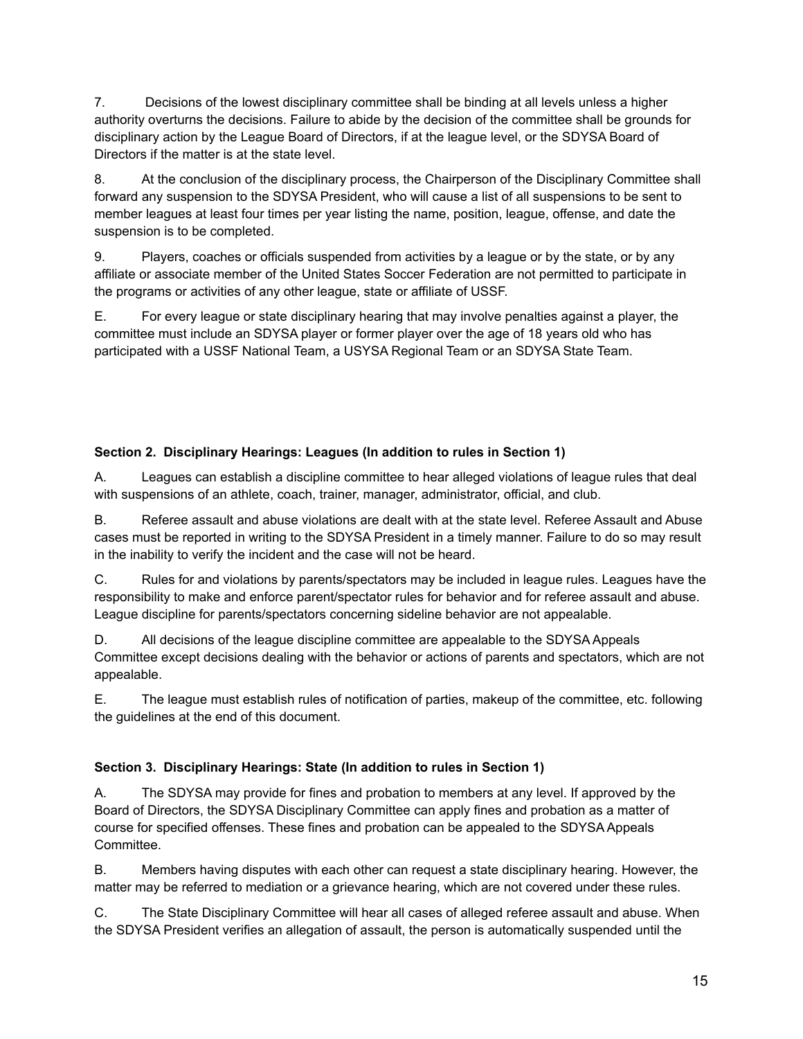7. Decisions of the lowest disciplinary committee shall be binding at all levels unless a higher authority overturns the decisions. Failure to abide by the decision of the committee shall be grounds for disciplinary action by the League Board of Directors, if at the league level, or the SDYSA Board of Directors if the matter is at the state level.

8. At the conclusion of the disciplinary process, the Chairperson of the Disciplinary Committee shall forward any suspension to the SDYSA President, who will cause a list of all suspensions to be sent to member leagues at least four times per year listing the name, position, league, offense, and date the suspension is to be completed.

9. Players, coaches or officials suspended from activities by a league or by the state, or by any affiliate or associate member of the United States Soccer Federation are not permitted to participate in the programs or activities of any other league, state or affiliate of USSF.

E. For every league or state disciplinary hearing that may involve penalties against a player, the committee must include an SDYSA player or former player over the age of 18 years old who has participated with a USSF National Team, a USYSA Regional Team or an SDYSA State Team.

**Section 2. Disciplinary Hearings: Leagues (In addition to rules in Section 1)**

A. Leagues can establish a discipline committee to hear alleged violations of league rules that deal with suspensions of an athlete, coach, trainer, manager, administrator, official, and club.

B. Referee assault and abuse violations are dealt with at the state level. Referee Assault and Abuse cases must be reported in writing to the SDYSA President in a timely manner. Failure to do so may result in the inability to verify the incident and the case will not be heard.

C. Rules for and violations by parents/spectators may be included in league rules. Leagues have the responsibility to make and enforce parent/spectator rules for behavior and for referee assault and abuse. League discipline for parents/spectators concerning sideline behavior are not appealable.

D. All decisions of the league discipline committee are appealable to the SDYSA Appeals Committee except decisions dealing with the behavior or actions of parents and spectators, which are not appealable.

E. The league must establish rules of notification of parties, makeup of the committee, etc. following the guidelines at the end of this document.

**Section 3. Disciplinary Hearings: State (In addition to rules in Section 1)**

A. The SDYSA may provide for fines and probation to members at any level. If approved by the Board of Directors, the SDYSA Disciplinary Committee can apply fines and probation as a matter of course for specified offenses. These fines and probation can be appealed to the SDYSA Appeals Committee.

B. Members having disputes with each other can request a state disciplinary hearing. However, the matter may be referred to mediation or a grievance hearing, which are not covered under these rules.

C. The State Disciplinary Committee will hear all cases of alleged referee assault and abuse. When the SDYSA President verifies an allegation of assault, the person is automatically suspended until the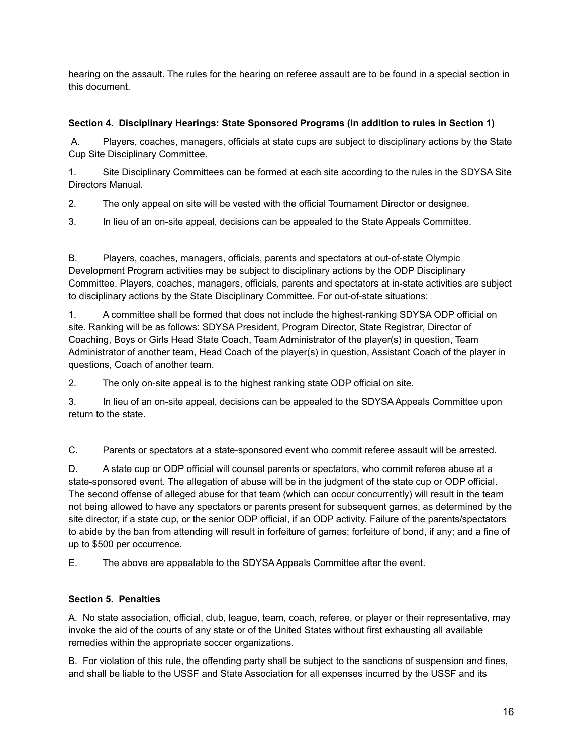hearing on the assault. The rules for the hearing on referee assault are to be found in a special section in this document.

**Section 4. Disciplinary Hearings: State Sponsored Programs (In addition to rules in Section 1)**

A. Players, coaches, managers, officials at state cups are subject to disciplinary actions by the State Cup Site Disciplinary Committee.

1. Site Disciplinary Committees can be formed at each site according to the rules in the SDYSA Site Directors Manual.

2. The only appeal on site will be vested with the official Tournament Director or designee.

3. In lieu of an on-site appeal, decisions can be appealed to the State Appeals Committee.

B. Players, coaches, managers, officials, parents and spectators at out-of-state Olympic Development Program activities may be subject to disciplinary actions by the ODP Disciplinary Committee. Players, coaches, managers, officials, parents and spectators at in-state activities are subject to disciplinary actions by the State Disciplinary Committee. For out-of-state situations:

1. A committee shall be formed that does not include the highest-ranking SDYSA ODP official on site. Ranking will be as follows: SDYSA President, Program Director, State Registrar, Director of Coaching, Boys or Girls Head State Coach, Team Administrator of the player(s) in question, Team Administrator of another team, Head Coach of the player(s) in question, Assistant Coach of the player in questions, Coach of another team.

2. The only on-site appeal is to the highest ranking state ODP official on site.

3. In lieu of an on-site appeal, decisions can be appealed to the SDYSA Appeals Committee upon return to the state.

C. Parents or spectators at a state-sponsored event who commit referee assault will be arrested.

D. A state cup or ODP official will counsel parents or spectators, who commit referee abuse at a state-sponsored event. The allegation of abuse will be in the judgment of the state cup or ODP official. The second offense of alleged abuse for that team (which can occur concurrently) will result in the team not being allowed to have any spectators or parents present for subsequent games, as determined by the site director, if a state cup, or the senior ODP official, if an ODP activity. Failure of the parents/spectators to abide by the ban from attending will result in forfeiture of games; forfeiture of bond, if any; and a fine of up to $500 per occurrence.

E. The above are appealable to the SDYSA Appeals Committee after the event.

**Section 5. Penalties**

A. No state association, official, club, league, team, coach, referee, or player or their representative, may invoke the aid of the courts of any state or of the United States without first exhausting all available remedies within the appropriate soccer organizations.

B. For violation of this rule, the offending party shall be subject to the sanctions of suspension and fines, and shall be liable to the USSF and State Association for all expenses incurred by the USSF and its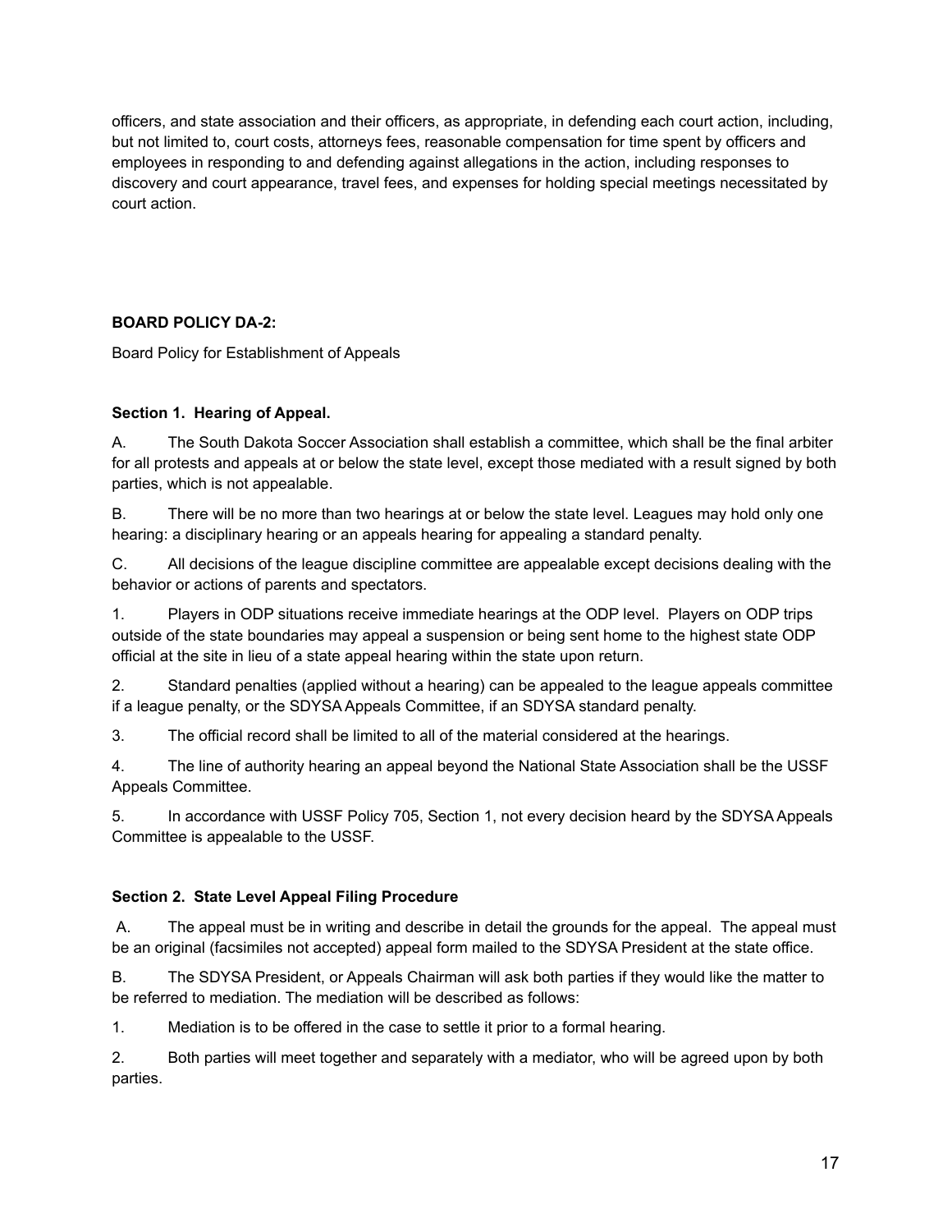officers, and state association and their officers, as appropriate, in defending each court action, including, but not limited to, court costs, attorneys fees, reasonable compensation for time spent by officers and employees in responding to and defending against allegations in the action, including responses to discovery and court appearance, travel fees, and expenses for holding special meetings necessitated by court action.

**BOARD POLICY DA-2:**

Board Policy for Establishment of Appeals

**Section 1. Hearing of Appeal.**

A. The South Dakota Soccer Association shall establish a committee, which shall be the final arbiter for all protests and appeals at or below the state level, except those mediated with a result signed by both parties, which is not appealable.

B. There will be no more than two hearings at or below the state level. Leagues may hold only one hearing: a disciplinary hearing or an appeals hearing for appealing a standard penalty.

C. All decisions of the league discipline committee are appealable except decisions dealing with the behavior or actions of parents and spectators.

1. Players in ODP situations receive immediate hearings at the ODP level. Players on ODP trips outside of the state boundaries may appeal a suspension or being sent home to the highest state ODP official at the site in lieu of a state appeal hearing within the state upon return.

2. Standard penalties (applied without a hearing) can be appealed to the league appeals committee if a league penalty, or the SDYSA Appeals Committee, if an SDYSA standard penalty.

3. The official record shall be limited to all of the material considered at the hearings.

4. The line of authority hearing an appeal beyond the National State Association shall be the USSF Appeals Committee.

5. In accordance with USSF Policy 705, Section 1, not every decision heard by the SDYSA Appeals Committee is appealable to the USSF.

**Section 2. State Level Appeal Filing Procedure**

A. The appeal must be in writing and describe in detail the grounds for the appeal. The appeal must be an original (facsimiles not accepted) appeal form mailed to the SDYSA President at the state office.

B. The SDYSA President, or Appeals Chairman will ask both parties if they would like the matter to be referred to mediation. The mediation will be described as follows:

1. Mediation is to be offered in the case to settle it prior to a formal hearing.

2. Both parties will meet together and separately with a mediator, who will be agreed upon by both parties.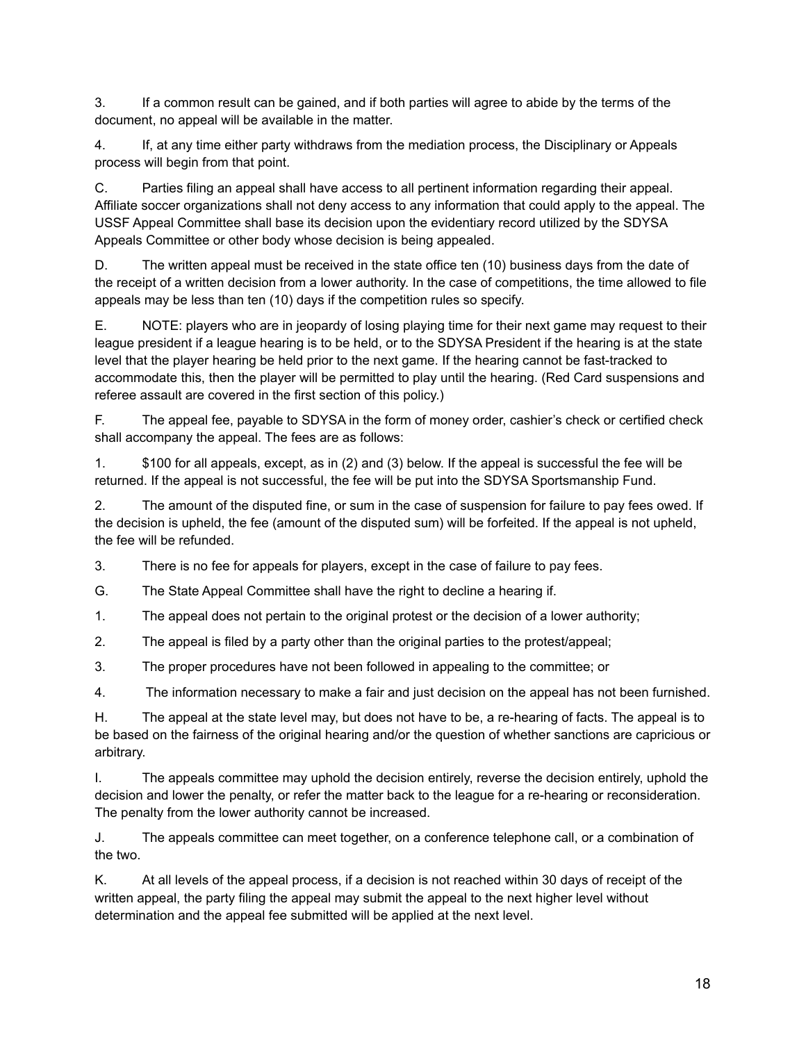3. If a common result can be gained, and if both parties will agree to abide by the terms of the document, no appeal will be available in the matter.

4. If, at any time either party withdraws from the mediation process, the Disciplinary or Appeals process will begin from that point.

C. Parties filing an appeal shall have access to all pertinent information regarding their appeal. Affiliate soccer organizations shall not deny access to any information that could apply to the appeal. The USSF Appeal Committee shall base its decision upon the evidentiary record utilized by the SDYSA Appeals Committee or other body whose decision is being appealed.

D. The written appeal must be received in the state office ten (10) business days from the date of the receipt of a written decision from a lower authority. In the case of competitions, the time allowed to file appeals may be less than ten (10) days if the competition rules so specify.

E. NOTE: players who are in jeopardy of losing playing time for their next game may request to their league president if a league hearing is to be held, or to the SDYSA President if the hearing is at the state level that the player hearing be held prior to the next game. If the hearing cannot be fast-tracked to accommodate this, then the player will be permitted to play until the hearing. (Red Card suspensions and referee assault are covered in the first section of this policy.)

F. The appeal fee, payable to SDYSA in the form of money order, cashier's check or certified check shall accompany the appeal. The fees are as follows:

1. $100 for all appeals, except, as in (2) and (3) below. If the appeal is successful the fee will be returned. If the appeal is not successful, the fee will be put into the SDYSA Sportsmanship Fund.

2. The amount of the disputed fine, or sum in the case of suspension for failure to pay fees owed. If the decision is upheld, the fee (amount of the disputed sum) will be forfeited. If the appeal is not upheld, the fee will be refunded.

3. There is no fee for appeals for players, except in the case of failure to pay fees.

G. The State Appeal Committee shall have the right to decline a hearing if.

1. The appeal does not pertain to the original protest or the decision of a lower authority;

2. The appeal is filed by a party other than the original parties to the protest/appeal;

3. The proper procedures have not been followed in appealing to the committee; or

4. The information necessary to make a fair and just decision on the appeal has not been furnished.

H. The appeal at the state level may, but does not have to be, a re-hearing of facts. The appeal is to be based on the fairness of the original hearing and/or the question of whether sanctions are capricious or arbitrary.

I. The appeals committee may uphold the decision entirely, reverse the decision entirely, uphold the decision and lower the penalty, or refer the matter back to the league for a re-hearing or reconsideration. The penalty from the lower authority cannot be increased.

J. The appeals committee can meet together, on a conference telephone call, or a combination of the two.

K. At all levels of the appeal process, if a decision is not reached within 30 days of receipt of the written appeal, the party filing the appeal may submit the appeal to the next higher level without determination and the appeal fee submitted will be applied at the next level.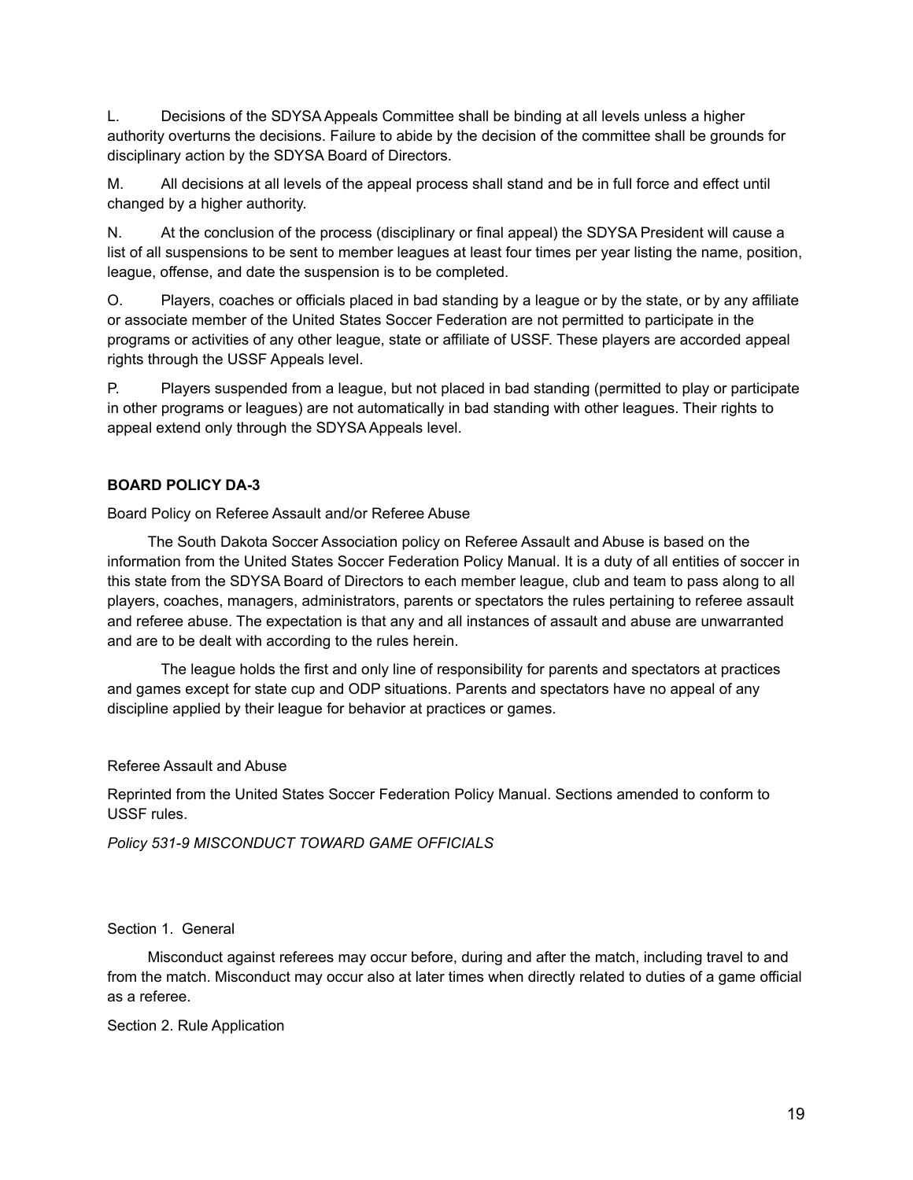L. Decisions of the SDYSA Appeals Committee shall be binding at all levels unless a higher authority overturns the decisions. Failure to abide by the decision of the committee shall be grounds for disciplinary action by the SDYSA Board of Directors.

M. All decisions at all levels of the appeal process shall stand and be in full force and effect until changed by a higher authority.

N. At the conclusion of the process (disciplinary or final appeal) the SDYSA President will cause a list of all suspensions to be sent to member leagues at least four times per year listing the name, position, league, offense, and date the suspension is to be completed.

O. Players, coaches or officials placed in bad standing by a league or by the state, or by any affiliate or associate member of the United States Soccer Federation are not permitted to participate in the programs or activities of any other league, state or affiliate of USSF. These players are accorded appeal rights through the USSF Appeals level.

P. Players suspended from a league, but not placed in bad standing (permitted to play or participate in other programs or leagues) are not automatically in bad standing with other leagues. Their rights to appeal extend only through the SDYSA Appeals level.

**BOARD POLICY DA-3**

Board Policy on Referee Assault and/or Referee Abuse

The South Dakota Soccer Association policy on Referee Assault and Abuse is based on the information from the United States Soccer Federation Policy Manual. It is a duty of all entities of soccer in this state from the SDYSA Board of Directors to each member league, club and team to pass along to all players, coaches, managers, administrators, parents or spectators the rules pertaining to referee assault and referee abuse. The expectation is that any and all instances of assault and abuse are unwarranted and are to be dealt with according to the rules herein.

The league holds the first and only line of responsibility for parents and spectators at practices and games except for state cup and ODP situations. Parents and spectators have no appeal of any discipline applied by their league for behavior at practices or games.

Referee Assault and Abuse

Reprinted from the United States Soccer Federation Policy Manual. Sections amended to conform to USSF rules.

*Policy 531-9 MISCONDUCT TOWARD GAME OFFICIALS*

Section 1. General

Misconduct against referees may occur before, during and after the match, including travel to and from the match. Misconduct may occur also at later times when directly related to duties of a game official as a referee.

Section 2. Rule Application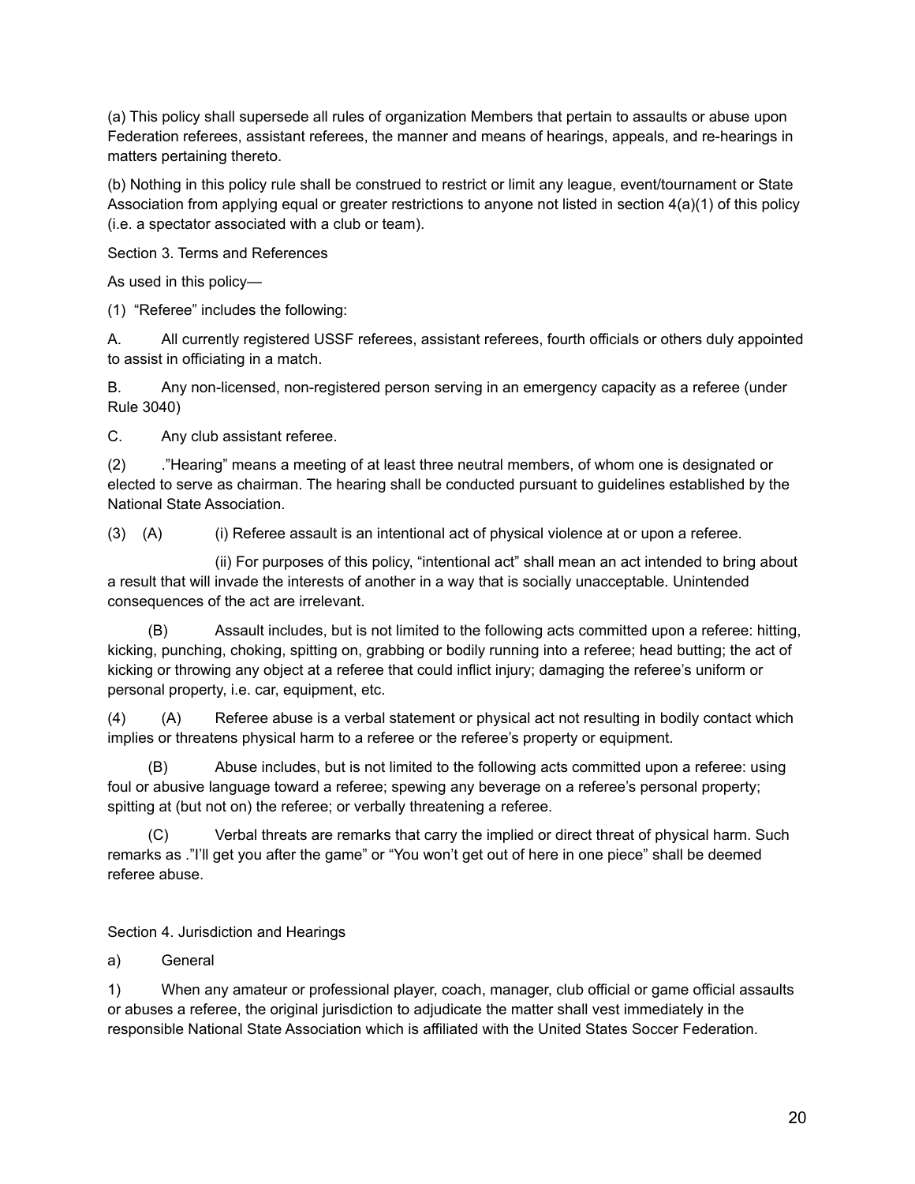(a) This policy shall supersede all rules of organization Members that pertain to assaults or abuse upon Federation referees, assistant referees, the manner and means of hearings, appeals, and re-hearings in matters pertaining thereto.

(b) Nothing in this policy rule shall be construed to restrict or limit any league, event/tournament or State Association from applying equal or greater restrictions to anyone not listed in section 4(a)(1) of this policy (i.e. a spectator associated with a club or team).

Section 3. Terms and References

As used in this policy—

(1) "Referee" includes the following:

A. All currently registered USSF referees, assistant referees, fourth officials or others duly appointed to assist in officiating in a match.

B. Any non-licensed, non-registered person serving in an emergency capacity as a referee (under Rule 3040)

C. Any club assistant referee.

(2) ."Hearing" means a meeting of at least three neutral members, of whom one is designated or elected to serve as chairman. The hearing shall be conducted pursuant to guidelines established by the National State Association.

(3) (A) (i) Referee assault is an intentional act of physical violence at or upon a referee.

(ii) For purposes of this policy, "intentional act" shall mean an act intended to bring about a result that will invade the interests of another in a way that is socially unacceptable. Unintended consequences of the act are irrelevant.

(B) Assault includes, but is not limited to the following acts committed upon a referee: hitting, kicking, punching, choking, spitting on, grabbing or bodily running into a referee; head butting; the act of kicking or throwing any object at a referee that could inflict injury; damaging the referee's uniform or personal property, i.e. car, equipment, etc.

(4) (A) Referee abuse is a verbal statement or physical act not resulting in bodily contact which implies or threatens physical harm to a referee or the referee's property or equipment.

(B) Abuse includes, but is not limited to the following acts committed upon a referee: using foul or abusive language toward a referee; spewing any beverage on a referee's personal property; spitting at (but not on) the referee; or verbally threatening a referee.

(C) Verbal threats are remarks that carry the implied or direct threat of physical harm. Such remarks as ."I'll get you after the game" or "You won't get out of here in one piece" shall be deemed referee abuse.

Section 4. Jurisdiction and Hearings

a) General

1) When any amateur or professional player, coach, manager, club official or game official assaults or abuses a referee, the original jurisdiction to adjudicate the matter shall vest immediately in the responsible National State Association which is affiliated with the United States Soccer Federation.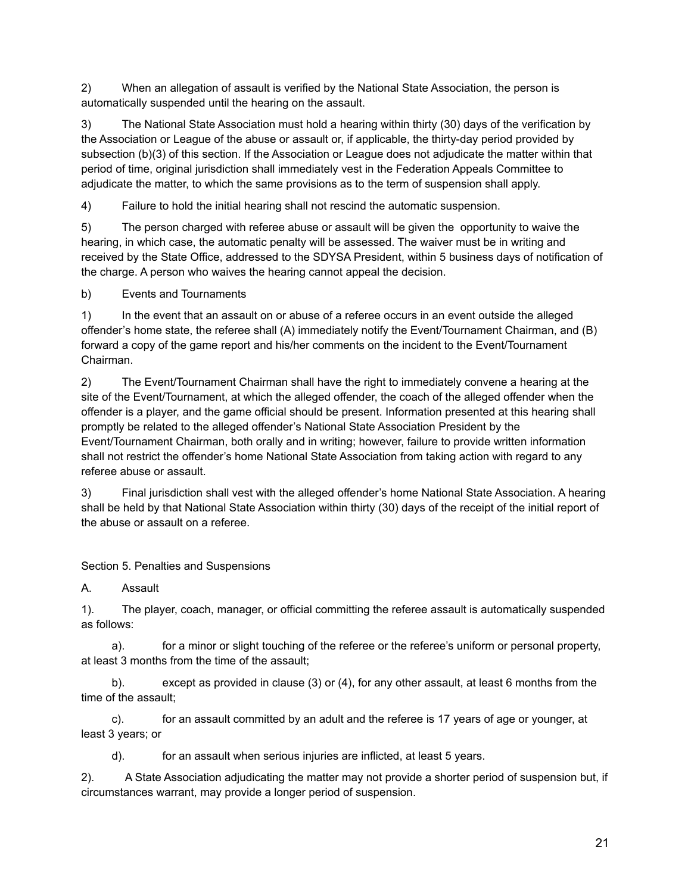2) When an allegation of assault is verified by the National State Association, the person is automatically suspended until the hearing on the assault.

3) The National State Association must hold a hearing within thirty (30) days of the verification by the Association or League of the abuse or assault or, if applicable, the thirty-day period provided by subsection (b)(3) of this section. If the Association or League does not adjudicate the matter within that period of time, original jurisdiction shall immediately vest in the Federation Appeals Committee to adjudicate the matter, to which the same provisions as to the term of suspension shall apply.

4) Failure to hold the initial hearing shall not rescind the automatic suspension.

5) The person charged with referee abuse or assault will be given the opportunity to waive the hearing, in which case, the automatic penalty will be assessed. The waiver must be in writing and received by the State Office, addressed to the SDYSA President, within 5 business days of notification of the charge. A person who waives the hearing cannot appeal the decision.

b) Events and Tournaments

1) In the event that an assault on or abuse of a referee occurs in an event outside the alleged offender's home state, the referee shall (A) immediately notify the Event/Tournament Chairman, and (B) forward a copy of the game report and his/her comments on the incident to the Event/Tournament Chairman.

2) The Event/Tournament Chairman shall have the right to immediately convene a hearing at the site of the Event/Tournament, at which the alleged offender, the coach of the alleged offender when the offender is a player, and the game official should be present. Information presented at this hearing shall promptly be related to the alleged offender's National State Association President by the Event/Tournament Chairman, both orally and in writing; however, failure to provide written information shall not restrict the offender's home National State Association from taking action with regard to any referee abuse or assault.

3) Final jurisdiction shall vest with the alleged offender's home National State Association. A hearing shall be held by that National State Association within thirty (30) days of the receipt of the initial report of the abuse or assault on a referee.

Section 5. Penalties and Suspensions

A. Assault

1). The player, coach, manager, or official committing the referee assault is automatically suspended as follows:

a). for a minor or slight touching of the referee or the referee's uniform or personal property, at least 3 months from the time of the assault;

b). except as provided in clause (3) or (4), for any other assault, at least 6 months from the time of the assault;

c). for an assault committed by an adult and the referee is 17 years of age or younger, at least 3 years; or

d). for an assault when serious injuries are inflicted, at least 5 years.

2). A State Association adjudicating the matter may not provide a shorter period of suspension but, if circumstances warrant, may provide a longer period of suspension.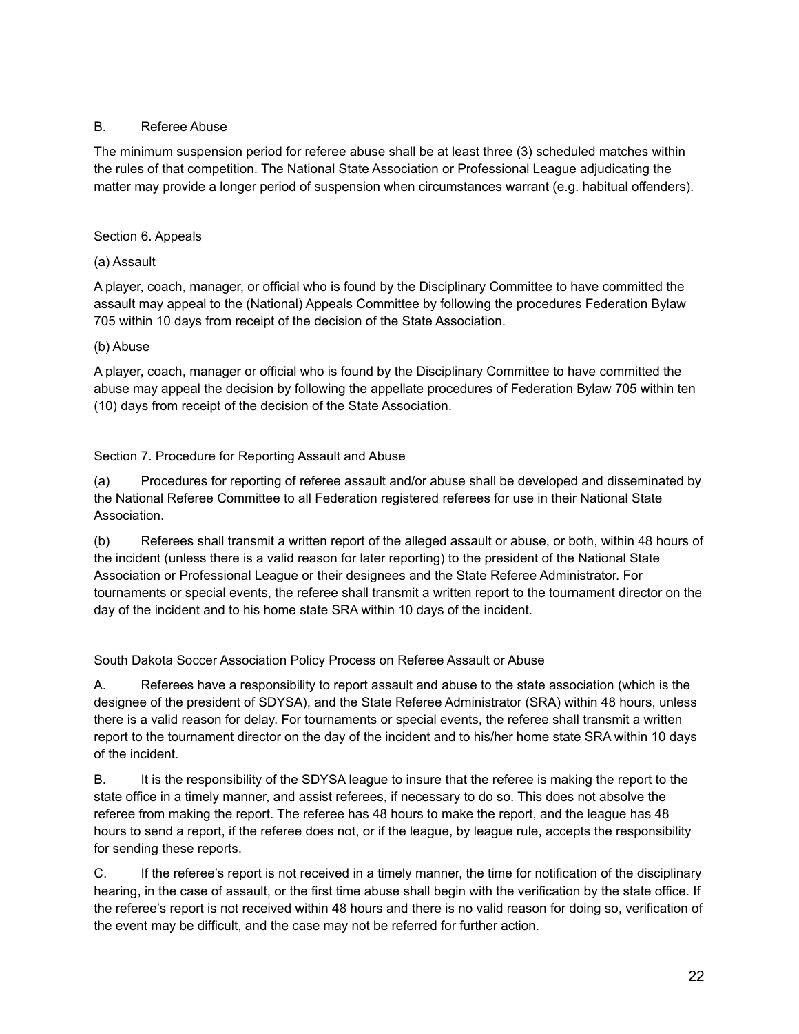B. Referee Abuse

The minimum suspension period for referee abuse shall be at least three (3) scheduled matches within the rules of that competition. The National State Association or Professional League adjudicating the matter may provide a longer period of suspension when circumstances warrant (e.g. habitual offenders).

Section 6. Appeals

(a) Assault

A player, coach, manager, or official who is found by the Disciplinary Committee to have committed the assault may appeal to the (National) Appeals Committee by following the procedures Federation Bylaw 705 within 10 days from receipt of the decision of the State Association.

(b) Abuse

A player, coach, manager or official who is found by the Disciplinary Committee to have committed the abuse may appeal the decision by following the appellate procedures of Federation Bylaw 705 within ten (10) days from receipt of the decision of the State Association.

Section 7. Procedure for Reporting Assault and Abuse

(a) Procedures for reporting of referee assault and/or abuse shall be developed and disseminated by the National Referee Committee to all Federation registered referees for use in their National State Association.

(b) Referees shall transmit a written report of the alleged assault or abuse, or both, within 48 hours of the incident (unless there is a valid reason for later reporting) to the president of the National State Association or Professional League or their designees and the State Referee Administrator. For tournaments or special events, the referee shall transmit a written report to the tournament director on the day of the incident and to his home state SRA within 10 days of the incident.

South Dakota Soccer Association Policy Process on Referee Assault or Abuse

A. Referees have a responsibility to report assault and abuse to the state association (which is the designee of the president of SDYSA), and the State Referee Administrator (SRA) within 48 hours, unless there is a valid reason for delay. For tournaments or special events, the referee shall transmit a written report to the tournament director on the day of the incident and to his/her home state SRA within 10 days of the incident.

B. It is the responsibility of the SDYSA league to insure that the referee is making the report to the state office in a timely manner, and assist referees, if necessary to do so. This does not absolve the referee from making the report. The referee has 48 hours to make the report, and the league has 48 hours to send a report, if the referee does not, or if the league, by league rule, accepts the responsibility for sending these reports.

C. If the referee's report is not received in a timely manner, the time for notification of the disciplinary hearing, in the case of assault, or the first time abuse shall begin with the verification by the state office. If the referee's report is not received within 48 hours and there is no valid reason for doing so, verification of the event may be difficult, and the case may not be referred for further action.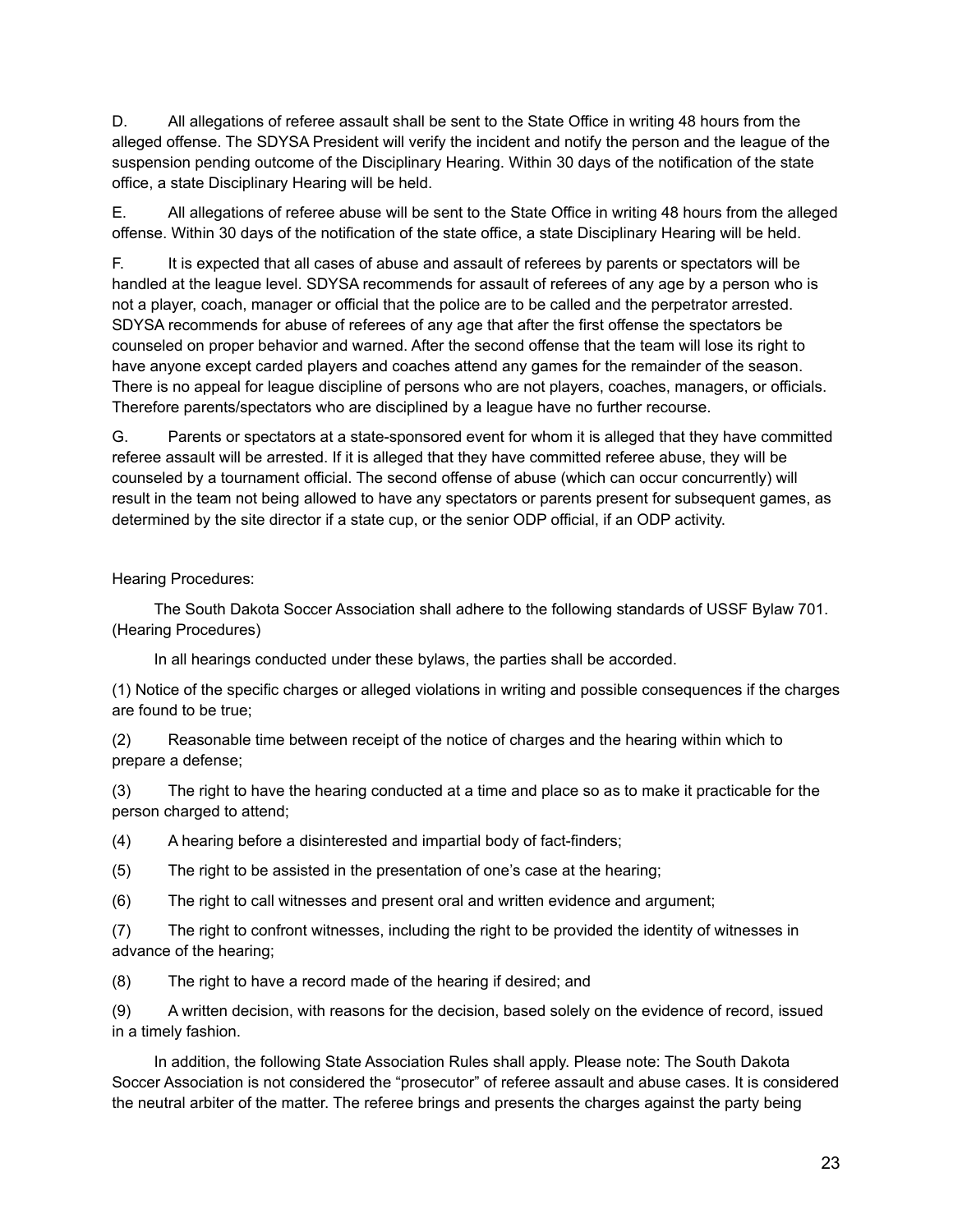D. All allegations of referee assault shall be sent to the State Office in writing 48 hours from the alleged offense. The SDYSA President will verify the incident and notify the person and the league of the suspension pending outcome of the Disciplinary Hearing. Within 30 days of the notification of the state office, a state Disciplinary Hearing will be held.

E. All allegations of referee abuse will be sent to the State Office in writing 48 hours from the alleged offense. Within 30 days of the notification of the state office, a state Disciplinary Hearing will be held.

F. It is expected that all cases of abuse and assault of referees by parents or spectators will be handled at the league level. SDYSA recommends for assault of referees of any age by a person who is not a player, coach, manager or official that the police are to be called and the perpetrator arrested. SDYSA recommends for abuse of referees of any age that after the first offense the spectators be counseled on proper behavior and warned. After the second offense that the team will lose its right to have anyone except carded players and coaches attend any games for the remainder of the season. There is no appeal for league discipline of persons who are not players, coaches, managers, or officials. Therefore parents/spectators who are disciplined by a league have no further recourse.

G. Parents or spectators at a state-sponsored event for whom it is alleged that they have committed referee assault will be arrested. If it is alleged that they have committed referee abuse, they will be counseled by a tournament official. The second offense of abuse (which can occur concurrently) will result in the team not being allowed to have any spectators or parents present for subsequent games, as determined by the site director if a state cup, or the senior ODP official, if an ODP activity.

Hearing Procedures:

The South Dakota Soccer Association shall adhere to the following standards of USSF Bylaw 701. (Hearing Procedures)

In all hearings conducted under these bylaws, the parties shall be accorded.

(1) Notice of the specific charges or alleged violations in writing and possible consequences if the charges are found to be true;

(2) Reasonable time between receipt of the notice of charges and the hearing within which to prepare a defense;

(3) The right to have the hearing conducted at a time and place so as to make it practicable for the person charged to attend;

(4) A hearing before a disinterested and impartial body of fact-finders;

(5) The right to be assisted in the presentation of one's case at the hearing;

(6) The right to call witnesses and present oral and written evidence and argument;

(7) The right to confront witnesses, including the right to be provided the identity of witnesses in advance of the hearing;

(8) The right to have a record made of the hearing if desired; and

(9) A written decision, with reasons for the decision, based solely on the evidence of record, issued in a timely fashion.

In addition, the following State Association Rules shall apply. Please note: The South Dakota Soccer Association is not considered the "prosecutor" of referee assault and abuse cases. It is considered the neutral arbiter of the matter. The referee brings and presents the charges against the party being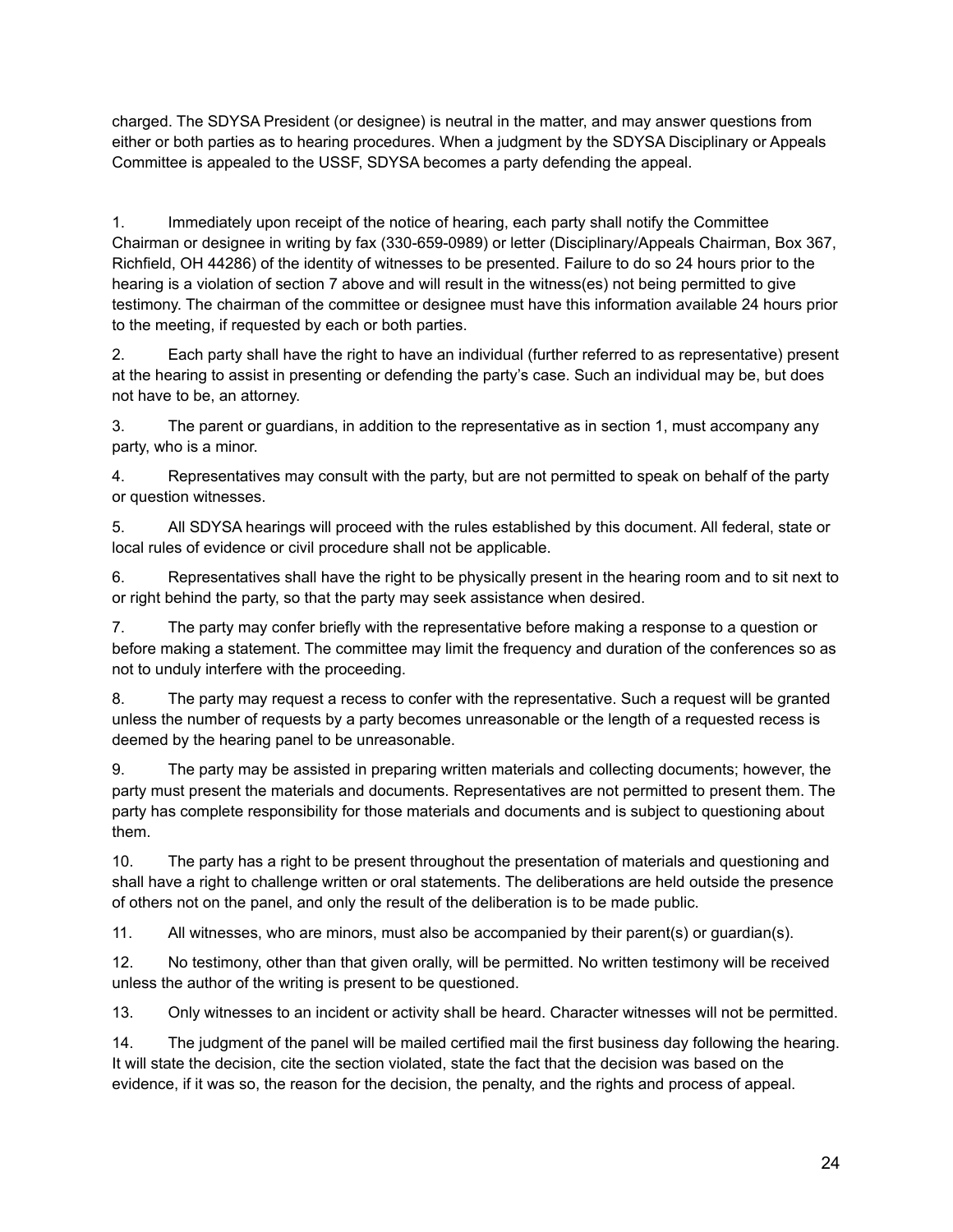charged. The SDYSA President (or designee) is neutral in the matter, and may answer questions from either or both parties as to hearing procedures. When a judgment by the SDYSA Disciplinary or Appeals Committee is appealed to the USSF, SDYSA becomes a party defending the appeal.

1. Immediately upon receipt of the notice of hearing, each party shall notify the Committee Chairman or designee in writing by fax (330-659-0989) or letter (Disciplinary/Appeals Chairman, Box 367, Richfield, OH 44286) of the identity of witnesses to be presented. Failure to do so 24 hours prior to the hearing is a violation of section 7 above and will result in the witness(es) not being permitted to give testimony. The chairman of the committee or designee must have this information available 24 hours prior to the meeting, if requested by each or both parties.

2. Each party shall have the right to have an individual (further referred to as representative) present at the hearing to assist in presenting or defending the party's case. Such an individual may be, but does not have to be, an attorney.

3. The parent or guardians, in addition to the representative as in section 1, must accompany any party, who is a minor.

4. Representatives may consult with the party, but are not permitted to speak on behalf of the party or question witnesses.

5. All SDYSA hearings will proceed with the rules established by this document. All federal, state or local rules of evidence or civil procedure shall not be applicable.

6. Representatives shall have the right to be physically present in the hearing room and to sit next to or right behind the party, so that the party may seek assistance when desired.

7. The party may confer briefly with the representative before making a response to a question or before making a statement. The committee may limit the frequency and duration of the conferences so as not to unduly interfere with the proceeding.

8. The party may request a recess to confer with the representative. Such a request will be granted unless the number of requests by a party becomes unreasonable or the length of a requested recess is deemed by the hearing panel to be unreasonable.

9. The party may be assisted in preparing written materials and collecting documents; however, the party must present the materials and documents. Representatives are not permitted to present them. The party has complete responsibility for those materials and documents and is subject to questioning about them.

10. The party has a right to be present throughout the presentation of materials and questioning and shall have a right to challenge written or oral statements. The deliberations are held outside the presence of others not on the panel, and only the result of the deliberation is to be made public.

11. All witnesses, who are minors, must also be accompanied by their parent(s) or guardian(s).

12. No testimony, other than that given orally, will be permitted. No written testimony will be received unless the author of the writing is present to be questioned.

13. Only witnesses to an incident or activity shall be heard. Character witnesses will not be permitted.

14. The judgment of the panel will be mailed certified mail the first business day following the hearing. It will state the decision, cite the section violated, state the fact that the decision was based on the evidence, if it was so, the reason for the decision, the penalty, and the rights and process of appeal.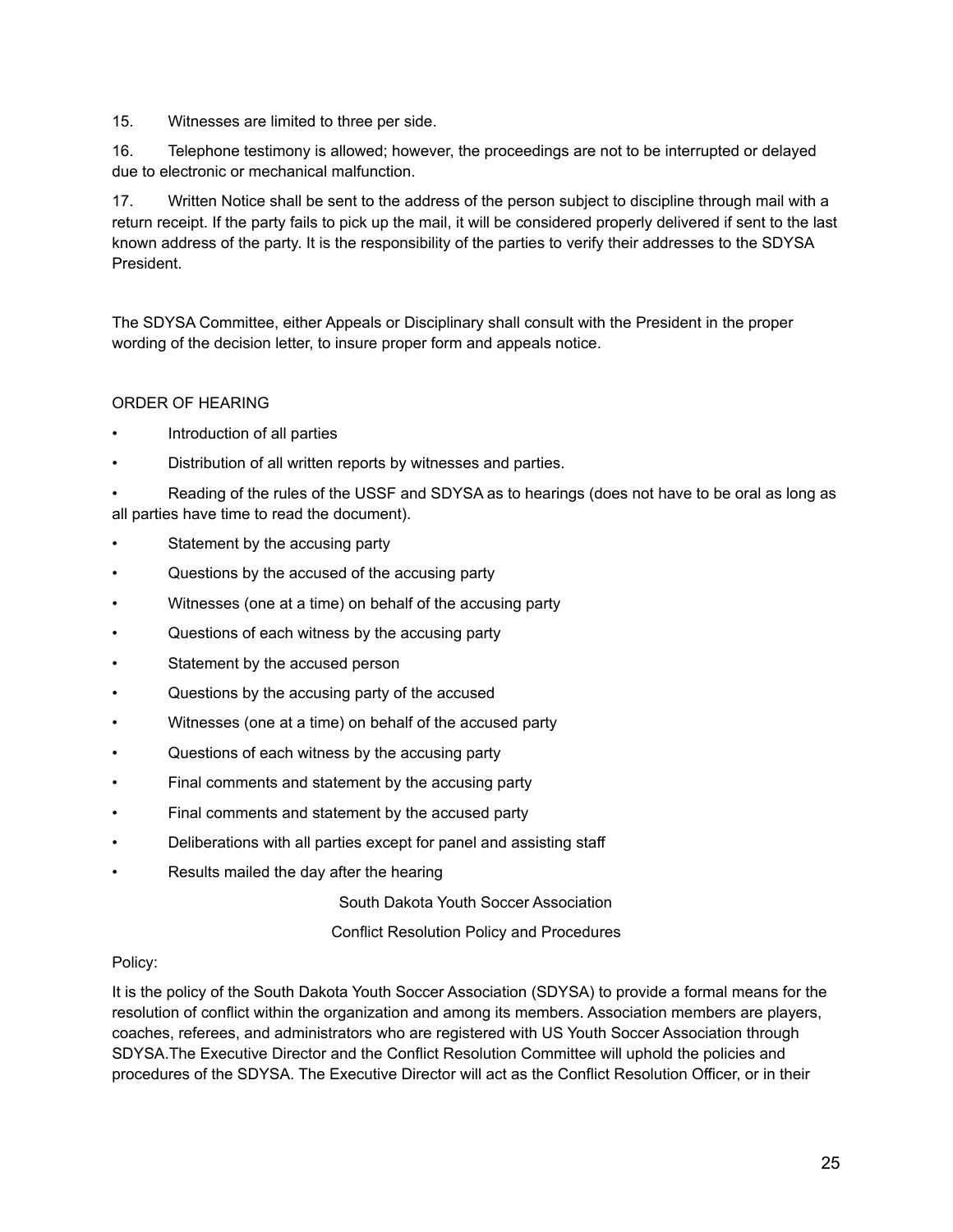15. Witnesses are limited to three per side.

16. Telephone testimony is allowed; however, the proceedings are not to be interrupted or delayed due to electronic or mechanical malfunction.

17. Written Notice shall be sent to the address of the person subject to discipline through mail with a return receipt. If the party fails to pick up the mail, it will be considered properly delivered if sent to the last known address of the party. It is the responsibility of the parties to verify their addresses to the SDYSA President.

The SDYSA Committee, either Appeals or Disciplinary shall consult with the President in the proper wording of the decision letter, to insure proper form and appeals notice.

ORDER OF HEARING

- Introduction of all parties
- Distribution of all written reports by witnesses and parties.
- Reading of the rules of the USSF and SDYSA as to hearings (does not have to be oral as long as all parties have time to read the document).
- Statement by the accusing party
- Questions by the accused of the accusing party
- Witnesses (one at a time) on behalf of the accusing party
- Questions of each witness by the accusing party
- Statement by the accused person
- Questions by the accusing party of the accused
- Witnesses (one at a time) on behalf of the accused party
- Questions of each witness by the accusing party
- Final comments and statement by the accusing party
- Final comments and statement by the accused party
- Deliberations with all parties except for panel and assisting staff
- Results mailed the day after the hearing

## South Dakota Youth Soccer Association

## Conflict Resolution Policy and Procedures

Policy:

It is the policy of the South Dakota Youth Soccer Association (SDYSA) to provide a formal means for the resolution of conflict within the organization and among its members. Association members are players, coaches, referees, and administrators who are registered with US Youth Soccer Association through SDYSA.The Executive Director and the Conflict Resolution Committee will uphold the policies and procedures of the SDYSA. The Executive Director will act as the Conflict Resolution Officer, or in their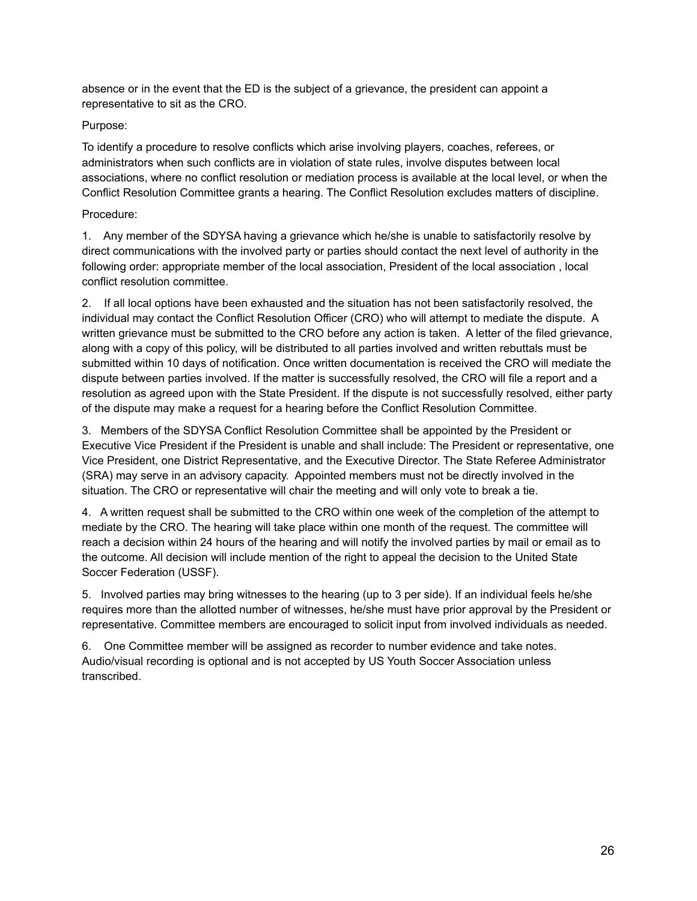absence or in the event that the ED is the subject of a grievance, the president can appoint a representative to sit as the CRO.

Purpose:

To identify a procedure to resolve conflicts which arise involving players, coaches, referees, or administrators when such conflicts are in violation of state rules, involve disputes between local associations, where no conflict resolution or mediation process is available at the local level, or when the Conflict Resolution Committee grants a hearing. The Conflict Resolution excludes matters of discipline.

Procedure:

1. Any member of the SDYSA having a grievance which he/she is unable to satisfactorily resolve by direct communications with the involved party or parties should contact the next level of authority in the following order: appropriate member of the local association, President of the local association , local conflict resolution committee.

2. If all local options have been exhausted and the situation has not been satisfactorily resolved, the individual may contact the Conflict Resolution Officer (CRO) who will attempt to mediate the dispute. A written grievance must be submitted to the CRO before any action is taken. A letter of the filed grievance, along with a copy of this policy, will be distributed to all parties involved and written rebuttals must be submitted within 10 days of notification. Once written documentation is received the CRO will mediate the dispute between parties involved. If the matter is successfully resolved, the CRO will file a report and a resolution as agreed upon with the State President. If the dispute is not successfully resolved, either party of the dispute may make a request for a hearing before the Conflict Resolution Committee.

3. Members of the SDYSA Conflict Resolution Committee shall be appointed by the President or Executive Vice President if the President is unable and shall include: The President or representative, one Vice President, one District Representative, and the Executive Director. The State Referee Administrator (SRA) may serve in an advisory capacity. Appointed members must not be directly involved in the situation. The CRO or representative will chair the meeting and will only vote to break a tie.

4. A written request shall be submitted to the CRO within one week of the completion of the attempt to mediate by the CRO. The hearing will take place within one month of the request. The committee will reach a decision within 24 hours of the hearing and will notify the involved parties by mail or email as to the outcome. All decision will include mention of the right to appeal the decision to the United State Soccer Federation (USSF).

5. Involved parties may bring witnesses to the hearing (up to 3 per side). If an individual feels he/she requires more than the allotted number of witnesses, he/she must have prior approval by the President or representative. Committee members are encouraged to solicit input from involved individuals as needed.

6. One Committee member will be assigned as recorder to number evidence and take notes. Audio/visual recording is optional and is not accepted by US Youth Soccer Association unless transcribed.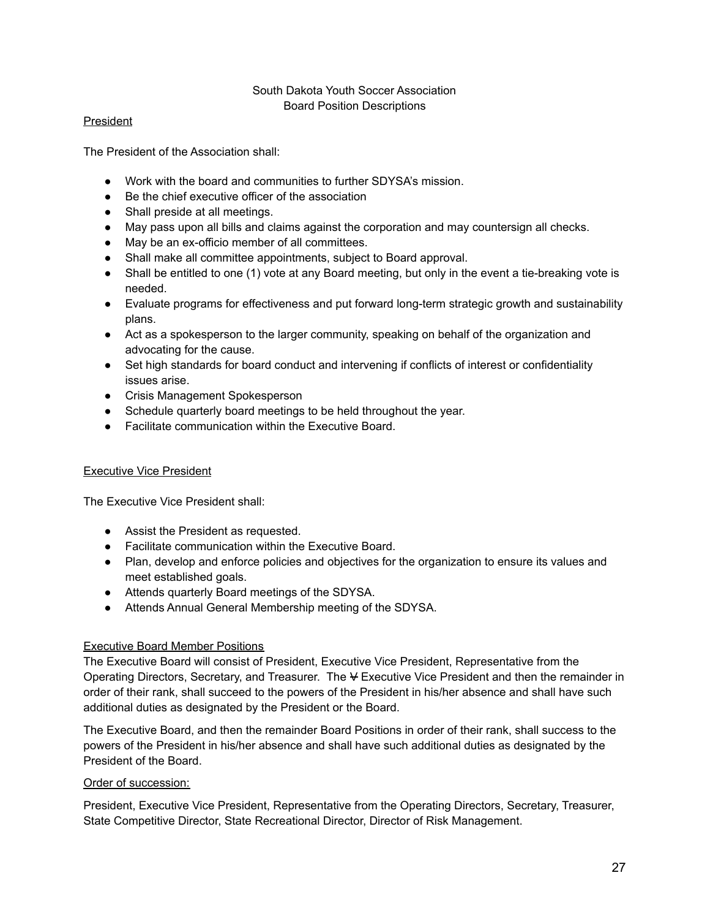South Dakota Youth Soccer Association
Board Position Descriptions

<u>President</u>

The President of the Association shall:

- Work with the board and communities to further SDYSA's mission.
- Be the chief executive officer of the association
- Shall preside at all meetings.
- May pass upon all bills and claims against the corporation and may countersign all checks.
- May be an ex-officio member of all committees.
- Shall make all committee appointments, subject to Board approval.
- Shall be entitled to one (1) vote at any Board meeting, but only in the event a tie-breaking vote is needed.
- Evaluate programs for effectiveness and put forward long-term strategic growth and sustainability plans.
- Act as a spokesperson to the larger community, speaking on behalf of the organization and advocating for the cause.
- Set high standards for board conduct and intervening if conflicts of interest or confidentiality issues arise.
- Crisis Management Spokesperson
- Schedule quarterly board meetings to be held throughout the year.
- Facilitate communication within the Executive Board.

<u>Executive Vice President</u>

The Executive Vice President shall:

- Assist the President as requested.
- Facilitate communication within the Executive Board.
- Plan, develop and enforce policies and objectives for the organization to ensure its values and meet established goals.
- Attends quarterly Board meetings of the SDYSA.
- Attends Annual General Membership meeting of the SDYSA.

<u>Executive Board Member Positions</u>

The Executive Board will consist of President, Executive Vice President, Representative from the Operating Directors, Secretary, and Treasurer. The ~~V~~ Executive Vice President and then the remainder in order of their rank, shall succeed to the powers of the President in his/her absence and shall have such additional duties as designated by the President or the Board.

The Executive Board, and then the remainder Board Positions in order of their rank, shall success to the powers of the President in his/her absence and shall have such additional duties as designated by the President of the Board.

<u>Order of succession:</u>

President, Executive Vice President, Representative from the Operating Directors, Secretary, Treasurer, State Competitive Director, State Recreational Director, Director of Risk Management.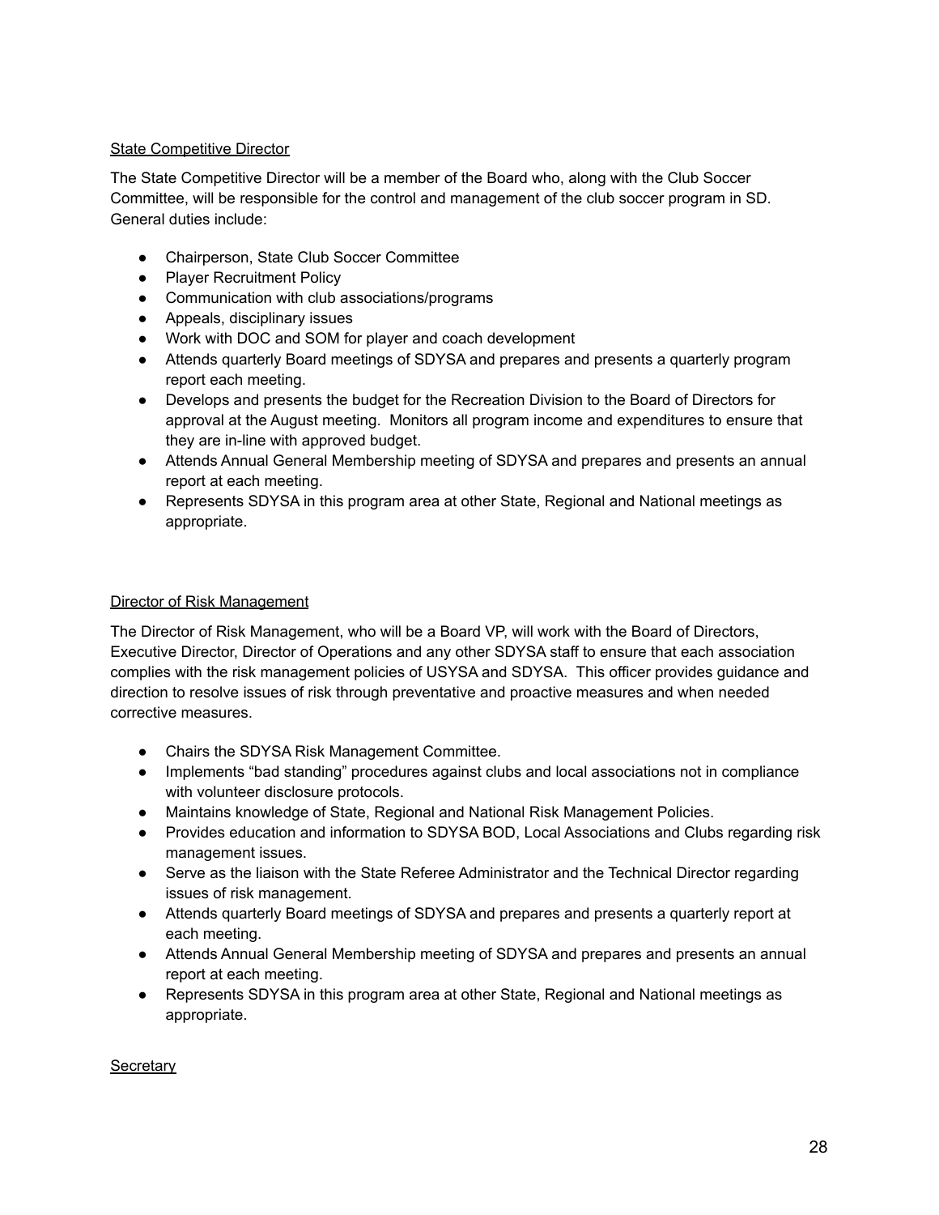<u>State Competitive Director</u>

The State Competitive Director will be a member of the Board who, along with the Club Soccer Committee, will be responsible for the control and management of the club soccer program in SD. General duties include:

- Chairperson, State Club Soccer Committee
- Player Recruitment Policy
- Communication with club associations/programs
- Appeals, disciplinary issues
- Work with DOC and SOM for player and coach development
- Attends quarterly Board meetings of SDYSA and prepares and presents a quarterly program report each meeting.
- Develops and presents the budget for the Recreation Division to the Board of Directors for approval at the August meeting. Monitors all program income and expenditures to ensure that they are in-line with approved budget.
- Attends Annual General Membership meeting of SDYSA and prepares and presents an annual report at each meeting.
- Represents SDYSA in this program area at other State, Regional and National meetings as appropriate.

<u>Director of Risk Management</u>

The Director of Risk Management, who will be a Board VP, will work with the Board of Directors, Executive Director, Director of Operations and any other SDYSA staff to ensure that each association complies with the risk management policies of USYSA and SDYSA. This officer provides guidance and direction to resolve issues of risk through preventative and proactive measures and when needed corrective measures.

- Chairs the SDYSA Risk Management Committee.
- Implements “bad standing” procedures against clubs and local associations not in compliance with volunteer disclosure protocols.
- Maintains knowledge of State, Regional and National Risk Management Policies.
- Provides education and information to SDYSA BOD, Local Associations and Clubs regarding risk management issues.
- Serve as the liaison with the State Referee Administrator and the Technical Director regarding issues of risk management.
- Attends quarterly Board meetings of SDYSA and prepares and presents a quarterly report at each meeting.
- Attends Annual General Membership meeting of SDYSA and prepares and presents an annual report at each meeting.
- Represents SDYSA in this program area at other State, Regional and National meetings as appropriate.

<u>Secretary</u>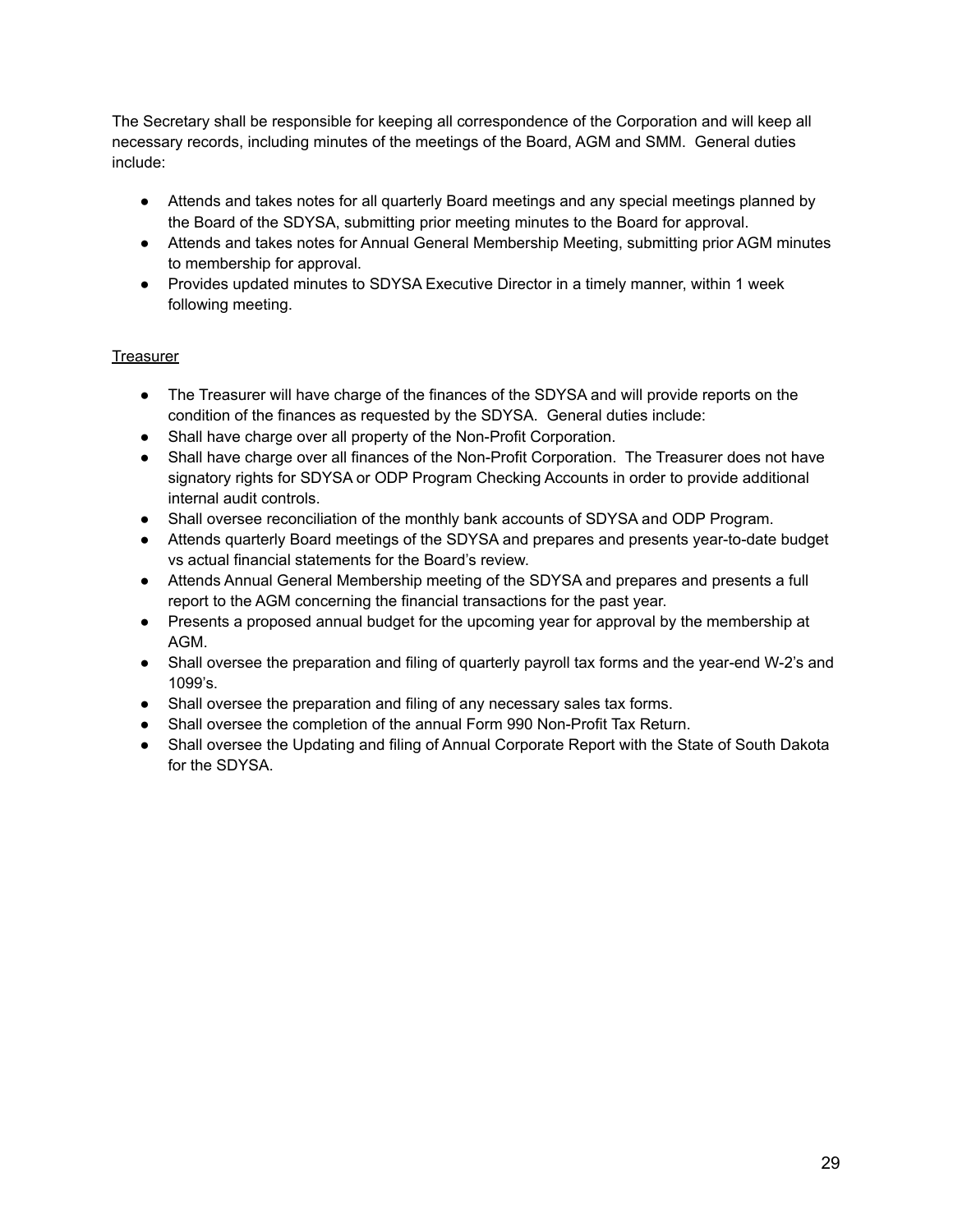The Secretary shall be responsible for keeping all correspondence of the Corporation and will keep all necessary records, including minutes of the meetings of the Board, AGM and SMM. General duties include:

- Attends and takes notes for all quarterly Board meetings and any special meetings planned by the Board of the SDYSA, submitting prior meeting minutes to the Board for approval.
- Attends and takes notes for Annual General Membership Meeting, submitting prior AGM minutes to membership for approval.
- Provides updated minutes to SDYSA Executive Director in a timely manner, within 1 week following meeting.

<u>Treasurer</u>

- The Treasurer will have charge of the finances of the SDYSA and will provide reports on the condition of the finances as requested by the SDYSA. General duties include:
- Shall have charge over all property of the Non-Profit Corporation.
- Shall have charge over all finances of the Non-Profit Corporation. The Treasurer does not have signatory rights for SDYSA or ODP Program Checking Accounts in order to provide additional internal audit controls.
- Shall oversee reconciliation of the monthly bank accounts of SDYSA and ODP Program.
- Attends quarterly Board meetings of the SDYSA and prepares and presents year-to-date budget vs actual financial statements for the Board's review.
- Attends Annual General Membership meeting of the SDYSA and prepares and presents a full report to the AGM concerning the financial transactions for the past year.
- Presents a proposed annual budget for the upcoming year for approval by the membership at AGM.
- Shall oversee the preparation and filing of quarterly payroll tax forms and the year-end W-2's and 1099's.
- Shall oversee the preparation and filing of any necessary sales tax forms.
- Shall oversee the completion of the annual Form 990 Non-Profit Tax Return.
- Shall oversee the Updating and filing of Annual Corporate Report with the State of South Dakota for the SDYSA.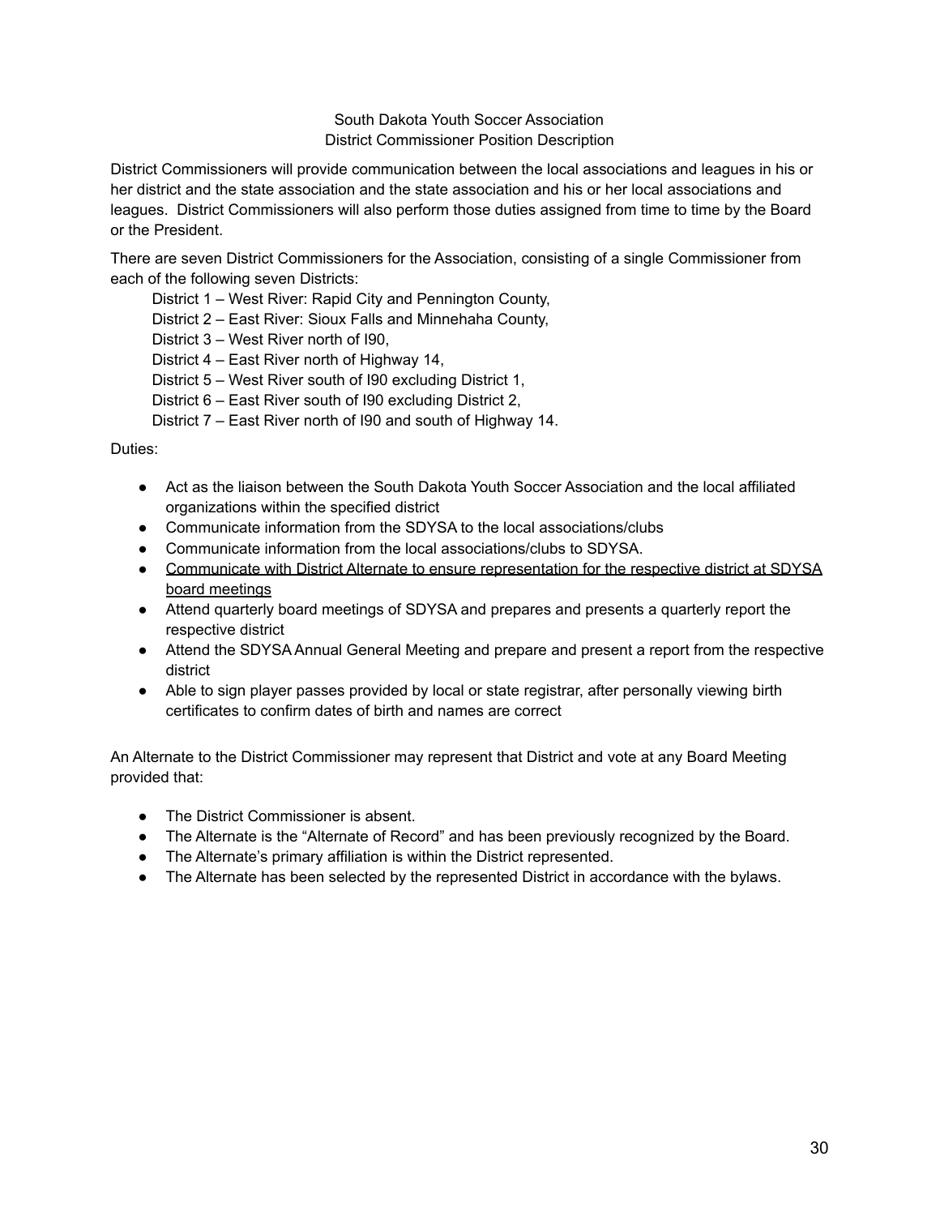South Dakota Youth Soccer Association
District Commissioner Position Description

District Commissioners will provide communication between the local associations and leagues in his or her district and the state association and the state association and his or her local associations and leagues. District Commissioners will also perform those duties assigned from time to time by the Board or the President.

There are seven District Commissioners for the Association, consisting of a single Commissioner from each of the following seven Districts:

District 1 – West River: Rapid City and Pennington County,
District 2 – East River: Sioux Falls and Minnehaha County,
District 3 – West River north of I90,
District 4 – East River north of Highway 14,
District 5 – West River south of I90 excluding District 1,
District 6 – East River south of I90 excluding District 2,
District 7 – East River north of I90 and south of Highway 14.

Duties:

- Act as the liaison between the South Dakota Youth Soccer Association and the local affiliated organizations within the specified district
- Communicate information from the SDYSA to the local associations/clubs
- Communicate information from the local associations/clubs to SDYSA.
- <u>Communicate with District Alternate to ensure representation for the respective district at SDYSA board meetings</u>
- Attend quarterly board meetings of SDYSA and prepares and presents a quarterly report the respective district
- Attend the SDYSA Annual General Meeting and prepare and present a report from the respective district
- Able to sign player passes provided by local or state registrar, after personally viewing birth certificates to confirm dates of birth and names are correct

An Alternate to the District Commissioner may represent that District and vote at any Board Meeting provided that:

- The District Commissioner is absent.
- The Alternate is the "Alternate of Record" and has been previously recognized by the Board.
- The Alternate's primary affiliation is within the District represented.
- The Alternate has been selected by the represented District in accordance with the bylaws.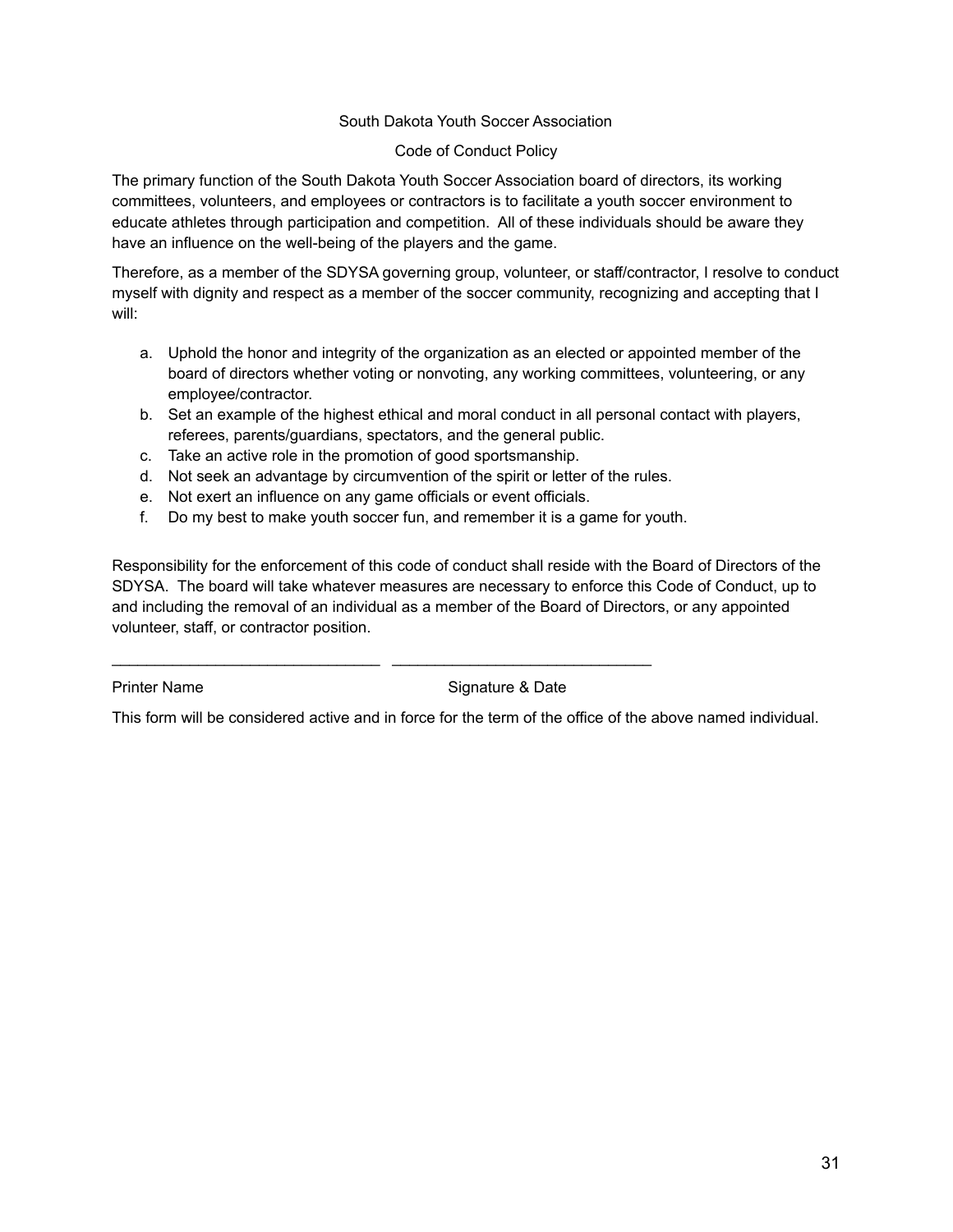# South Dakota Youth Soccer Association

## Code of Conduct Policy

The primary function of the South Dakota Youth Soccer Association board of directors, its working committees, volunteers, and employees or contractors is to facilitate a youth soccer environment to educate athletes through participation and competition. All of these individuals should be aware they have an influence on the well-being of the players and the game.

Therefore, as a member of the SDYSA governing group, volunteer, or staff/contractor, I resolve to conduct myself with dignity and respect as a member of the soccer community, recognizing and accepting that I will:

a. Uphold the honor and integrity of the organization as an elected or appointed member of the board of directors whether voting or nonvoting, any working committees, volunteering, or any employee/contractor.
b. Set an example of the highest ethical and moral conduct in all personal contact with players, referees, parents/guardians, spectators, and the general public.
c. Take an active role in the promotion of good sportsmanship.
d. Not seek an advantage by circumvention of the spirit or letter of the rules.
e. Not exert an influence on any game officials or event officials.
f. Do my best to make youth soccer fun, and remember it is a game for youth.

Responsibility for the enforcement of this code of conduct shall reside with the Board of Directors of the SDYSA. The board will take whatever measures are necessary to enforce this Code of Conduct, up to and including the removal of an individual as a member of the Board of Directors, or any appointed volunteer, staff, or contractor position.

______________________________ ______________________________

Printer Name Signature & Date

This form will be considered active and in force for the term of the office of the above named individual.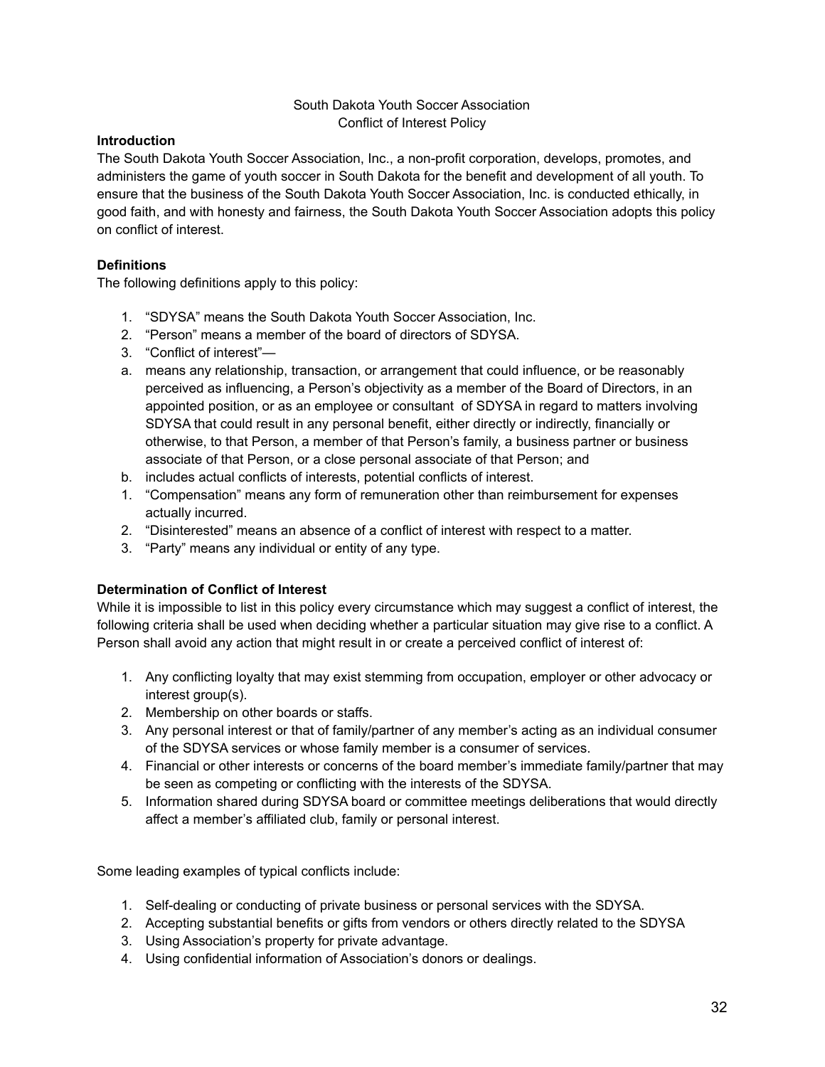South Dakota Youth Soccer Association
Conflict of Interest Policy

**Introduction**

The South Dakota Youth Soccer Association, Inc., a non-profit corporation, develops, promotes, and administers the game of youth soccer in South Dakota for the benefit and development of all youth. To ensure that the business of the South Dakota Youth Soccer Association, Inc. is conducted ethically, in good faith, and with honesty and fairness, the South Dakota Youth Soccer Association adopts this policy on conflict of interest.

**Definitions**

The following definitions apply to this policy:

1. "SDYSA" means the South Dakota Youth Soccer Association, Inc.
2. "Person" means a member of the board of directors of SDYSA.
3. "Conflict of interest"—
   a. means any relationship, transaction, or arrangement that could influence, or be reasonably perceived as influencing, a Person's objectivity as a member of the Board of Directors, in an appointed position, or as an employee or consultant of SDYSA in regard to matters involving SDYSA that could result in any personal benefit, either directly or indirectly, financially or otherwise, to that Person, a member of that Person's family, a business partner or business associate of that Person, or a close personal associate of that Person; and
   b. includes actual conflicts of interests, potential conflicts of interest.
1. "Compensation" means any form of remuneration other than reimbursement for expenses actually incurred.
2. "Disinterested" means an absence of a conflict of interest with respect to a matter.
3. "Party" means any individual or entity of any type.

**Determination of Conflict of Interest**

While it is impossible to list in this policy every circumstance which may suggest a conflict of interest, the following criteria shall be used when deciding whether a particular situation may give rise to a conflict. A Person shall avoid any action that might result in or create a perceived conflict of interest of:

1. Any conflicting loyalty that may exist stemming from occupation, employer or other advocacy or interest group(s).
2. Membership on other boards or staffs.
3. Any personal interest or that of family/partner of any member's acting as an individual consumer of the SDYSA services or whose family member is a consumer of services.
4. Financial or other interests or concerns of the board member's immediate family/partner that may be seen as competing or conflicting with the interests of the SDYSA.
5. Information shared during SDYSA board or committee meetings deliberations that would directly affect a member's affiliated club, family or personal interest.

Some leading examples of typical conflicts include:

1. Self-dealing or conducting of private business or personal services with the SDYSA.
2. Accepting substantial benefits or gifts from vendors or others directly related to the SDYSA
3. Using Association's property for private advantage.
4. Using confidential information of Association's donors or dealings.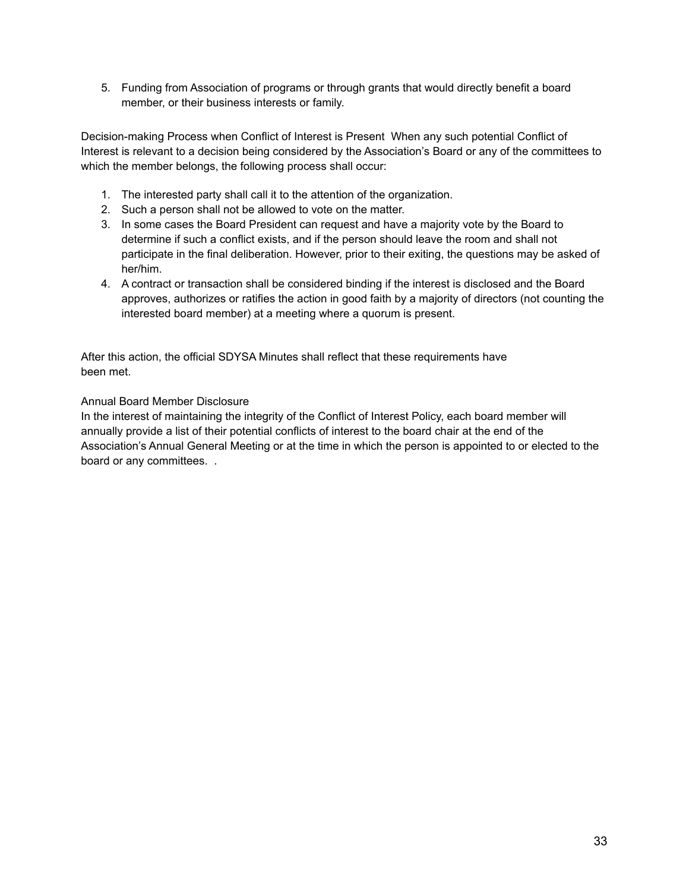5. Funding from Association of programs or through grants that would directly benefit a board member, or their business interests or family.

Decision-making Process when Conflict of Interest is Present  When any such potential Conflict of Interest is relevant to a decision being considered by the Association's Board or any of the committees to which the member belongs, the following process shall occur:

1. The interested party shall call it to the attention of the organization.
2. Such a person shall not be allowed to vote on the matter.
3. In some cases the Board President can request and have a majority vote by the Board to determine if such a conflict exists, and if the person should leave the room and shall not participate in the final deliberation. However, prior to their exiting, the questions may be asked of her/him.
4. A contract or transaction shall be considered binding if the interest is disclosed and the Board approves, authorizes or ratifies the action in good faith by a majority of directors (not counting the interested board member) at a meeting where a quorum is present.

After this action, the official SDYSA Minutes shall reflect that these requirements have been met.

Annual Board Member Disclosure

In the interest of maintaining the integrity of the Conflict of Interest Policy, each board member will annually provide a list of their potential conflicts of interest to the board chair at the end of the Association's Annual General Meeting or at the time in which the person is appointed to or elected to the board or any committees.  .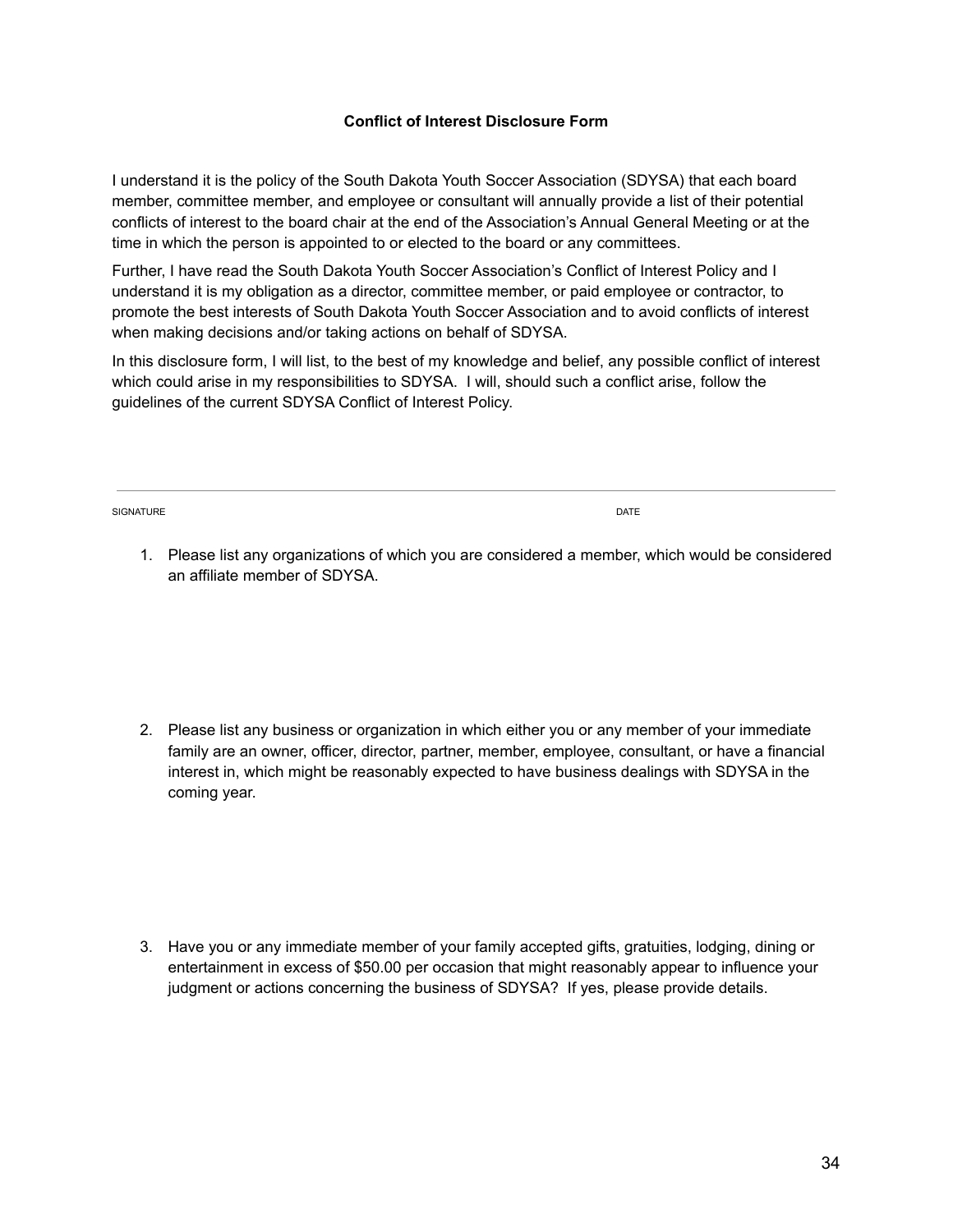**Conflict of Interest Disclosure Form**

I understand it is the policy of the South Dakota Youth Soccer Association (SDYSA) that each board member, committee member, and employee or consultant will annually provide a list of their potential conflicts of interest to the board chair at the end of the Association's Annual General Meeting or at the time in which the person is appointed to or elected to the board or any committees.

Further, I have read the South Dakota Youth Soccer Association's Conflict of Interest Policy and I understand it is my obligation as a director, committee member, or paid employee or contractor, to promote the best interests of South Dakota Youth Soccer Association and to avoid conflicts of interest when making decisions and/or taking actions on behalf of SDYSA.

In this disclosure form, I will list, to the best of my knowledge and belief, any possible conflict of interest which could arise in my responsibilities to SDYSA. I will, should such a conflict arise, follow the guidelines of the current SDYSA Conflict of Interest Policy.

---

SIGNATURE DATE

1. Please list any organizations of which you are considered a member, which would be considered an affiliate member of SDYSA.

2. Please list any business or organization in which either you or any member of your immediate family are an owner, officer, director, partner, member, employee, consultant, or have a financial interest in, which might be reasonably expected to have business dealings with SDYSA in the coming year.

3. Have you or any immediate member of your family accepted gifts, gratuities, lodging, dining or entertainment in excess of $50.00 per occasion that might reasonably appear to influence your judgment or actions concerning the business of SDYSA? If yes, please provide details.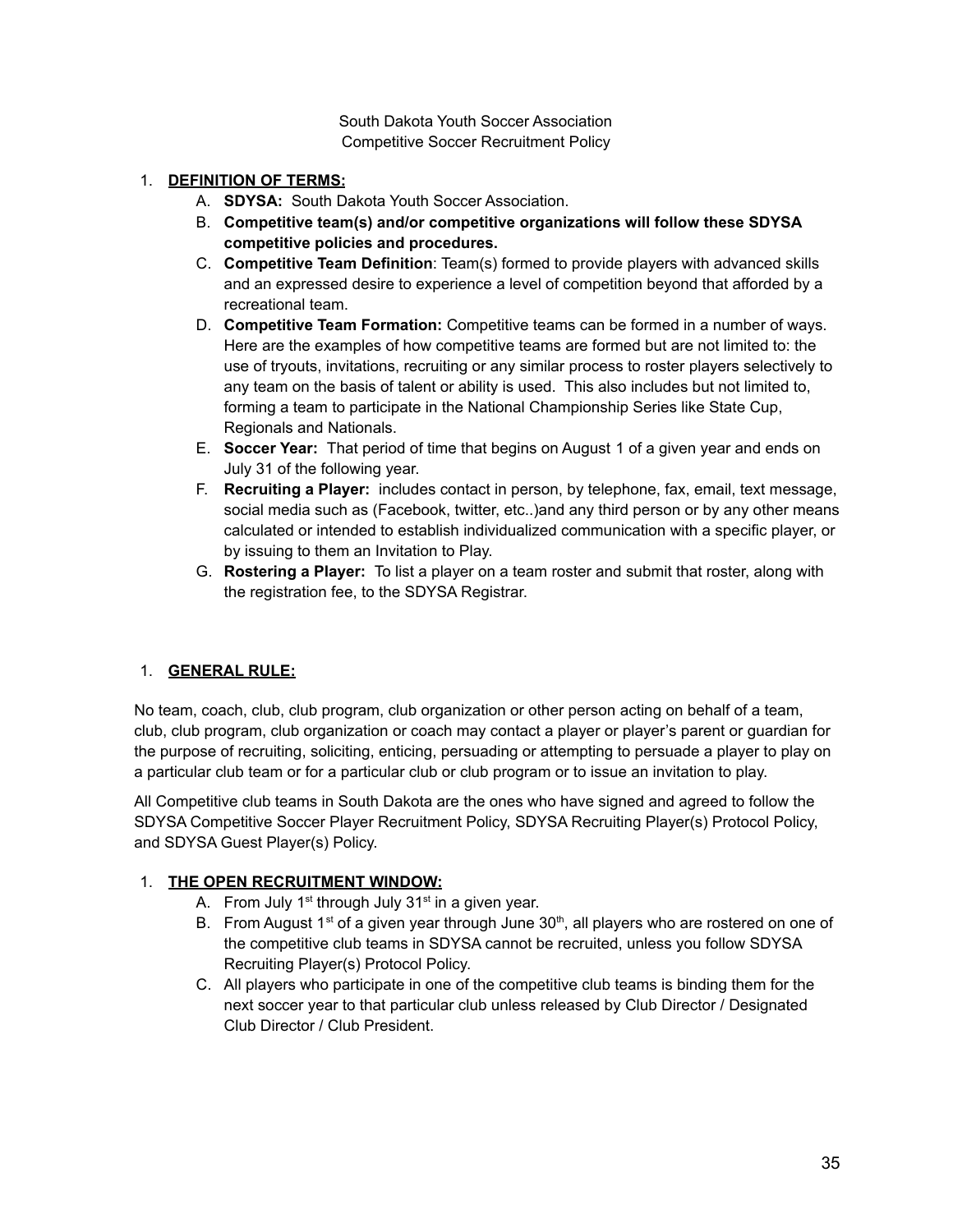South Dakota Youth Soccer Association
Competitive Soccer Recruitment Policy

1. **DEFINITION OF TERMS:**
    A. **SDYSA:** South Dakota Youth Soccer Association.
    B. **Competitive team(s) and/or competitive organizations will follow these SDYSA competitive policies and procedures.**
    C. **Competitive Team Definition**: Team(s) formed to provide players with advanced skills and an expressed desire to experience a level of competition beyond that afforded by a recreational team.
    D. **Competitive Team Formation:** Competitive teams can be formed in a number of ways. Here are the examples of how competitive teams are formed but are not limited to: the use of tryouts, invitations, recruiting or any similar process to roster players selectively to any team on the basis of talent or ability is used. This also includes but not limited to, forming a team to participate in the National Championship Series like State Cup, Regionals and Nationals.
    E. **Soccer Year:** That period of time that begins on August 1 of a given year and ends on July 31 of the following year.
    F. **Recruiting a Player:** includes contact in person, by telephone, fax, email, text message, social media such as (Facebook, twitter, etc..)and any third person or by any other means calculated or intended to establish individualized communication with a specific player, or by issuing to them an Invitation to Play.
    G. **Rostering a Player:** To list a player on a team roster and submit that roster, along with the registration fee, to the SDYSA Registrar.

1. **GENERAL RULE:**

No team, coach, club, club program, club organization or other person acting on behalf of a team, club, club program, club organization or coach may contact a player or player's parent or guardian for the purpose of recruiting, soliciting, enticing, persuading or attempting to persuade a player to play on a particular club team or for a particular club or club program or to issue an invitation to play.

All Competitive club teams in South Dakota are the ones who have signed and agreed to follow the SDYSA Competitive Soccer Player Recruitment Policy, SDYSA Recruiting Player(s) Protocol Policy, and SDYSA Guest Player(s) Policy.

1. **THE OPEN RECRUITMENT WINDOW:**
    A. From July 1st through July 31st in a given year.
    B. From August 1st of a given year through June 30th, all players who are rostered on one of the competitive club teams in SDYSA cannot be recruited, unless you follow SDYSA Recruiting Player(s) Protocol Policy.
    C. All players who participate in one of the competitive club teams is binding them for the next soccer year to that particular club unless released by Club Director / Designated Club Director / Club President.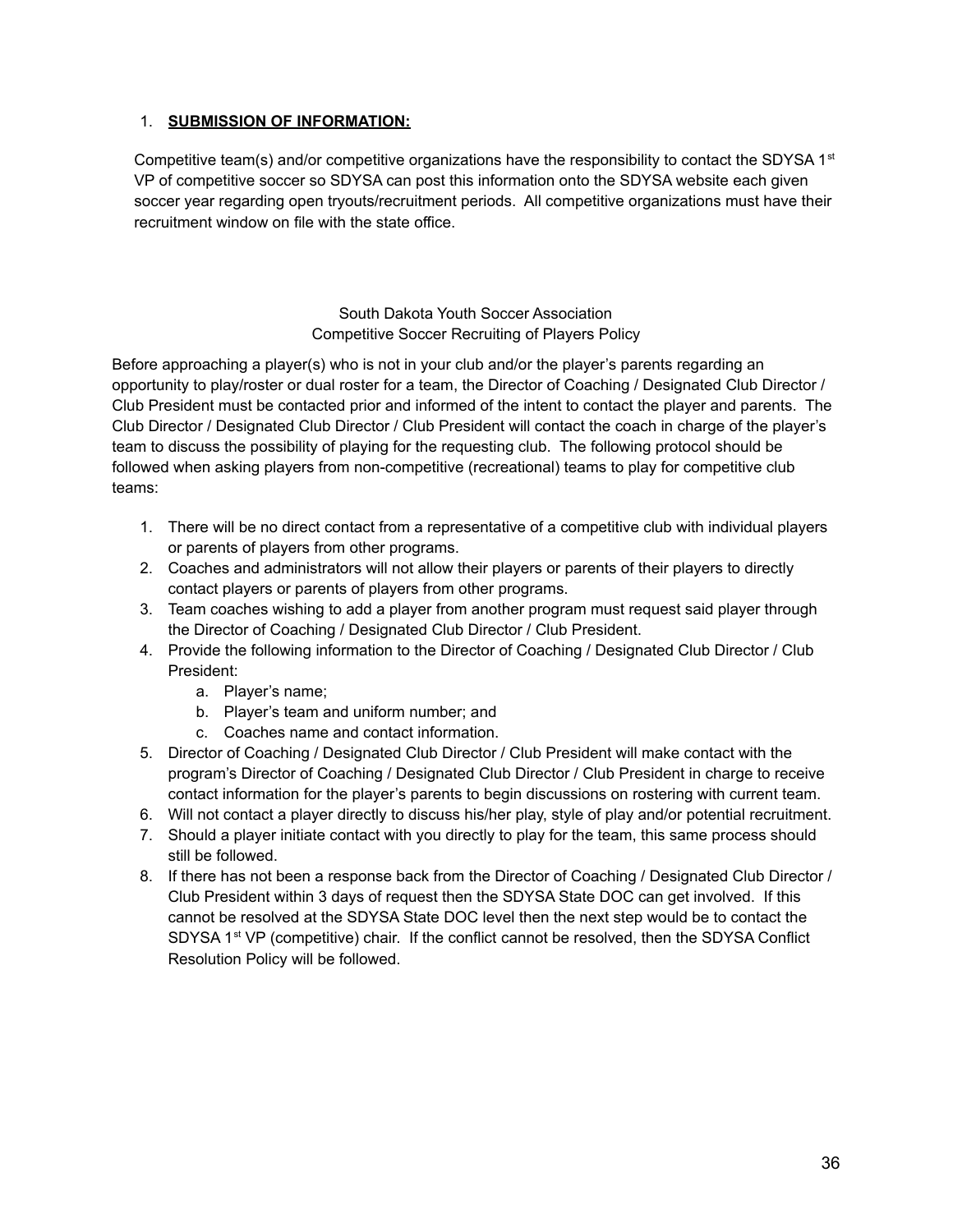1. **SUBMISSION OF INFORMATION:**

Competitive team(s) and/or competitive organizations have the responsibility to contact the SDYSA 1st VP of competitive soccer so SDYSA can post this information onto the SDYSA website each given soccer year regarding open tryouts/recruitment periods. All competitive organizations must have their recruitment window on file with the state office.

South Dakota Youth Soccer Association
Competitive Soccer Recruiting of Players Policy

Before approaching a player(s) who is not in your club and/or the player's parents regarding an opportunity to play/roster or dual roster for a team, the Director of Coaching / Designated Club Director / Club President must be contacted prior and informed of the intent to contact the player and parents. The Club Director / Designated Club Director / Club President will contact the coach in charge of the player's team to discuss the possibility of playing for the requesting club. The following protocol should be followed when asking players from non-competitive (recreational) teams to play for competitive club teams:

1. There will be no direct contact from a representative of a competitive club with individual players or parents of players from other programs.
2. Coaches and administrators will not allow their players or parents of their players to directly contact players or parents of players from other programs.
3. Team coaches wishing to add a player from another program must request said player through the Director of Coaching / Designated Club Director / Club President.
4. Provide the following information to the Director of Coaching / Designated Club Director / Club President:
    a. Player's name;
    b. Player's team and uniform number; and
    c. Coaches name and contact information.
5. Director of Coaching / Designated Club Director / Club President will make contact with the program's Director of Coaching / Designated Club Director / Club President in charge to receive contact information for the player's parents to begin discussions on rostering with current team.
6. Will not contact a player directly to discuss his/her play, style of play and/or potential recruitment.
7. Should a player initiate contact with you directly to play for the team, this same process should still be followed.
8. If there has not been a response back from the Director of Coaching / Designated Club Director / Club President within 3 days of request then the SDYSA State DOC can get involved. If this cannot be resolved at the SDYSA State DOC level then the next step would be to contact the SDYSA 1st VP (competitive) chair. If the conflict cannot be resolved, then the SDYSA Conflict Resolution Policy will be followed.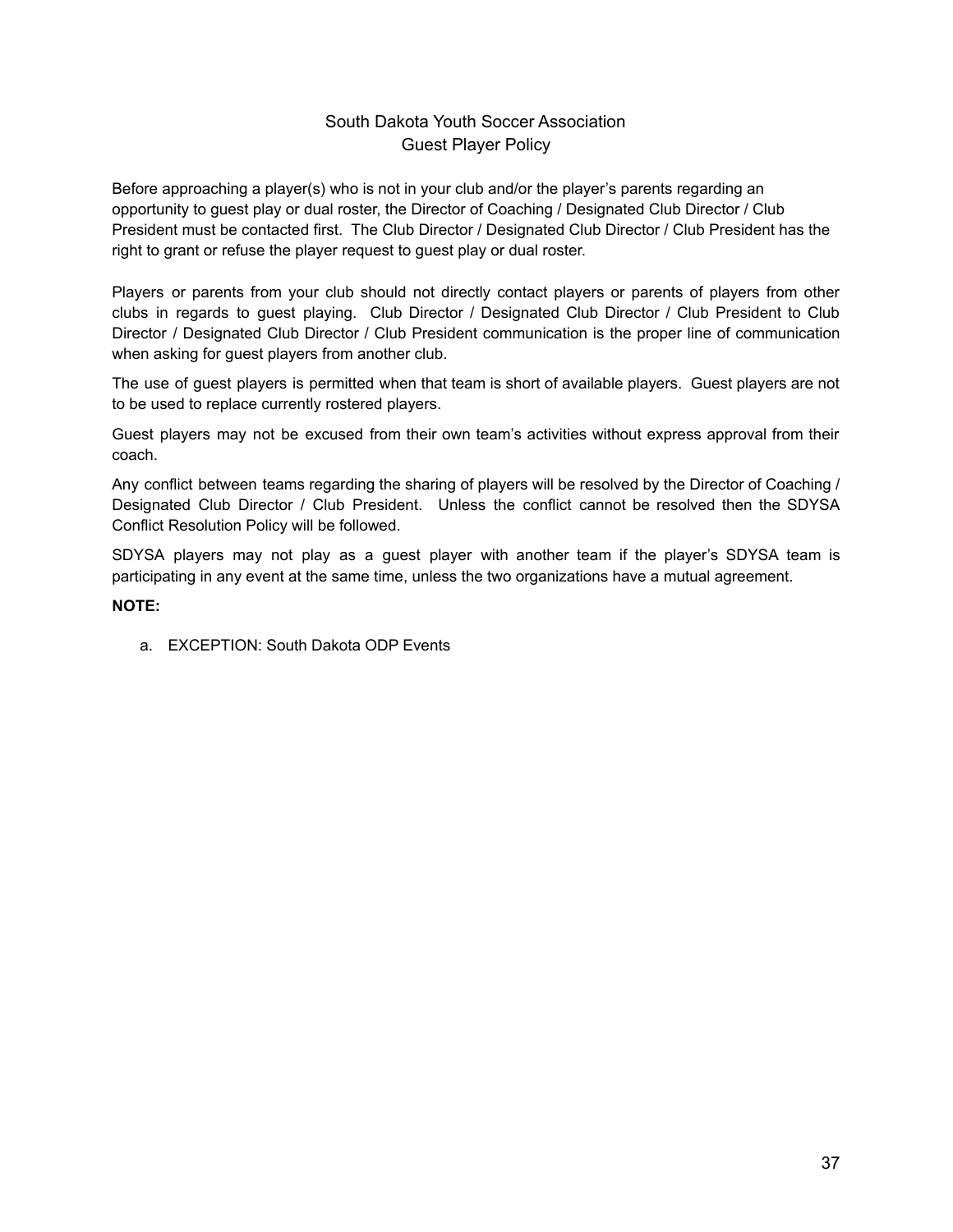# South Dakota Youth Soccer Association
## Guest Player Policy

Before approaching a player(s) who is not in your club and/or the player's parents regarding an opportunity to guest play or dual roster, the Director of Coaching / Designated Club Director / Club President must be contacted first. The Club Director / Designated Club Director / Club President has the right to grant or refuse the player request to guest play or dual roster.

Players or parents from your club should not directly contact players or parents of players from other clubs in regards to guest playing. Club Director / Designated Club Director / Club President to Club Director / Designated Club Director / Club President communication is the proper line of communication when asking for guest players from another club.

The use of guest players is permitted when that team is short of available players. Guest players are not to be used to replace currently rostered players.

Guest players may not be excused from their own team's activities without express approval from their coach.

Any conflict between teams regarding the sharing of players will be resolved by the Director of Coaching / Designated Club Director / Club President. Unless the conflict cannot be resolved then the SDYSA Conflict Resolution Policy will be followed.

SDYSA players may not play as a guest player with another team if the player's SDYSA team is participating in any event at the same time, unless the two organizations have a mutual agreement.

**NOTE:**

a. EXCEPTION: South Dakota ODP Events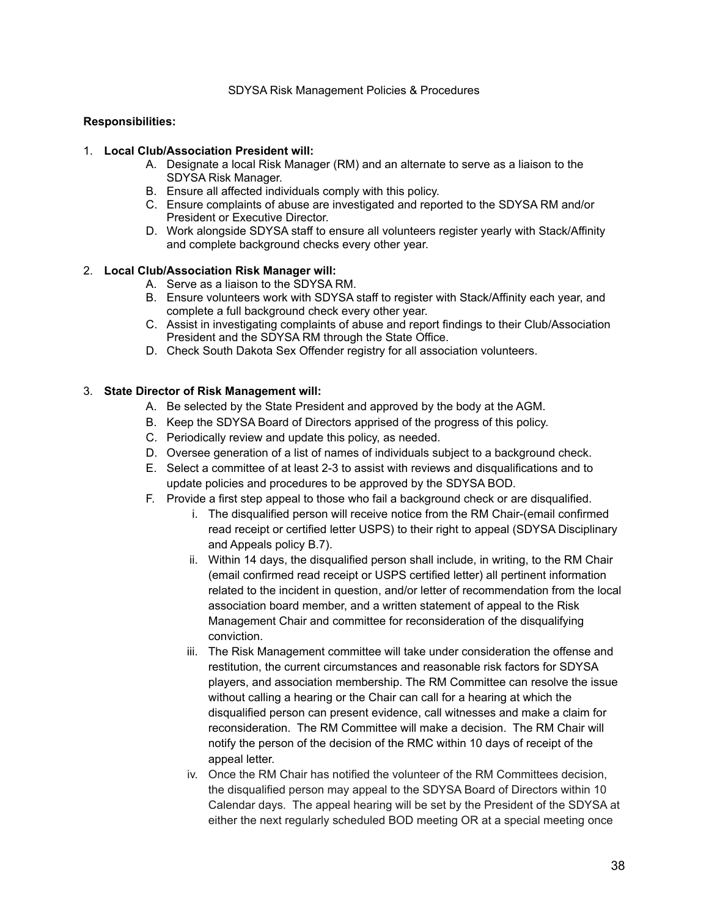SDYSA Risk Management Policies & Procedures

**Responsibilities:**

1. **Local Club/Association President will:**
   - A. Designate a local Risk Manager (RM) and an alternate to serve as a liaison to the SDYSA Risk Manager.
   - B. Ensure all affected individuals comply with this policy.
   - C. Ensure complaints of abuse are investigated and reported to the SDYSA RM and/or President or Executive Director.
   - D. Work alongside SDYSA staff to ensure all volunteers register yearly with Stack/Affinity and complete background checks every other year.

2. **Local Club/Association Risk Manager will:**
   - A. Serve as a liaison to the SDYSA RM.
   - B. Ensure volunteers work with SDYSA staff to register with Stack/Affinity each year, and complete a full background check every other year.
   - C. Assist in investigating complaints of abuse and report findings to their Club/Association President and the SDYSA RM through the State Office.
   - D. Check South Dakota Sex Offender registry for all association volunteers.

3. **State Director of Risk Management will:**
   - A. Be selected by the State President and approved by the body at the AGM.
   - B. Keep the SDYSA Board of Directors apprised of the progress of this policy.
   - C. Periodically review and update this policy, as needed.
   - D. Oversee generation of a list of names of individuals subject to a background check.
   - E. Select a committee of at least 2-3 to assist with reviews and disqualifications and to update policies and procedures to be approved by the SDYSA BOD.
   - F. Provide a first step appeal to those who fail a background check or are disqualified.
     - i. The disqualified person will receive notice from the RM Chair-(email confirmed read receipt or certified letter USPS) to their right to appeal (SDYSA Disciplinary and Appeals policy B.7).
     - ii. Within 14 days, the disqualified person shall include, in writing, to the RM Chair (email confirmed read receipt or USPS certified letter) all pertinent information related to the incident in question, and/or letter of recommendation from the local association board member, and a written statement of appeal to the Risk Management Chair and committee for reconsideration of the disqualifying conviction.
     - iii. The Risk Management committee will take under consideration the offense and restitution, the current circumstances and reasonable risk factors for SDYSA players, and association membership. The RM Committee can resolve the issue without calling a hearing or the Chair can call for a hearing at which the disqualified person can present evidence, call witnesses and make a claim for reconsideration. The RM Committee will make a decision. The RM Chair will notify the person of the decision of the RMC within 10 days of receipt of the appeal letter.
     - iv. Once the RM Chair has notified the volunteer of the RM Committees decision, the disqualified person may appeal to the SDYSA Board of Directors within 10 Calendar days. The appeal hearing will be set by the President of the SDYSA at either the next regularly scheduled BOD meeting OR at a special meeting once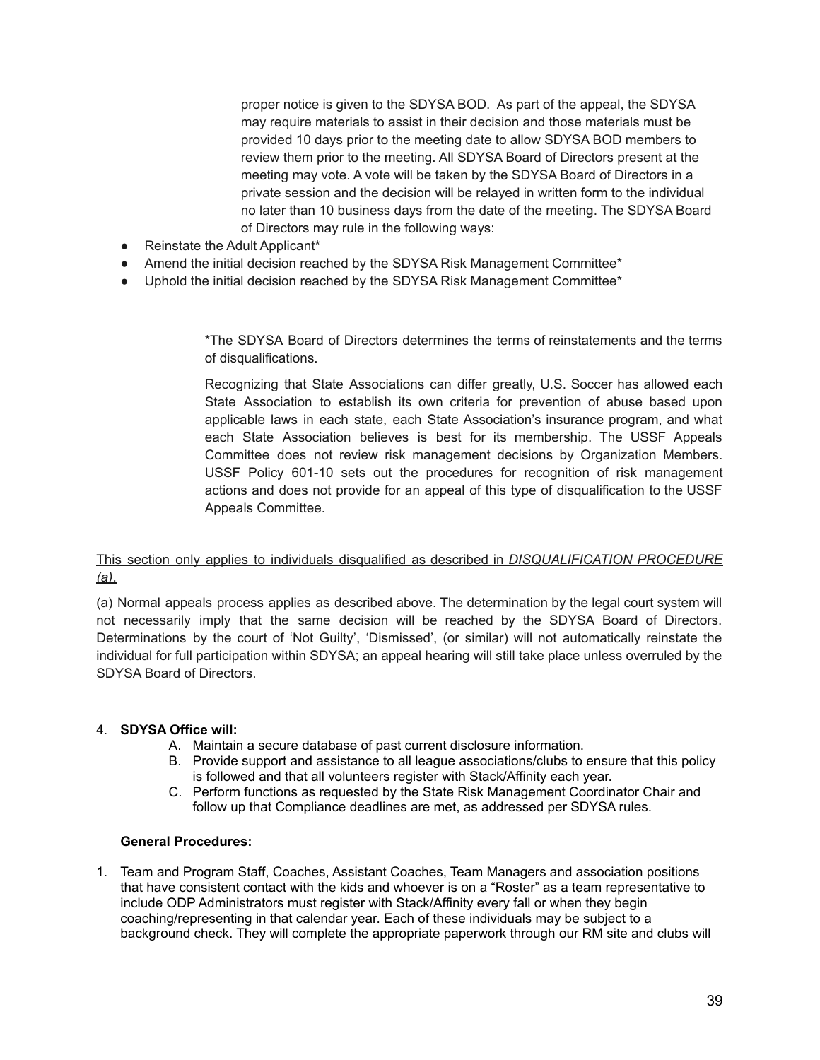proper notice is given to the SDYSA BOD. As part of the appeal, the SDYSA may require materials to assist in their decision and those materials must be provided 10 days prior to the meeting date to allow SDYSA BOD members to review them prior to the meeting. All SDYSA Board of Directors present at the meeting may vote. A vote will be taken by the SDYSA Board of Directors in a private session and the decision will be relayed in written form to the individual no later than 10 business days from the date of the meeting. The SDYSA Board of Directors may rule in the following ways:

- Reinstate the Adult Applicant*
- Amend the initial decision reached by the SDYSA Risk Management Committee*
- Uphold the initial decision reached by the SDYSA Risk Management Committee*

*The SDYSA Board of Directors determines the terms of reinstatements and the terms of disqualifications.

Recognizing that State Associations can differ greatly, U.S. Soccer has allowed each State Association to establish its own criteria for prevention of abuse based upon applicable laws in each state, each State Association's insurance program, and what each State Association believes is best for its membership. The USSF Appeals Committee does not review risk management decisions by Organization Members. USSF Policy 601-10 sets out the procedures for recognition of risk management actions and does not provide for an appeal of this type of disqualification to the USSF Appeals Committee.

<u>This section only applies to individuals disqualified as described in *DISQUALIFICATION PROCEDURE (a)*.</u>

(a) Normal appeals process applies as described above. The determination by the legal court system will not necessarily imply that the same decision will be reached by the SDYSA Board of Directors. Determinations by the court of 'Not Guilty', 'Dismissed', (or similar) will not automatically reinstate the individual for full participation within SDYSA; an appeal hearing will still take place unless overruled by the SDYSA Board of Directors.

4. **SDYSA Office will:**
   A. Maintain a secure database of past current disclosure information.
   B. Provide support and assistance to all league associations/clubs to ensure that this policy is followed and that all volunteers register with Stack/Affinity each year.
   C. Perform functions as requested by the State Risk Management Coordinator Chair and follow up that Compliance deadlines are met, as addressed per SDYSA rules.

**General Procedures:**

1. Team and Program Staff, Coaches, Assistant Coaches, Team Managers and association positions that have consistent contact with the kids and whoever is on a "Roster" as a team representative to include ODP Administrators must register with Stack/Affinity every fall or when they begin coaching/representing in that calendar year. Each of these individuals may be subject to a background check. They will complete the appropriate paperwork through our RM site and clubs will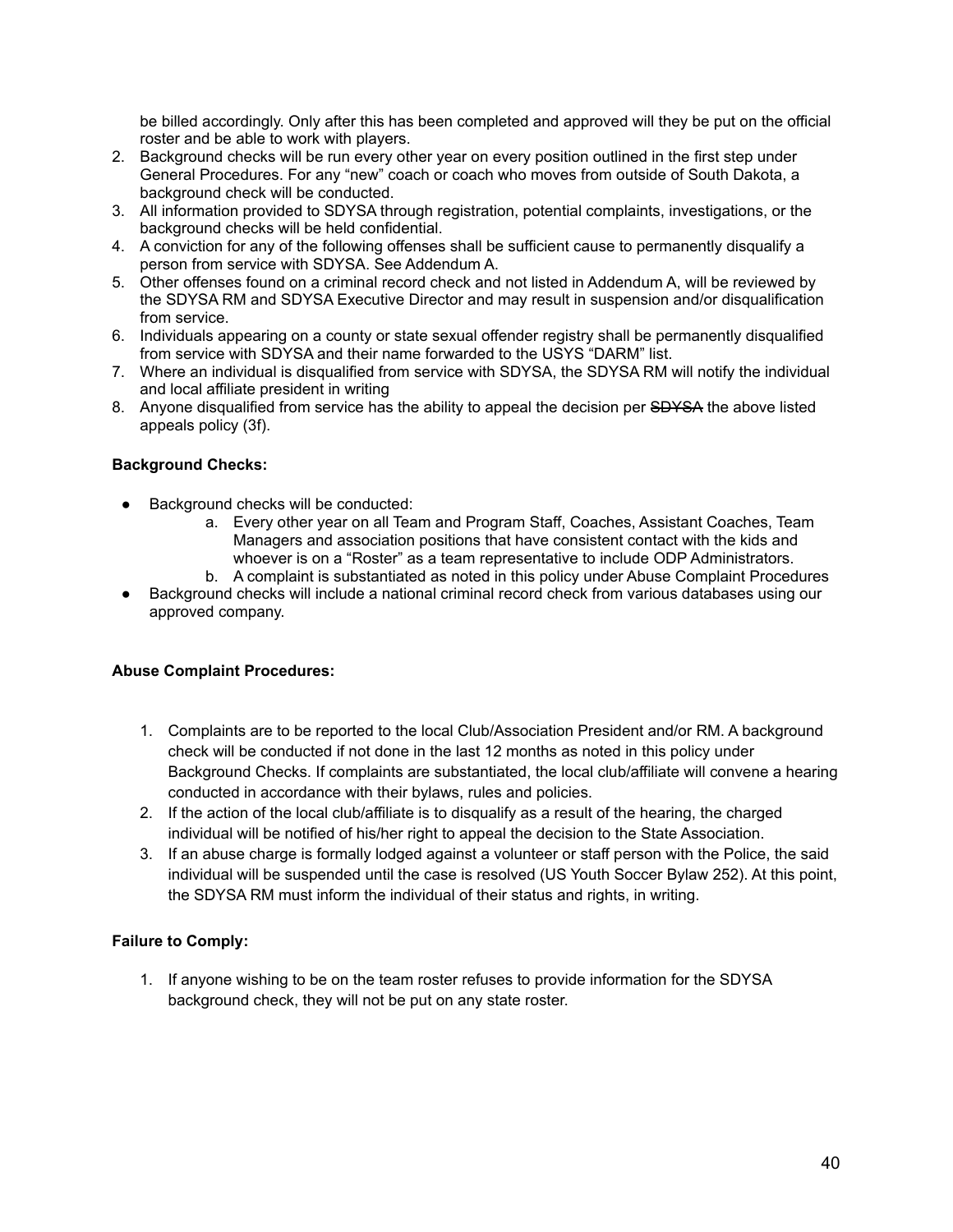be billed accordingly. Only after this has been completed and approved will they be put on the official roster and be able to work with players.

2. Background checks will be run every other year on every position outlined in the first step under General Procedures. For any "new" coach or coach who moves from outside of South Dakota, a background check will be conducted.
3. All information provided to SDYSA through registration, potential complaints, investigations, or the background checks will be held confidential.
4. A conviction for any of the following offenses shall be sufficient cause to permanently disqualify a person from service with SDYSA. See Addendum A.
5. Other offenses found on a criminal record check and not listed in Addendum A, will be reviewed by the SDYSA RM and SDYSA Executive Director and may result in suspension and/or disqualification from service.
6. Individuals appearing on a county or state sexual offender registry shall be permanently disqualified from service with SDYSA and their name forwarded to the USYS "DARM" list.
7. Where an individual is disqualified from service with SDYSA, the SDYSA RM will notify the individual and local affiliate president in writing
8. Anyone disqualified from service has the ability to appeal the decision per ~~SDYSA~~ the above listed appeals policy (3f).

**Background Checks:**

- Background checks will be conducted:
  a. Every other year on all Team and Program Staff, Coaches, Assistant Coaches, Team Managers and association positions that have consistent contact with the kids and whoever is on a "Roster" as a team representative to include ODP Administrators.
  b. A complaint is substantiated as noted in this policy under Abuse Complaint Procedures
- Background checks will include a national criminal record check from various databases using our approved company.

**Abuse Complaint Procedures:**

1. Complaints are to be reported to the local Club/Association President and/or RM. A background check will be conducted if not done in the last 12 months as noted in this policy under Background Checks. If complaints are substantiated, the local club/affiliate will convene a hearing conducted in accordance with their bylaws, rules and policies.
2. If the action of the local club/affiliate is to disqualify as a result of the hearing, the charged individual will be notified of his/her right to appeal the decision to the State Association.
3. If an abuse charge is formally lodged against a volunteer or staff person with the Police, the said individual will be suspended until the case is resolved (US Youth Soccer Bylaw 252). At this point, the SDYSA RM must inform the individual of their status and rights, in writing.

**Failure to Comply:**

1. If anyone wishing to be on the team roster refuses to provide information for the SDYSA background check, they will not be put on any state roster.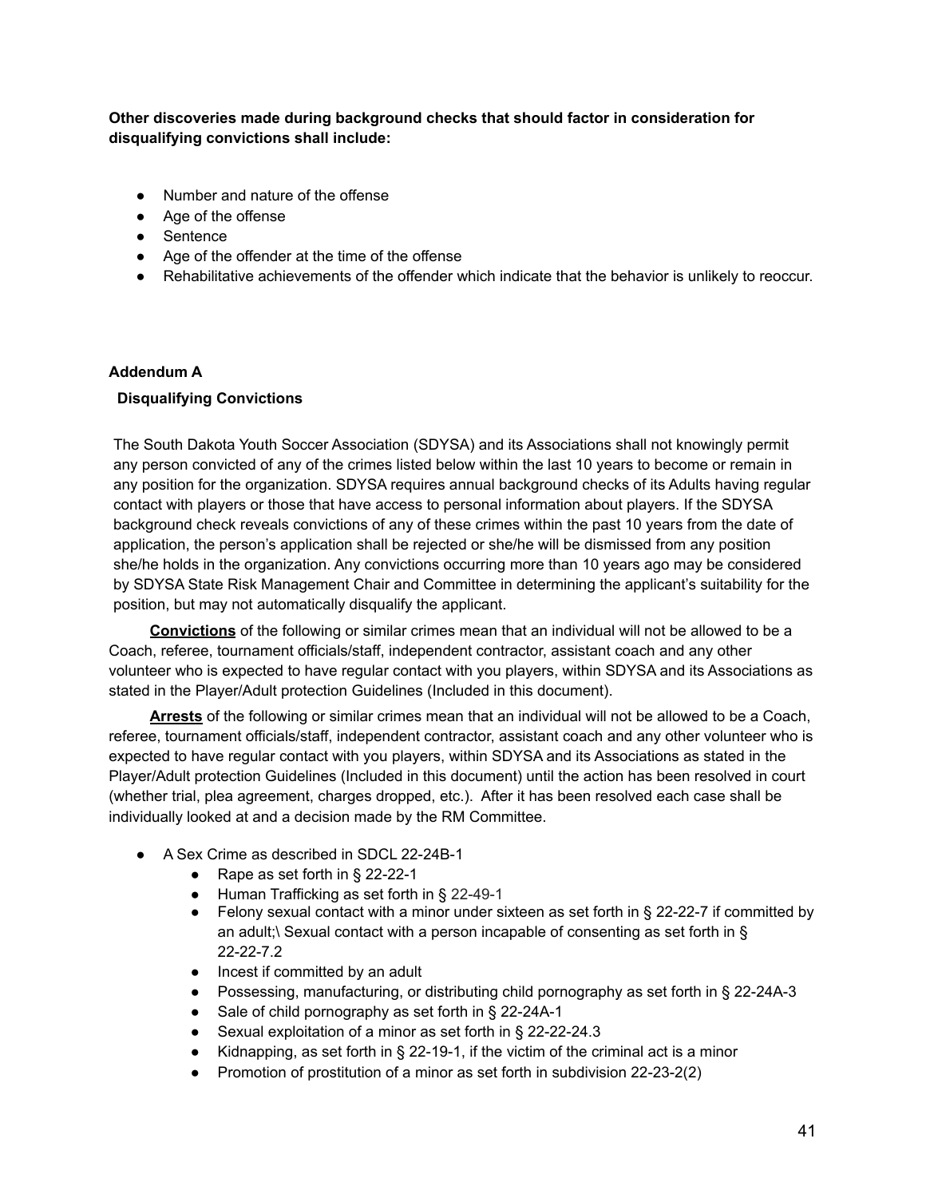**Other discoveries made during background checks that should factor in consideration for disqualifying convictions shall include:**

- Number and nature of the offense
- Age of the offense
- Sentence
- Age of the offender at the time of the offense
- Rehabilitative achievements of the offender which indicate that the behavior is unlikely to reoccur.

**Addendum A**

**Disqualifying Convictions**

The South Dakota Youth Soccer Association (SDYSA) and its Associations shall not knowingly permit any person convicted of any of the crimes listed below within the last 10 years to become or remain in any position for the organization. SDYSA requires annual background checks of its Adults having regular contact with players or those that have access to personal information about players. If the SDYSA background check reveals convictions of any of these crimes within the past 10 years from the date of application, the person's application shall be rejected or she/he will be dismissed from any position she/he holds in the organization. Any convictions occurring more than 10 years ago may be considered by SDYSA State Risk Management Chair and Committee in determining the applicant's suitability for the position, but may not automatically disqualify the applicant.

**<u>Convictions</u>** of the following or similar crimes mean that an individual will not be allowed to be a Coach, referee, tournament officials/staff, independent contractor, assistant coach and any other volunteer who is expected to have regular contact with you players, within SDYSA and its Associations as stated in the Player/Adult protection Guidelines (Included in this document).

**<u>Arrests</u>** of the following or similar crimes mean that an individual will not be allowed to be a Coach, referee, tournament officials/staff, independent contractor, assistant coach and any other volunteer who is expected to have regular contact with you players, within SDYSA and its Associations as stated in the Player/Adult protection Guidelines (Included in this document) until the action has been resolved in court (whether trial, plea agreement, charges dropped, etc.). After it has been resolved each case shall be individually looked at and a decision made by the RM Committee.

- A Sex Crime as described in SDCL 22-24B-1
  - Rape as set forth in § 22-22-1
  - Human Trafficking as set forth in § 22-49-1
  - Felony sexual contact with a minor under sixteen as set forth in § 22-22-7 if committed by an adult;\ Sexual contact with a person incapable of consenting as set forth in § 22-22-7.2
  - Incest if committed by an adult
  - Possessing, manufacturing, or distributing child pornography as set forth in § 22-24A-3
  - Sale of child pornography as set forth in § 22-24A-1
  - Sexual exploitation of a minor as set forth in § 22-22-24.3
  - Kidnapping, as set forth in § 22-19-1, if the victim of the criminal act is a minor
  - Promotion of prostitution of a minor as set forth in subdivision 22-23-2(2)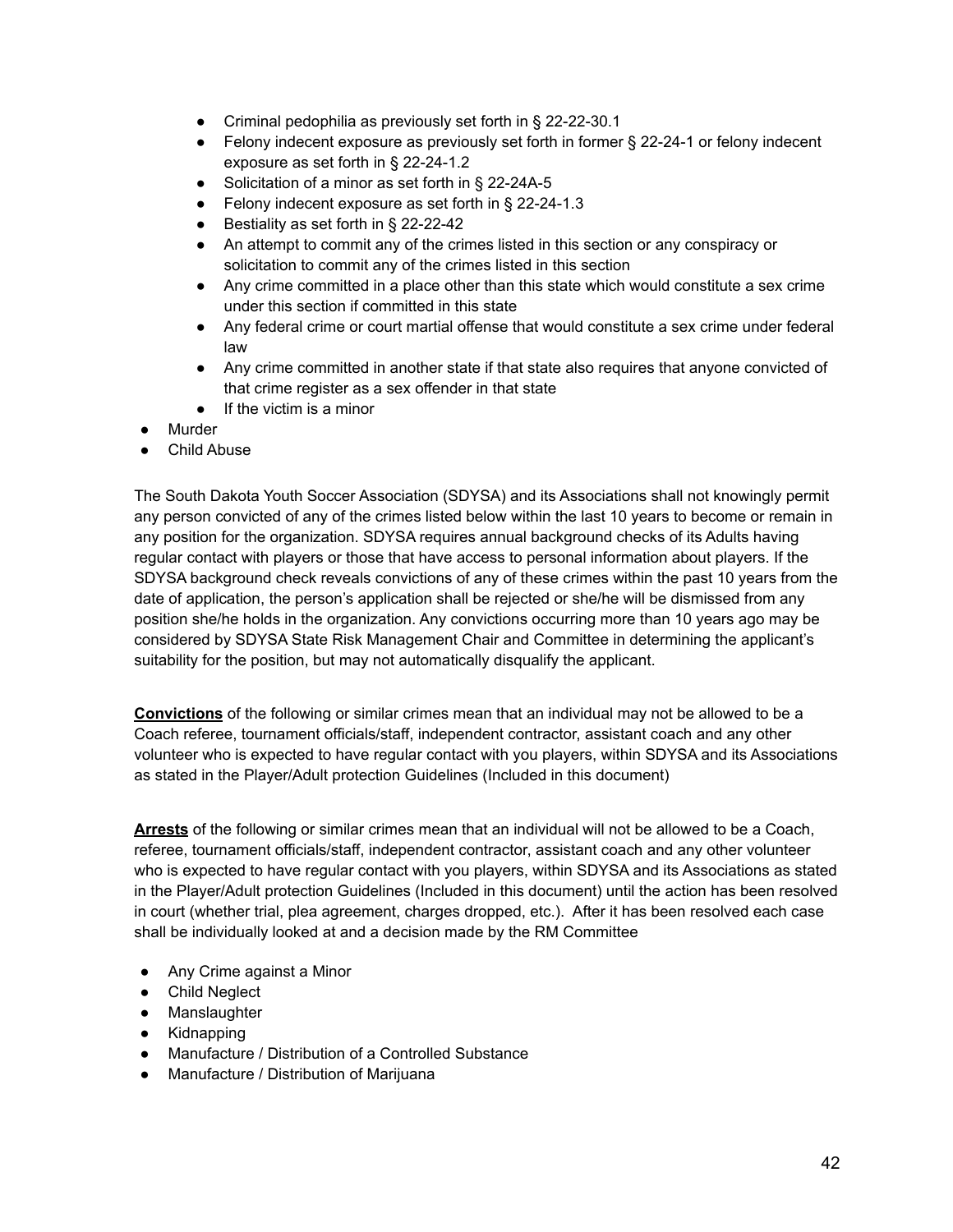- Criminal pedophilia as previously set forth in § 22-22-30.1
  - Felony indecent exposure as previously set forth in former § 22-24-1 or felony indecent exposure as set forth in § 22-24-1.2
  - Solicitation of a minor as set forth in § 22-24A-5
  - Felony indecent exposure as set forth in § 22-24-1.3
  - Bestiality as set forth in § 22-22-42
  - An attempt to commit any of the crimes listed in this section or any conspiracy or solicitation to commit any of the crimes listed in this section
  - Any crime committed in a place other than this state which would constitute a sex crime under this section if committed in this state
  - Any federal crime or court martial offense that would constitute a sex crime under federal law
  - Any crime committed in another state if that state also requires that anyone convicted of that crime register as a sex offender in that state
  - If the victim is a minor
- Murder
- Child Abuse

The South Dakota Youth Soccer Association (SDYSA) and its Associations shall not knowingly permit any person convicted of any of the crimes listed below within the last 10 years to become or remain in any position for the organization. SDYSA requires annual background checks of its Adults having regular contact with players or those that have access to personal information about players. If the SDYSA background check reveals convictions of any of these crimes within the past 10 years from the date of application, the person's application shall be rejected or she/he will be dismissed from any position she/he holds in the organization. Any convictions occurring more than 10 years ago may be considered by SDYSA State Risk Management Chair and Committee in determining the applicant's suitability for the position, but may not automatically disqualify the applicant.

**<u>Convictions</u>** of the following or similar crimes mean that an individual may not be allowed to be a Coach referee, tournament officials/staff, independent contractor, assistant coach and any other volunteer who is expected to have regular contact with you players, within SDYSA and its Associations as stated in the Player/Adult protection Guidelines (Included in this document)

**<u>Arrests</u>** of the following or similar crimes mean that an individual will not be allowed to be a Coach, referee, tournament officials/staff, independent contractor, assistant coach and any other volunteer who is expected to have regular contact with you players, within SDYSA and its Associations as stated in the Player/Adult protection Guidelines (Included in this document) until the action has been resolved in court (whether trial, plea agreement, charges dropped, etc.). After it has been resolved each case shall be individually looked at and a decision made by the RM Committee

- Any Crime against a Minor
- Child Neglect
- Manslaughter
- Kidnapping
- Manufacture / Distribution of a Controlled Substance
- Manufacture / Distribution of Marijuana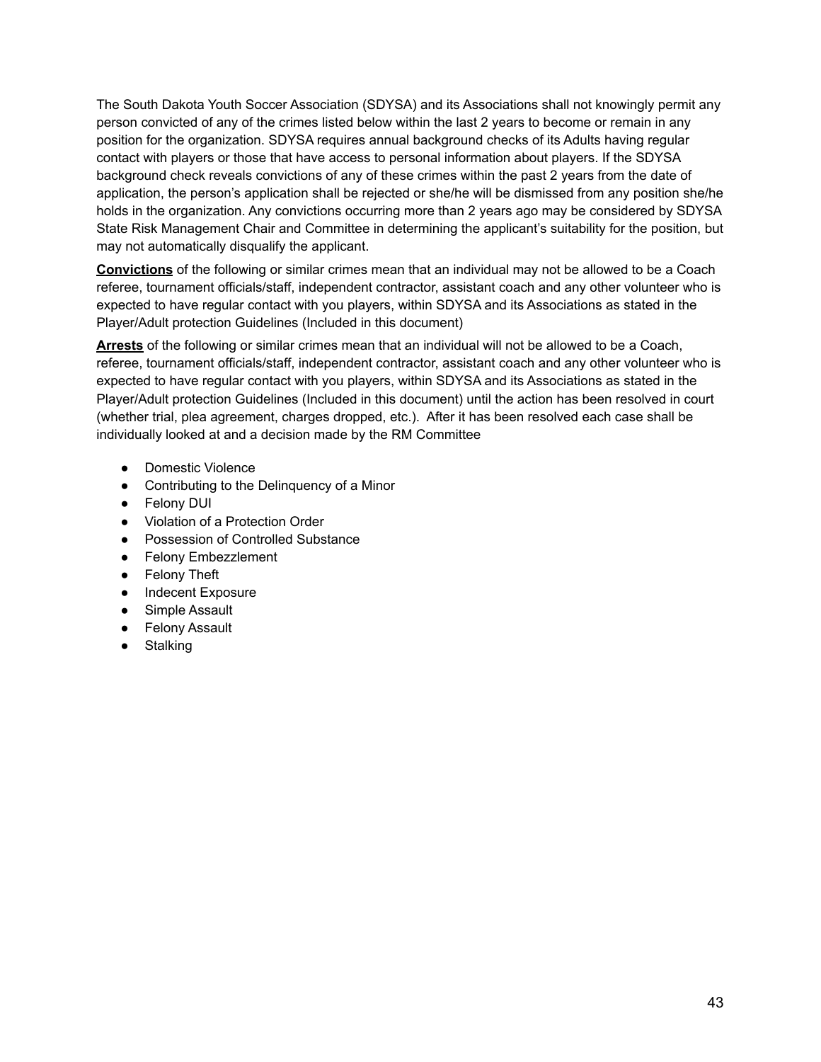The South Dakota Youth Soccer Association (SDYSA) and its Associations shall not knowingly permit any person convicted of any of the crimes listed below within the last 2 years to become or remain in any position for the organization. SDYSA requires annual background checks of its Adults having regular contact with players or those that have access to personal information about players. If the SDYSA background check reveals convictions of any of these crimes within the past 2 years from the date of application, the person's application shall be rejected or she/he will be dismissed from any position she/he holds in the organization. Any convictions occurring more than 2 years ago may be considered by SDYSA State Risk Management Chair and Committee in determining the applicant's suitability for the position, but may not automatically disqualify the applicant.

**Convictions** of the following or similar crimes mean that an individual may not be allowed to be a Coach referee, tournament officials/staff, independent contractor, assistant coach and any other volunteer who is expected to have regular contact with you players, within SDYSA and its Associations as stated in the Player/Adult protection Guidelines (Included in this document)

**Arrests** of the following or similar crimes mean that an individual will not be allowed to be a Coach, referee, tournament officials/staff, independent contractor, assistant coach and any other volunteer who is expected to have regular contact with you players, within SDYSA and its Associations as stated in the Player/Adult protection Guidelines (Included in this document) until the action has been resolved in court (whether trial, plea agreement, charges dropped, etc.). After it has been resolved each case shall be individually looked at and a decision made by the RM Committee

- Domestic Violence
- Contributing to the Delinquency of a Minor
- Felony DUI
- Violation of a Protection Order
- Possession of Controlled Substance
- Felony Embezzlement
- Felony Theft
- Indecent Exposure
- Simple Assault
- Felony Assault
- Stalking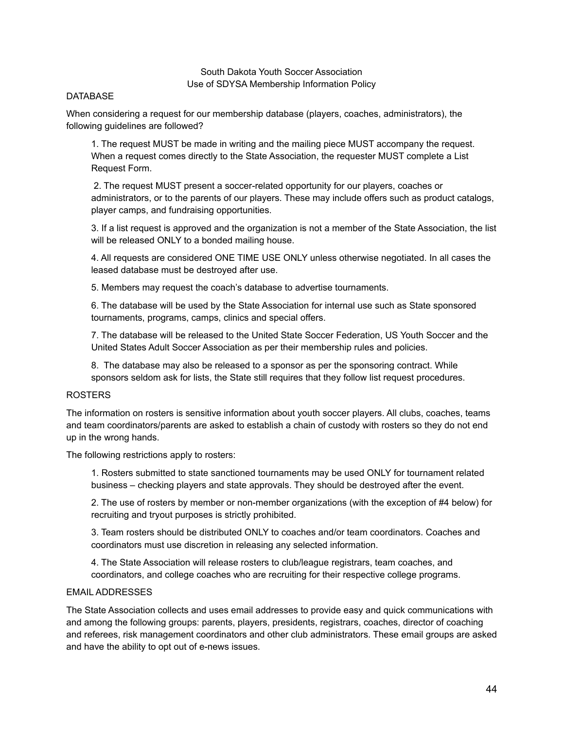# South Dakota Youth Soccer Association
## Use of SDYSA Membership Information Policy

### DATABASE

When considering a request for our membership database (players, coaches, administrators), the following guidelines are followed?

1. The request MUST be made in writing and the mailing piece MUST accompany the request. When a request comes directly to the State Association, the requester MUST complete a List Request Form.

2. The request MUST present a soccer-related opportunity for our players, coaches or administrators, or to the parents of our players. These may include offers such as product catalogs, player camps, and fundraising opportunities.

3. If a list request is approved and the organization is not a member of the State Association, the list will be released ONLY to a bonded mailing house.

4. All requests are considered ONE TIME USE ONLY unless otherwise negotiated. In all cases the leased database must be destroyed after use.

5. Members may request the coach's database to advertise tournaments.

6. The database will be used by the State Association for internal use such as State sponsored tournaments, programs, camps, clinics and special offers.

7. The database will be released to the United State Soccer Federation, US Youth Soccer and the United States Adult Soccer Association as per their membership rules and policies.

8. The database may also be released to a sponsor as per the sponsoring contract. While sponsors seldom ask for lists, the State still requires that they follow list request procedures.

### ROSTERS

The information on rosters is sensitive information about youth soccer players. All clubs, coaches, teams and team coordinators/parents are asked to establish a chain of custody with rosters so they do not end up in the wrong hands.

The following restrictions apply to rosters:

1. Rosters submitted to state sanctioned tournaments may be used ONLY for tournament related business – checking players and state approvals. They should be destroyed after the event.

2. The use of rosters by member or non-member organizations (with the exception of #4 below) for recruiting and tryout purposes is strictly prohibited.

3. Team rosters should be distributed ONLY to coaches and/or team coordinators. Coaches and coordinators must use discretion in releasing any selected information.

4. The State Association will release rosters to club/league registrars, team coaches, and coordinators, and college coaches who are recruiting for their respective college programs.

### EMAIL ADDRESSES

The State Association collects and uses email addresses to provide easy and quick communications with and among the following groups: parents, players, presidents, registrars, coaches, director of coaching and referees, risk management coordinators and other club administrators. These email groups are asked and have the ability to opt out of e-news issues.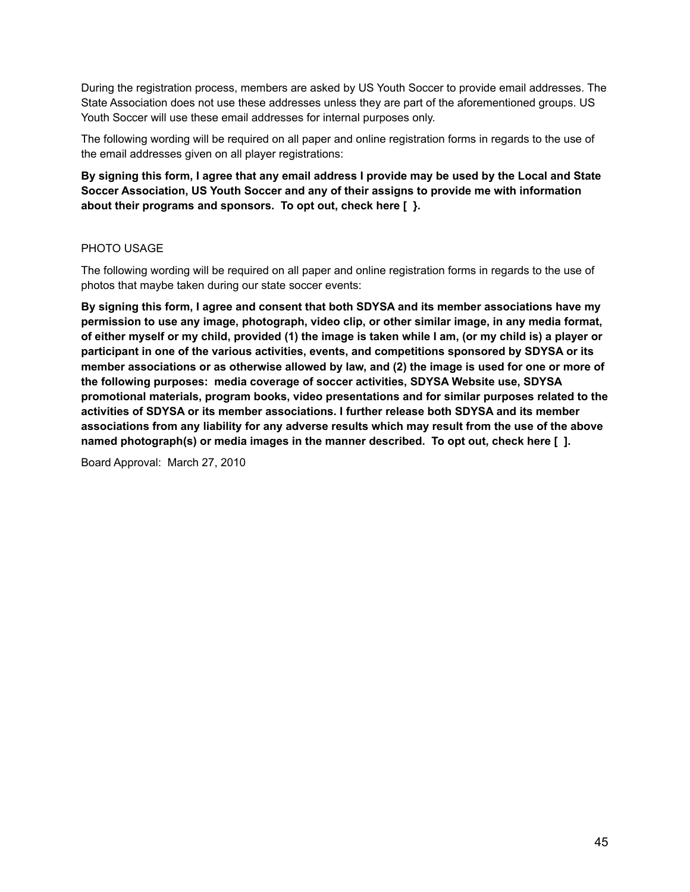During the registration process, members are asked by US Youth Soccer to provide email addresses. The State Association does not use these addresses unless they are part of the aforementioned groups. US Youth Soccer will use these email addresses for internal purposes only.

The following wording will be required on all paper and online registration forms in regards to the use of the email addresses given on all player registrations:

**By signing this form, I agree that any email address I provide may be used by the Local and State Soccer Association, US Youth Soccer and any of their assigns to provide me with information about their programs and sponsors. To opt out, check here [ }.**

PHOTO USAGE

The following wording will be required on all paper and online registration forms in regards to the use of photos that maybe taken during our state soccer events:

**By signing this form, I agree and consent that both SDYSA and its member associations have my permission to use any image, photograph, video clip, or other similar image, in any media format, of either myself or my child, provided (1) the image is taken while I am, (or my child is) a player or participant in one of the various activities, events, and competitions sponsored by SDYSA or its member associations or as otherwise allowed by law, and (2) the image is used for one or more of the following purposes: media coverage of soccer activities, SDYSA Website use, SDYSA promotional materials, program books, video presentations and for similar purposes related to the activities of SDYSA or its member associations. I further release both SDYSA and its member associations from any liability for any adverse results which may result from the use of the above named photograph(s) or media images in the manner described. To opt out, check here [ ].**

Board Approval: March 27, 2010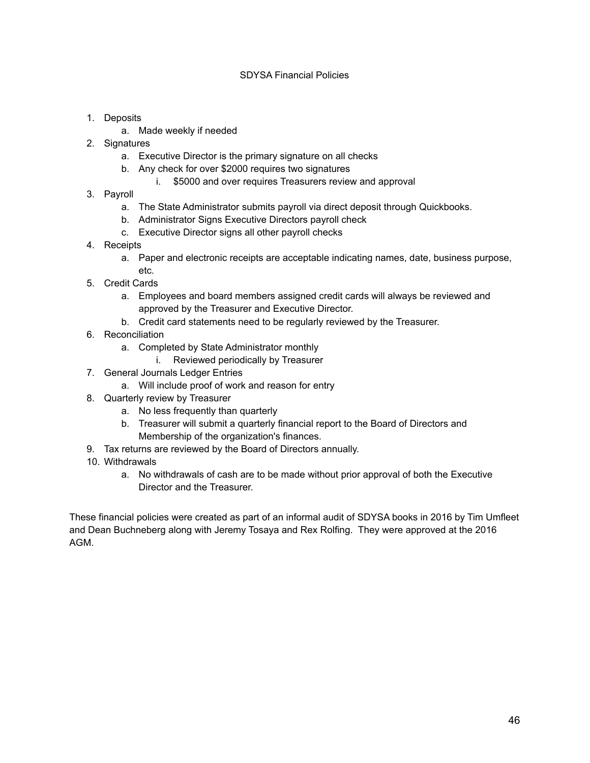# SDYSA Financial Policies

1. Deposits
    a. Made weekly if needed
2. Signatures
    a. Executive Director is the primary signature on all checks
    b. Any check for over $2000 requires two signatures
        i. $5000 and over requires Treasurers review and approval
3. Payroll
    a. The State Administrator submits payroll via direct deposit through Quickbooks.
    b. Administrator Signs Executive Directors payroll check
    c. Executive Director signs all other payroll checks
4. Receipts
    a. Paper and electronic receipts are acceptable indicating names, date, business purpose, etc.
5. Credit Cards
    a. Employees and board members assigned credit cards will always be reviewed and approved by the Treasurer and Executive Director.
    b. Credit card statements need to be regularly reviewed by the Treasurer.
6. Reconciliation
    a. Completed by State Administrator monthly
        i. Reviewed periodically by Treasurer
7. General Journals Ledger Entries
    a. Will include proof of work and reason for entry
8. Quarterly review by Treasurer
    a. No less frequently than quarterly
    b. Treasurer will submit a quarterly financial report to the Board of Directors and Membership of the organization's finances.
9. Tax returns are reviewed by the Board of Directors annually.
10. Withdrawals
    a. No withdrawals of cash are to be made without prior approval of both the Executive Director and the Treasurer.

These financial policies were created as part of an informal audit of SDYSA books in 2016 by Tim Umfleet and Dean Buchneberg along with Jeremy Tosaya and Rex Rolfing. They were approved at the 2016 AGM.